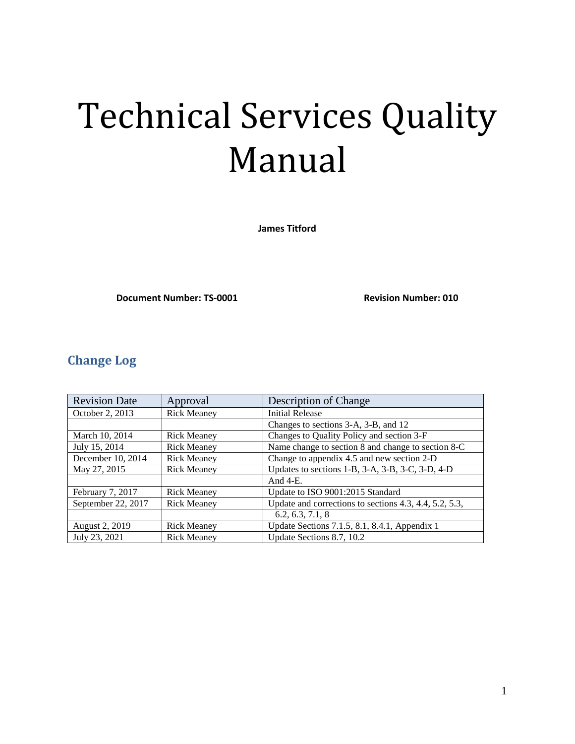# Technical Services Quality Manual

**James Titford**

**Document Number: TS-0001** **Revision Number: 010**

## Change Log

| Revision Date | Approval | Description of Change |
|---|---|---|
| October 2, 2013 | Rick Meaney | Initial Release |
| | | Changes to sections 3-A, 3-B, and 12 |
| March 10, 2014 | Rick Meaney | Changes to Quality Policy and section 3-F |
| July 15, 2014 | Rick Meaney | Name change to section 8 and change to section 8-C |
| December 10, 2014 | Rick Meaney | Change to appendix 4.5 and new section 2-D |
| May 27, 2015 | Rick Meaney | Updates to sections 1-B, 3-A, 3-B, 3-C, 3-D, 4-D |
| | | And 4-E. |
| February 7, 2017 | Rick Meaney | Update to ISO 9001:2015 Standard |
| September 22, 2017 | Rick Meaney | Update and corrections to sections 4.3, 4.4, 5.2, 5.3, |
| | | 6.2, 6.3, 7.1, 8 |
| August 2, 2019 | Rick Meaney | Update Sections 7.1.5, 8.1, 8.4.1, Appendix 1 |
| July 23, 2021 | Rick Meaney | Update Sections 8.7, 10.2 |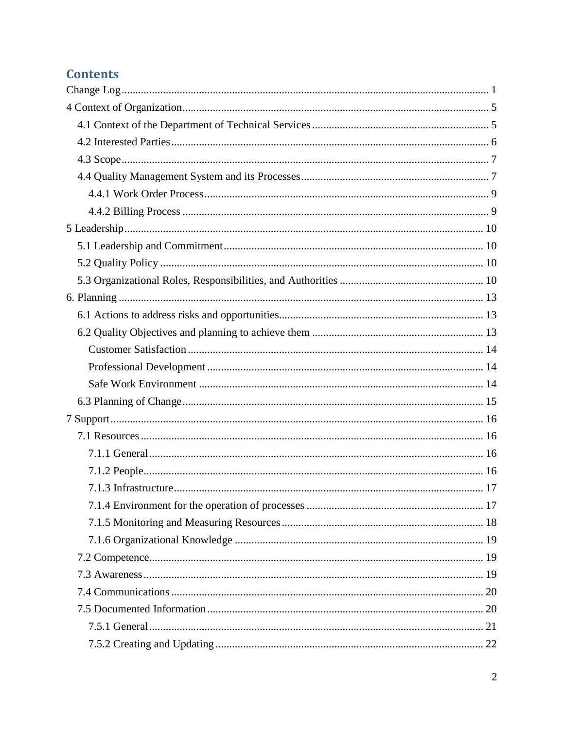# Contents

- Change Log ... 1
- 4 Context of Organization ... 5
  - 4.1 Context of the Department of Technical Services ... 5
  - 4.2 Interested Parties ... 6
  - 4.3 Scope ... 7
  - 4.4 Quality Management System and its Processes ... 7
    - 4.4.1 Work Order Process ... 9
    - 4.4.2 Billing Process ... 9
- 5 Leadership ... 10
  - 5.1 Leadership and Commitment ... 10
  - 5.2 Quality Policy ... 10
  - 5.3 Organizational Roles, Responsibilities, and Authorities ... 10
- 6. Planning ... 13
  - 6.1 Actions to address risks and opportunities ... 13
  - 6.2 Quality Objectives and planning to achieve them ... 13
    - Customer Satisfaction ... 14
    - Professional Development ... 14
    - Safe Work Environment ... 14
  - 6.3 Planning of Change ... 15
- 7 Support ... 16
  - 7.1 Resources ... 16
    - 7.1.1 General ... 16
    - 7.1.2 People ... 16
    - 7.1.3 Infrastructure ... 17
    - 7.1.4 Environment for the operation of processes ... 17
    - 7.1.5 Monitoring and Measuring Resources ... 18
    - 7.1.6 Organizational Knowledge ... 19
  - 7.2 Competence ... 19
  - 7.3 Awareness ... 19
  - 7.4 Communications ... 20
  - 7.5 Documented Information ... 20
    - 7.5.1 General ... 21
    - 7.5.2 Creating and Updating ... 22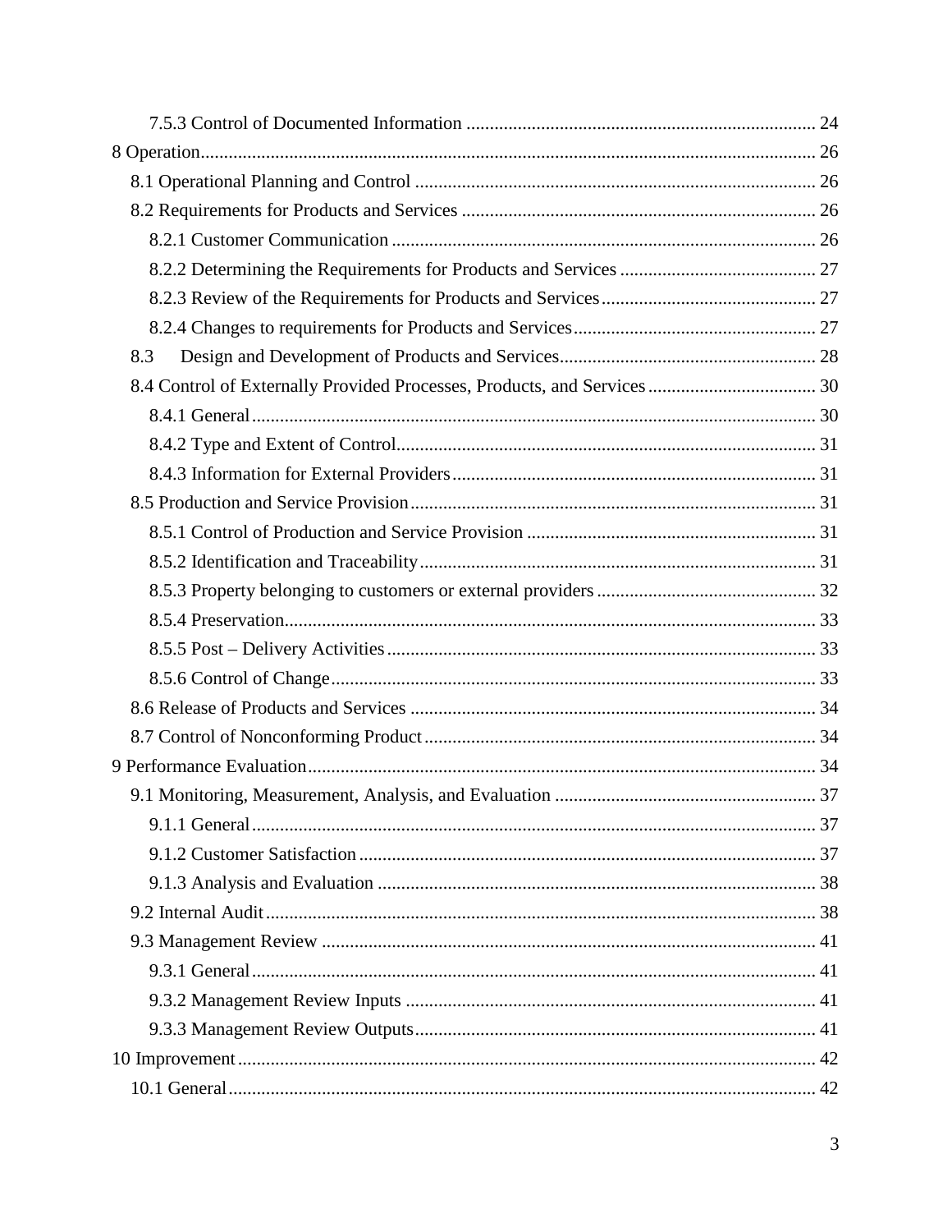7.5.3 Control of Documented Information ..... 24

8 Operation ..... 26

8.1 Operational Planning and Control ..... 26

8.2 Requirements for Products and Services ..... 26

8.2.1 Customer Communication ..... 26

8.2.2 Determining the Requirements for Products and Services ..... 27

8.2.3 Review of the Requirements for Products and Services ..... 27

8.2.4 Changes to requirements for Products and Services ..... 27

8.3 Design and Development of Products and Services ..... 28

8.4 Control of Externally Provided Processes, Products, and Services ..... 30

8.4.1 General ..... 30

8.4.2 Type and Extent of Control ..... 31

8.4.3 Information for External Providers ..... 31

8.5 Production and Service Provision ..... 31

8.5.1 Control of Production and Service Provision ..... 31

8.5.2 Identification and Traceability ..... 31

8.5.3 Property belonging to customers or external providers ..... 32

8.5.4 Preservation ..... 33

8.5.5 Post – Delivery Activities ..... 33

8.5.6 Control of Change ..... 33

8.6 Release of Products and Services ..... 34

8.7 Control of Nonconforming Product ..... 34

9 Performance Evaluation ..... 34

9.1 Monitoring, Measurement, Analysis, and Evaluation ..... 37

9.1.1 General ..... 37

9.1.2 Customer Satisfaction ..... 37

9.1.3 Analysis and Evaluation ..... 38

9.2 Internal Audit ..... 38

9.3 Management Review ..... 41

9.3.1 General ..... 41

9.3.2 Management Review Inputs ..... 41

9.3.3 Management Review Outputs ..... 41

10 Improvement ..... 42

10.1 General ..... 42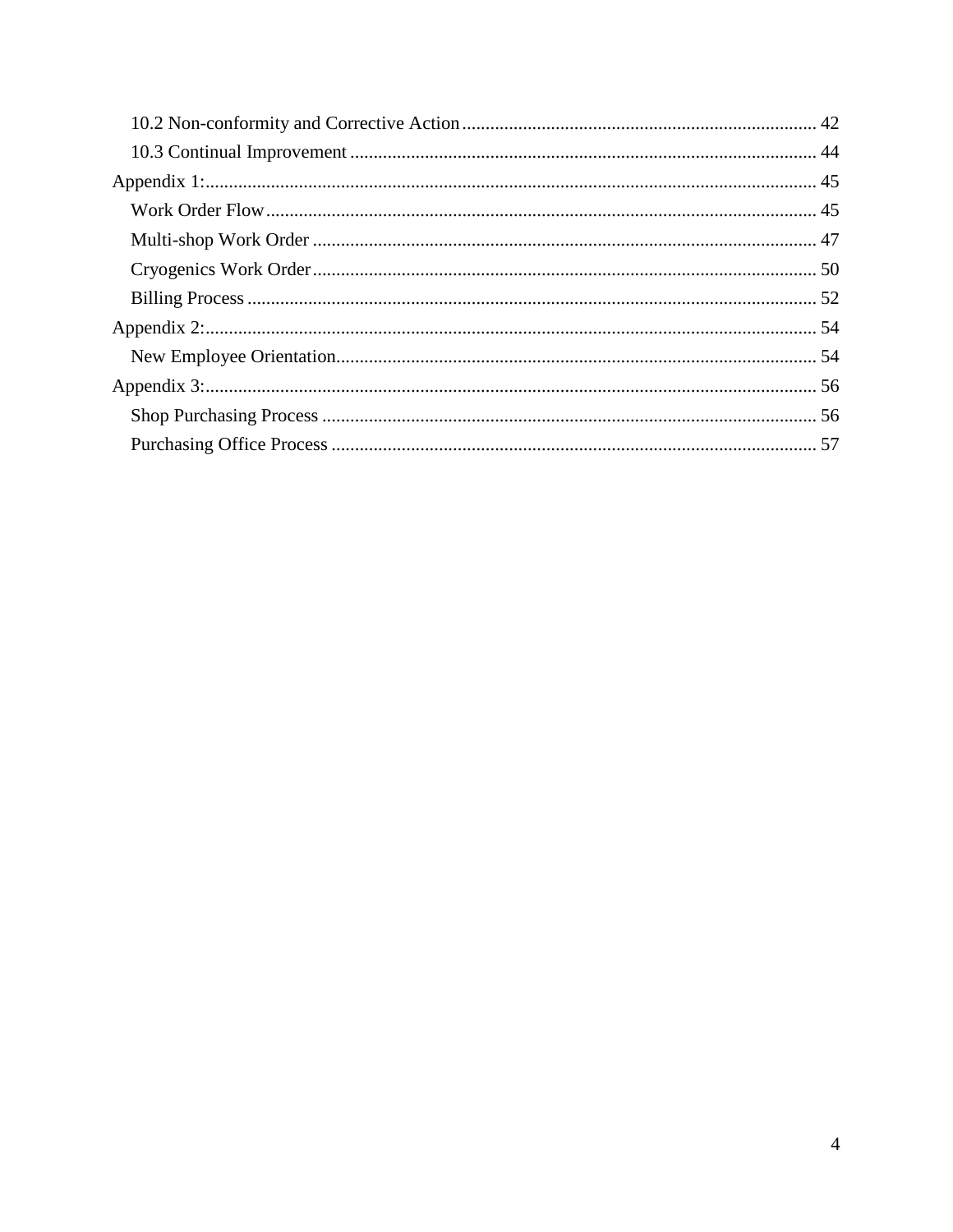10.2 Non-conformity and Corrective Action ........................................................................... 42
10.3 Continual Improvement ................................................................................................... 44

Appendix 1: .................................................................................................................................. 45
Work Order Flow ..................................................................................................................... 45
Multi-shop Work Order ........................................................................................................... 47
Cryogenics Work Order ........................................................................................................... 50
Billing Process ......................................................................................................................... 52

Appendix 2: .................................................................................................................................. 54
New Employee Orientation ...................................................................................................... 54

Appendix 3: .................................................................................................................................. 56
Shop Purchasing Process ......................................................................................................... 56
Purchasing Office Process ....................................................................................................... 57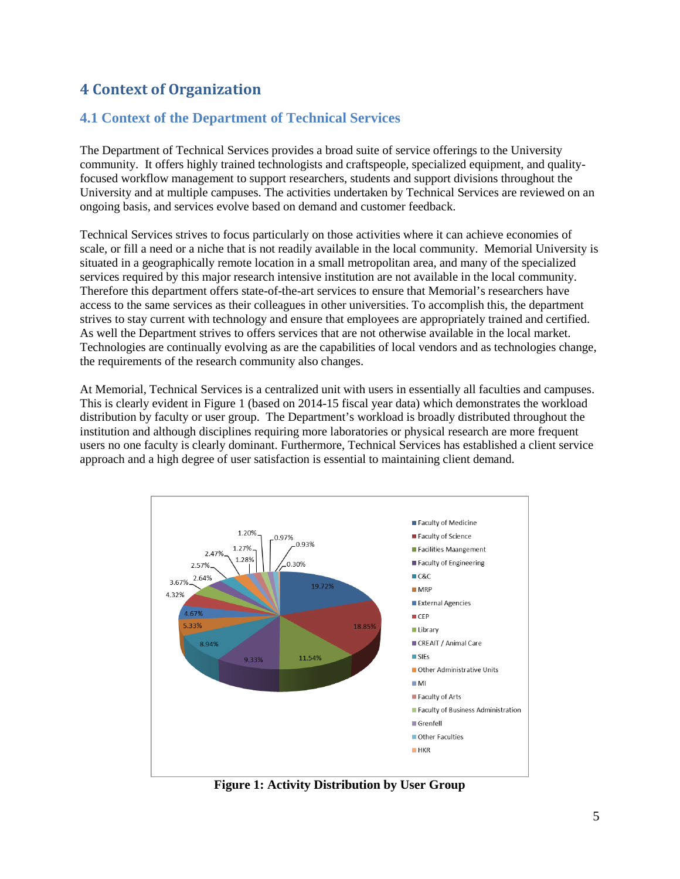# 4 Context of Organization

## 4.1 Context of the Department of Technical Services

The Department of Technical Services provides a broad suite of service offerings to the University community. It offers highly trained technologists and craftspeople, specialized equipment, and quality-focused workflow management to support researchers, students and support divisions throughout the University and at multiple campuses. The activities undertaken by Technical Services are reviewed on an ongoing basis, and services evolve based on demand and customer feedback.

Technical Services strives to focus particularly on those activities where it can achieve economies of scale, or fill a need or a niche that is not readily available in the local community. Memorial University is situated in a geographically remote location in a small metropolitan area, and many of the specialized services required by this major research intensive institution are not available in the local community. Therefore this department offers state-of-the-art services to ensure that Memorial's researchers have access to the same services as their colleagues in other universities. To accomplish this, the department strives to stay current with technology and ensure that employees are appropriately trained and certified. As well the Department strives to offers services that are not otherwise available in the local market. Technologies are continually evolving as are the capabilities of local vendors and as technologies change, the requirements of the research community also changes.

At Memorial, Technical Services is a centralized unit with users in essentially all faculties and campuses. This is clearly evident in Figure 1 (based on 2014-15 fiscal year data) which demonstrates the workload distribution by faculty or user group. The Department's workload is broadly distributed throughout the institution and although disciplines requiring more laboratories or physical research are more frequent users no one faculty is clearly dominant. Furthermore, Technical Services has established a client service approach and a high degree of user satisfaction is essential to maintaining client demand.

| User Group | Share |
|---|---|
| Faculty of Medicine | 19.72% |
| Faculty of Science | 18.85% |
| Facilities Maangement | 11.54% |
| Faculty of Engineering | 9.33% |
| C&C | 8.94% |
| MRP | 5.33% |
| External Agencies | 4.67% |
| CEP | 4.32% |
| Library | 3.67% |
| CREAIT / Animal Care | 2.64% |
| SIEs | 2.57% |
| Other Administrative Units | 2.47% |
| MI | 1.27% |
| Faculty of Arts | 1.28% |
| Faculty of Business Administration | 1.20% |
| Grenfell | 0.97% |
| Other Faculties | 0.93% |
| HKR | 0.30% |

**Figure 1: Activity Distribution by User Group**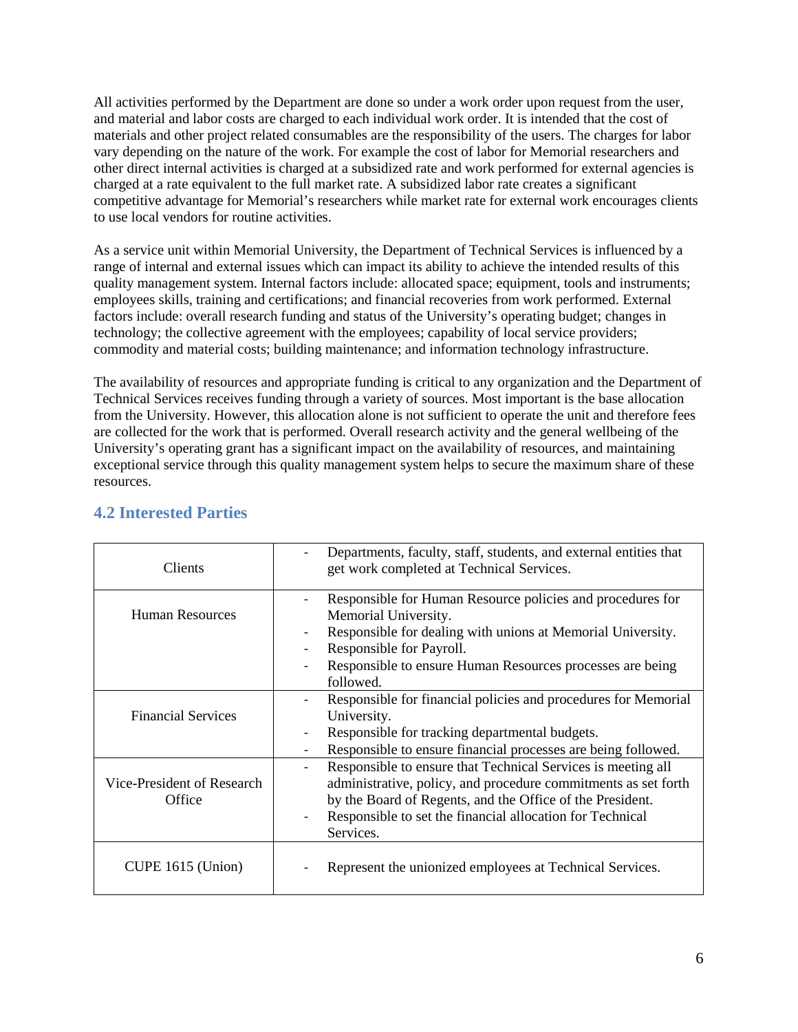All activities performed by the Department are done so under a work order upon request from the user, and material and labor costs are charged to each individual work order. It is intended that the cost of materials and other project related consumables are the responsibility of the users. The charges for labor vary depending on the nature of the work. For example the cost of labor for Memorial researchers and other direct internal activities is charged at a subsidized rate and work performed for external agencies is charged at a rate equivalent to the full market rate. A subsidized labor rate creates a significant competitive advantage for Memorial's researchers while market rate for external work encourages clients to use local vendors for routine activities.

As a service unit within Memorial University, the Department of Technical Services is influenced by a range of internal and external issues which can impact its ability to achieve the intended results of this quality management system. Internal factors include: allocated space; equipment, tools and instruments; employees skills, training and certifications; and financial recoveries from work performed. External factors include: overall research funding and status of the University's operating budget; changes in technology; the collective agreement with the employees; capability of local service providers; commodity and material costs; building maintenance; and information technology infrastructure.

The availability of resources and appropriate funding is critical to any organization and the Department of Technical Services receives funding through a variety of sources. Most important is the base allocation from the University. However, this allocation alone is not sufficient to operate the unit and therefore fees are collected for the work that is performed. Overall research activity and the general wellbeing of the University's operating grant has a significant impact on the availability of resources, and maintaining exceptional service through this quality management system helps to secure the maximum share of these resources.

## 4.2 Interested Parties

| | |
|---|---|
| Clients | - Departments, faculty, staff, students, and external entities that get work completed at Technical Services. |
| Human Resources | - Responsible for Human Resource policies and procedures for Memorial University.<br>- Responsible for dealing with unions at Memorial University.<br>- Responsible for Payroll.<br>- Responsible to ensure Human Resources processes are being followed. |
| Financial Services | - Responsible for financial policies and procedures for Memorial University.<br>- Responsible for tracking departmental budgets.<br>- Responsible to ensure financial processes are being followed. |
| Vice-President of Research Office | - Responsible to ensure that Technical Services is meeting all administrative, policy, and procedure commitments as set forth by the Board of Regents, and the Office of the President.<br>- Responsible to set the financial allocation for Technical Services. |
| CUPE 1615 (Union) | - Represent the unionized employees at Technical Services. |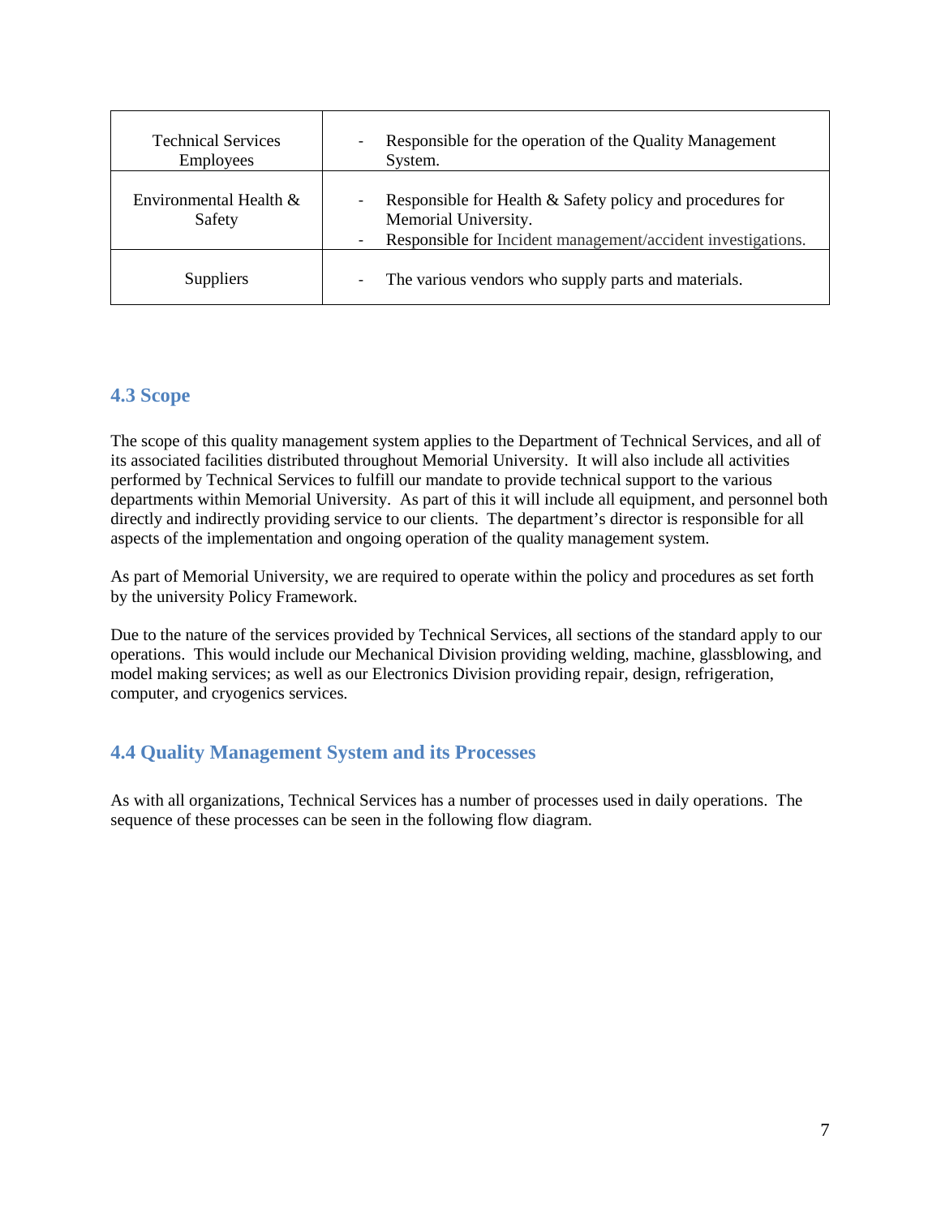| Technical Services Employees | - Responsible for the operation of the Quality Management System. |
|---|---|
| Environmental Health & Safety | - Responsible for Health & Safety policy and procedures for Memorial University.<br>- Responsible for Incident management/accident investigations. |
| Suppliers | - The various vendors who supply parts and materials. |

### 4.3 Scope

The scope of this quality management system applies to the Department of Technical Services, and all of its associated facilities distributed throughout Memorial University. It will also include all activities performed by Technical Services to fulfill our mandate to provide technical support to the various departments within Memorial University. As part of this it will include all equipment, and personnel both directly and indirectly providing service to our clients. The department's director is responsible for all aspects of the implementation and ongoing operation of the quality management system.

As part of Memorial University, we are required to operate within the policy and procedures as set forth by the university Policy Framework.

Due to the nature of the services provided by Technical Services, all sections of the standard apply to our operations. This would include our Mechanical Division providing welding, machine, glassblowing, and model making services; as well as our Electronics Division providing repair, design, refrigeration, computer, and cryogenics services.

### 4.4 Quality Management System and its Processes

As with all organizations, Technical Services has a number of processes used in daily operations. The sequence of these processes can be seen in the following flow diagram.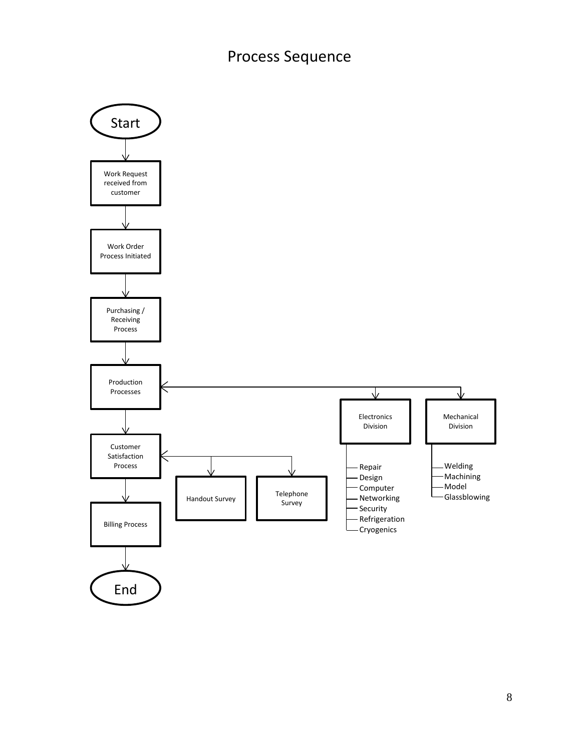# Process Sequence

- Start
- Work Request received from customer
- Work Order Process Initiated
- Purchasing / Receiving Process
- Production Processes
  - Electronics Division
    - Repair
    - Design
    - Computer
    - Networking
    - Security
    - Refrigeration
    - Cryogenics
  - Mechanical Division
    - Welding
    - Machining
    - Model
    - Glassblowing
- Customer Satisfaction Process
  - Handout Survey
  - Telephone Survey
- Billing Process
- End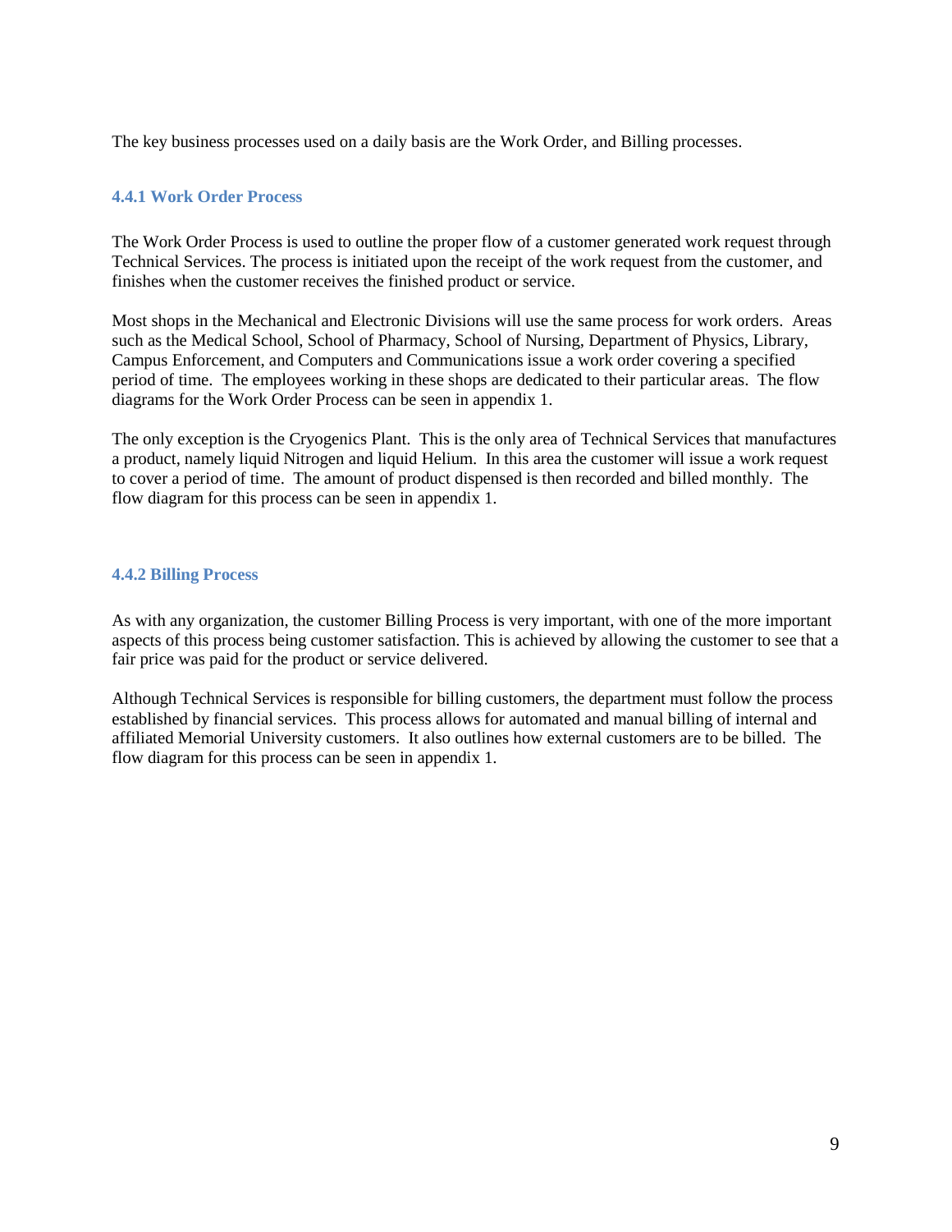The key business processes used on a daily basis are the Work Order, and Billing processes.

### 4.4.1 Work Order Process

The Work Order Process is used to outline the proper flow of a customer generated work request through Technical Services. The process is initiated upon the receipt of the work request from the customer, and finishes when the customer receives the finished product or service.

Most shops in the Mechanical and Electronic Divisions will use the same process for work orders. Areas such as the Medical School, School of Pharmacy, School of Nursing, Department of Physics, Library, Campus Enforcement, and Computers and Communications issue a work order covering a specified period of time. The employees working in these shops are dedicated to their particular areas. The flow diagrams for the Work Order Process can be seen in appendix 1.

The only exception is the Cryogenics Plant. This is the only area of Technical Services that manufactures a product, namely liquid Nitrogen and liquid Helium. In this area the customer will issue a work request to cover a period of time. The amount of product dispensed is then recorded and billed monthly. The flow diagram for this process can be seen in appendix 1.

### 4.4.2 Billing Process

As with any organization, the customer Billing Process is very important, with one of the more important aspects of this process being customer satisfaction. This is achieved by allowing the customer to see that a fair price was paid for the product or service delivered.

Although Technical Services is responsible for billing customers, the department must follow the process established by financial services. This process allows for automated and manual billing of internal and affiliated Memorial University customers. It also outlines how external customers are to be billed. The flow diagram for this process can be seen in appendix 1.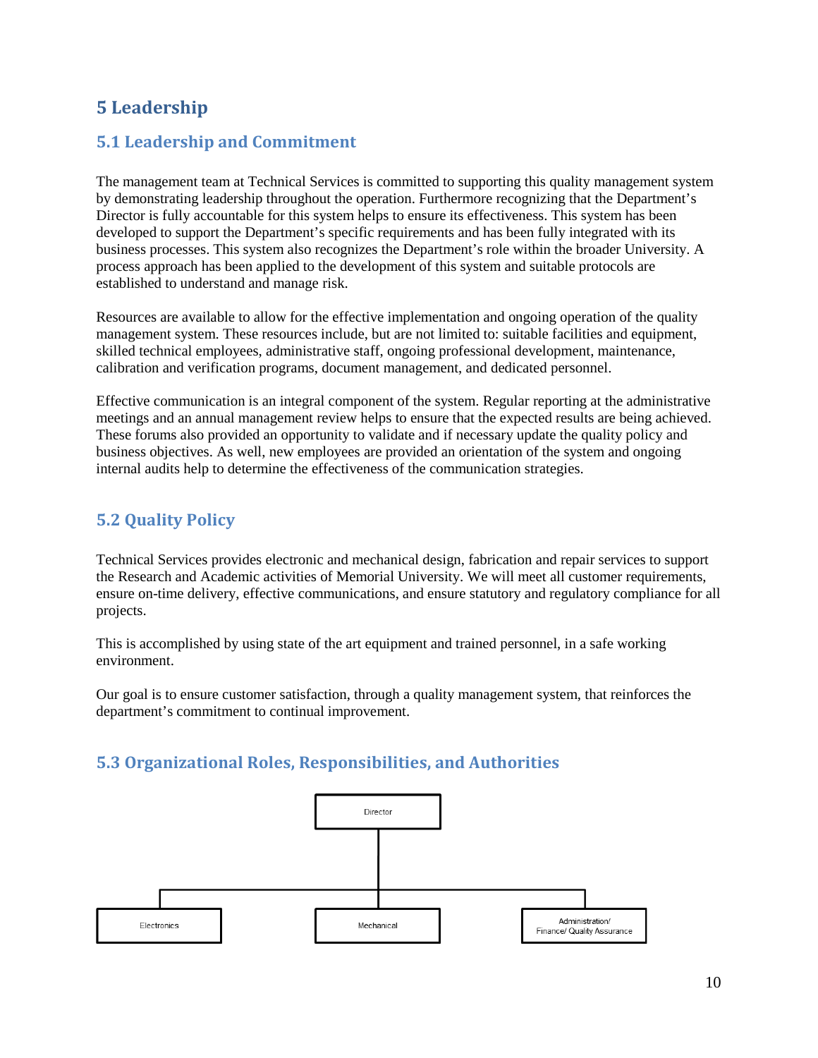# 5 Leadership

## 5.1 Leadership and Commitment

The management team at Technical Services is committed to supporting this quality management system by demonstrating leadership throughout the operation. Furthermore recognizing that the Department's Director is fully accountable for this system helps to ensure its effectiveness. This system has been developed to support the Department's specific requirements and has been fully integrated with its business processes. This system also recognizes the Department's role within the broader University. A process approach has been applied to the development of this system and suitable protocols are established to understand and manage risk.

Resources are available to allow for the effective implementation and ongoing operation of the quality management system. These resources include, but are not limited to: suitable facilities and equipment, skilled technical employees, administrative staff, ongoing professional development, maintenance, calibration and verification programs, document management, and dedicated personnel.

Effective communication is an integral component of the system. Regular reporting at the administrative meetings and an annual management review helps to ensure that the expected results are being achieved. These forums also provided an opportunity to validate and if necessary update the quality policy and business objectives. As well, new employees are provided an orientation of the system and ongoing internal audits help to determine the effectiveness of the communication strategies.

## 5.2 Quality Policy

Technical Services provides electronic and mechanical design, fabrication and repair services to support the Research and Academic activities of Memorial University. We will meet all customer requirements, ensure on-time delivery, effective communications, and ensure statutory and regulatory compliance for all projects.

This is accomplished by using state of the art equipment and trained personnel, in a safe working environment.

Our goal is to ensure customer satisfaction, through a quality management system, that reinforces the department's commitment to continual improvement.

## 5.3 Organizational Roles, Responsibilities, and Authorities

Director

Electronics | Mechanical | Administration/ Finance/ Quality Assurance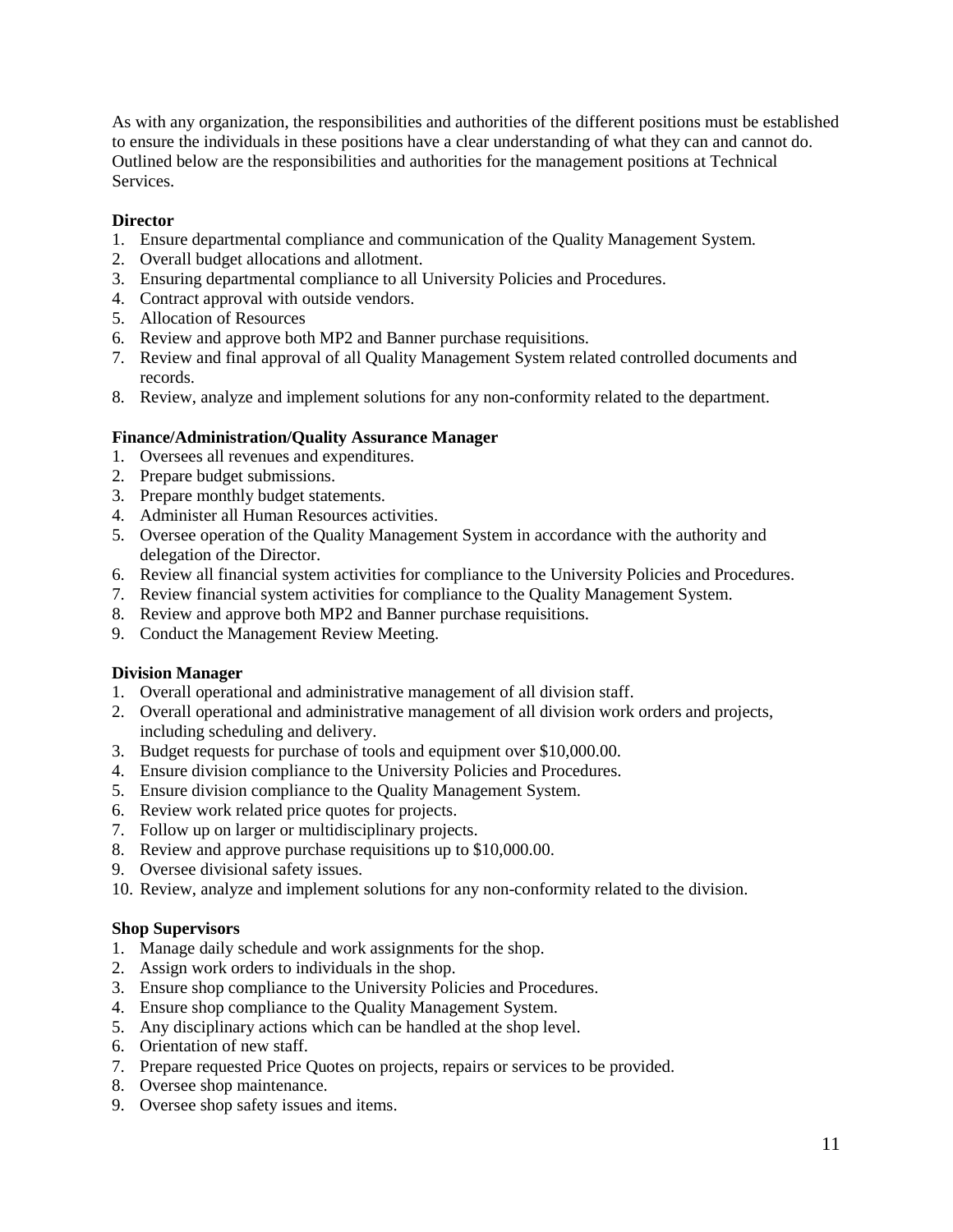As with any organization, the responsibilities and authorities of the different positions must be established to ensure the individuals in these positions have a clear understanding of what they can and cannot do. Outlined below are the responsibilities and authorities for the management positions at Technical Services.

**Director**

1. Ensure departmental compliance and communication of the Quality Management System.
2. Overall budget allocations and allotment.
3. Ensuring departmental compliance to all University Policies and Procedures.
4. Contract approval with outside vendors.
5. Allocation of Resources
6. Review and approve both MP2 and Banner purchase requisitions.
7. Review and final approval of all Quality Management System related controlled documents and records.
8. Review, analyze and implement solutions for any non-conformity related to the department.

**Finance/Administration/Quality Assurance Manager**

1. Oversees all revenues and expenditures.
2. Prepare budget submissions.
3. Prepare monthly budget statements.
4. Administer all Human Resources activities.
5. Oversee operation of the Quality Management System in accordance with the authority and delegation of the Director.
6. Review all financial system activities for compliance to the University Policies and Procedures.
7. Review financial system activities for compliance to the Quality Management System.
8. Review and approve both MP2 and Banner purchase requisitions.
9. Conduct the Management Review Meeting.

**Division Manager**

1. Overall operational and administrative management of all division staff.
2. Overall operational and administrative management of all division work orders and projects, including scheduling and delivery.
3. Budget requests for purchase of tools and equipment over $10,000.00.
4. Ensure division compliance to the University Policies and Procedures.
5. Ensure division compliance to the Quality Management System.
6. Review work related price quotes for projects.
7. Follow up on larger or multidisciplinary projects.
8. Review and approve purchase requisitions up to $10,000.00.
9. Oversee divisional safety issues.
10. Review, analyze and implement solutions for any non-conformity related to the division.

**Shop Supervisors**

1. Manage daily schedule and work assignments for the shop.
2. Assign work orders to individuals in the shop.
3. Ensure shop compliance to the University Policies and Procedures.
4. Ensure shop compliance to the Quality Management System.
5. Any disciplinary actions which can be handled at the shop level.
6. Orientation of new staff.
7. Prepare requested Price Quotes on projects, repairs or services to be provided.
8. Oversee shop maintenance.
9. Oversee shop safety issues and items.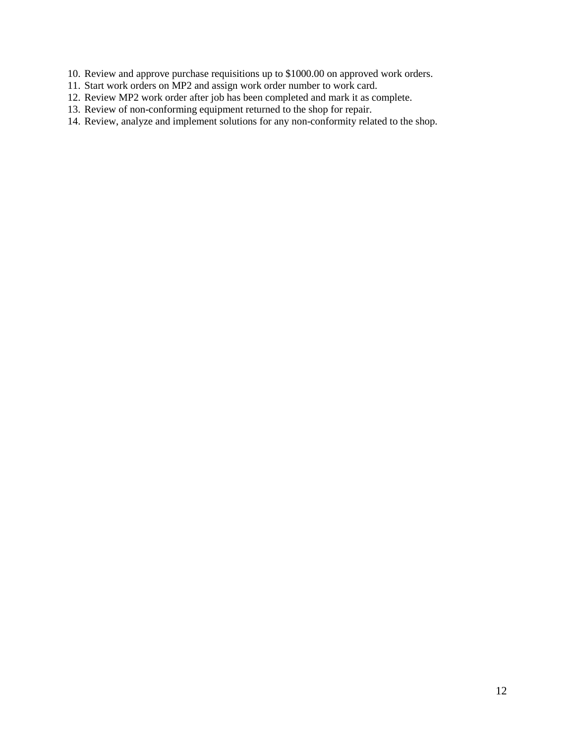10. Review and approve purchase requisitions up to $1000.00 on approved work orders.
11. Start work orders on MP2 and assign work order number to work card.
12. Review MP2 work order after job has been completed and mark it as complete.
13. Review of non-conforming equipment returned to the shop for repair.
14. Review, analyze and implement solutions for any non-conformity related to the shop.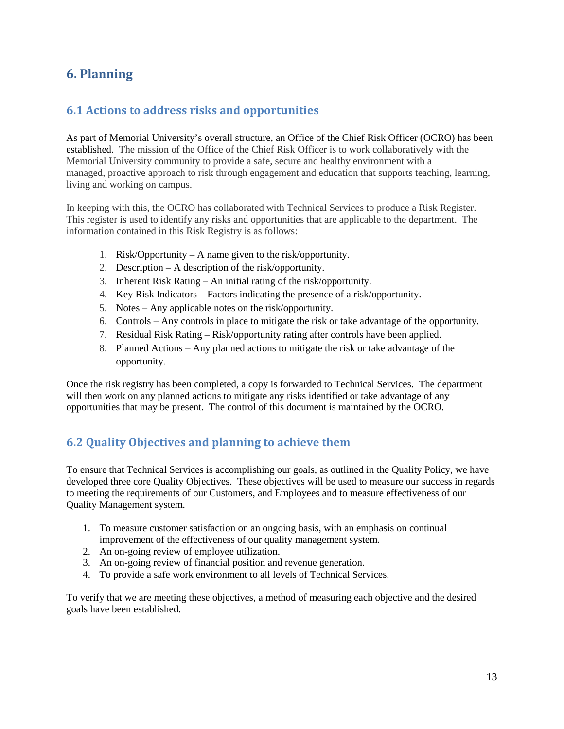# 6. Planning

## 6.1 Actions to address risks and opportunities

As part of Memorial University's overall structure, an Office of the Chief Risk Officer (OCRO) has been established. The mission of the Office of the Chief Risk Officer is to work collaboratively with the Memorial University community to provide a safe, secure and healthy environment with a managed, proactive approach to risk through engagement and education that supports teaching, learning, living and working on campus.

In keeping with this, the OCRO has collaborated with Technical Services to produce a Risk Register. This register is used to identify any risks and opportunities that are applicable to the department. The information contained in this Risk Registry is as follows:

1. Risk/Opportunity – A name given to the risk/opportunity.
2. Description – A description of the risk/opportunity.
3. Inherent Risk Rating – An initial rating of the risk/opportunity.
4. Key Risk Indicators – Factors indicating the presence of a risk/opportunity.
5. Notes – Any applicable notes on the risk/opportunity.
6. Controls – Any controls in place to mitigate the risk or take advantage of the opportunity.
7. Residual Risk Rating – Risk/opportunity rating after controls have been applied.
8. Planned Actions – Any planned actions to mitigate the risk or take advantage of the opportunity.

Once the risk registry has been completed, a copy is forwarded to Technical Services. The department will then work on any planned actions to mitigate any risks identified or take advantage of any opportunities that may be present. The control of this document is maintained by the OCRO.

## 6.2 Quality Objectives and planning to achieve them

To ensure that Technical Services is accomplishing our goals, as outlined in the Quality Policy, we have developed three core Quality Objectives. These objectives will be used to measure our success in regards to meeting the requirements of our Customers, and Employees and to measure effectiveness of our Quality Management system.

1. To measure customer satisfaction on an ongoing basis, with an emphasis on continual improvement of the effectiveness of our quality management system.
2. An on-going review of employee utilization.
3. An on-going review of financial position and revenue generation.
4. To provide a safe work environment to all levels of Technical Services.

To verify that we are meeting these objectives, a method of measuring each objective and the desired goals have been established.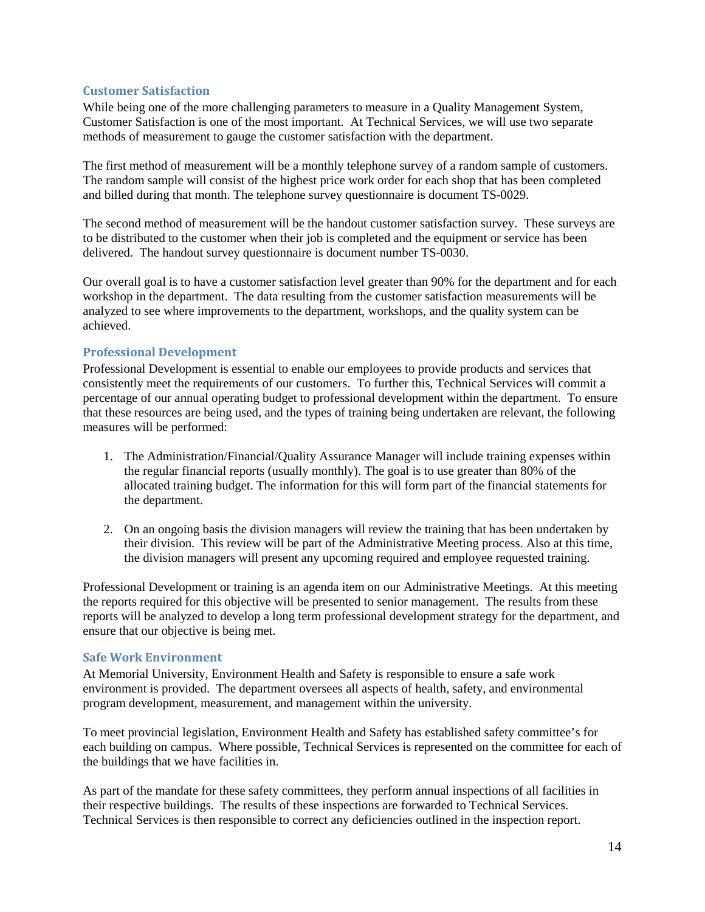### Customer Satisfaction

While being one of the more challenging parameters to measure in a Quality Management System, Customer Satisfaction is one of the most important. At Technical Services, we will use two separate methods of measurement to gauge the customer satisfaction with the department.

The first method of measurement will be a monthly telephone survey of a random sample of customers. The random sample will consist of the highest price work order for each shop that has been completed and billed during that month. The telephone survey questionnaire is document TS-0029.

The second method of measurement will be the handout customer satisfaction survey. These surveys are to be distributed to the customer when their job is completed and the equipment or service has been delivered. The handout survey questionnaire is document number TS-0030.

Our overall goal is to have a customer satisfaction level greater than 90% for the department and for each workshop in the department. The data resulting from the customer satisfaction measurements will be analyzed to see where improvements to the department, workshops, and the quality system can be achieved.

### Professional Development

Professional Development is essential to enable our employees to provide products and services that consistently meet the requirements of our customers. To further this, Technical Services will commit a percentage of our annual operating budget to professional development within the department. To ensure that these resources are being used, and the types of training being undertaken are relevant, the following measures will be performed:

1. The Administration/Financial/Quality Assurance Manager will include training expenses within the regular financial reports (usually monthly). The goal is to use greater than 80% of the allocated training budget. The information for this will form part of the financial statements for the department.

2. On an ongoing basis the division managers will review the training that has been undertaken by their division. This review will be part of the Administrative Meeting process. Also at this time, the division managers will present any upcoming required and employee requested training.

Professional Development or training is an agenda item on our Administrative Meetings. At this meeting the reports required for this objective will be presented to senior management. The results from these reports will be analyzed to develop a long term professional development strategy for the department, and ensure that our objective is being met.

### Safe Work Environment

At Memorial University, Environment Health and Safety is responsible to ensure a safe work environment is provided. The department oversees all aspects of health, safety, and environmental program development, measurement, and management within the university.

To meet provincial legislation, Environment Health and Safety has established safety committee's for each building on campus. Where possible, Technical Services is represented on the committee for each of the buildings that we have facilities in.

As part of the mandate for these safety committees, they perform annual inspections of all facilities in their respective buildings. The results of these inspections are forwarded to Technical Services. Technical Services is then responsible to correct any deficiencies outlined in the inspection report.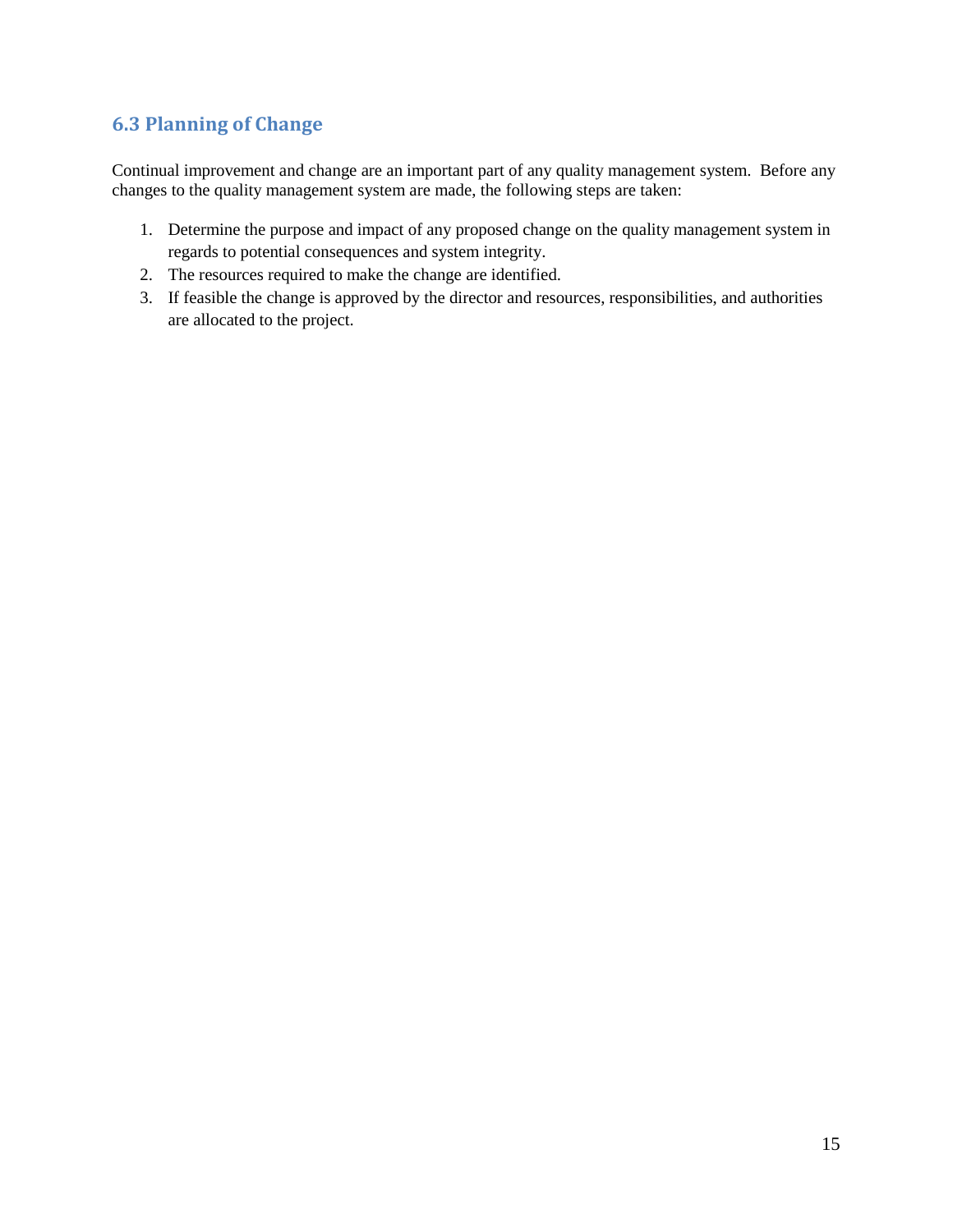## 6.3 Planning of Change

Continual improvement and change are an important part of any quality management system. Before any changes to the quality management system are made, the following steps are taken:

1. Determine the purpose and impact of any proposed change on the quality management system in regards to potential consequences and system integrity.
2. The resources required to make the change are identified.
3. If feasible the change is approved by the director and resources, responsibilities, and authorities are allocated to the project.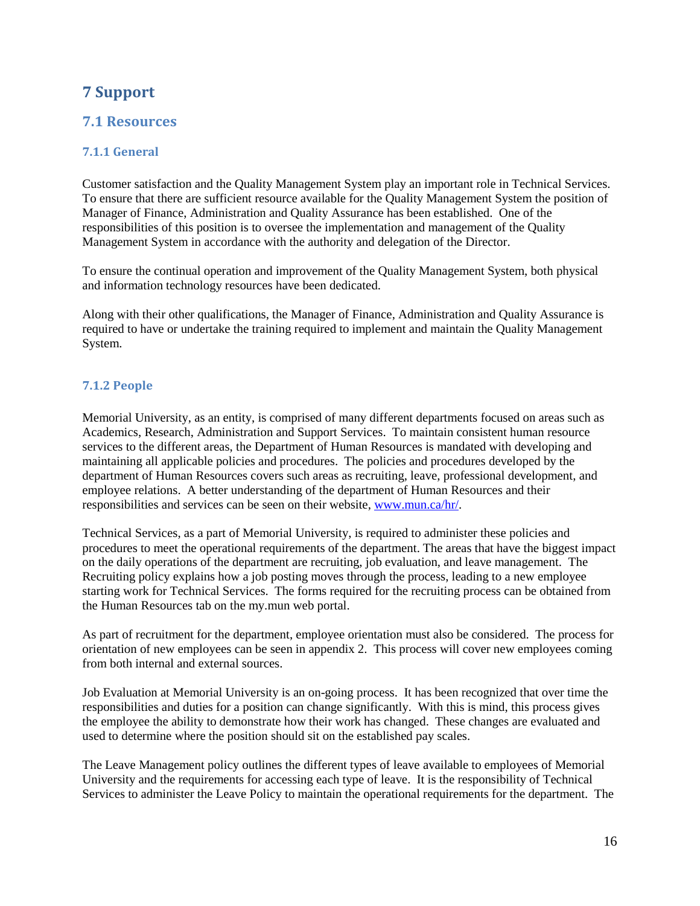# 7 Support

## 7.1 Resources

### 7.1.1 General

Customer satisfaction and the Quality Management System play an important role in Technical Services. To ensure that there are sufficient resource available for the Quality Management System the position of Manager of Finance, Administration and Quality Assurance has been established. One of the responsibilities of this position is to oversee the implementation and management of the Quality Management System in accordance with the authority and delegation of the Director.

To ensure the continual operation and improvement of the Quality Management System, both physical and information technology resources have been dedicated.

Along with their other qualifications, the Manager of Finance, Administration and Quality Assurance is required to have or undertake the training required to implement and maintain the Quality Management System.

### 7.1.2 People

Memorial University, as an entity, is comprised of many different departments focused on areas such as Academics, Research, Administration and Support Services. To maintain consistent human resource services to the different areas, the Department of Human Resources is mandated with developing and maintaining all applicable policies and procedures. The policies and procedures developed by the department of Human Resources covers such areas as recruiting, leave, professional development, and employee relations. A better understanding of the department of Human Resources and their responsibilities and services can be seen on their website, [www.mun.ca/hr/](www.mun.ca/hr/).

Technical Services, as a part of Memorial University, is required to administer these policies and procedures to meet the operational requirements of the department. The areas that have the biggest impact on the daily operations of the department are recruiting, job evaluation, and leave management. The Recruiting policy explains how a job posting moves through the process, leading to a new employee starting work for Technical Services. The forms required for the recruiting process can be obtained from the Human Resources tab on the my.mun web portal.

As part of recruitment for the department, employee orientation must also be considered. The process for orientation of new employees can be seen in appendix 2. This process will cover new employees coming from both internal and external sources.

Job Evaluation at Memorial University is an on-going process. It has been recognized that over time the responsibilities and duties for a position can change significantly. With this is mind, this process gives the employee the ability to demonstrate how their work has changed. These changes are evaluated and used to determine where the position should sit on the established pay scales.

The Leave Management policy outlines the different types of leave available to employees of Memorial University and the requirements for accessing each type of leave. It is the responsibility of Technical Services to administer the Leave Policy to maintain the operational requirements for the department. The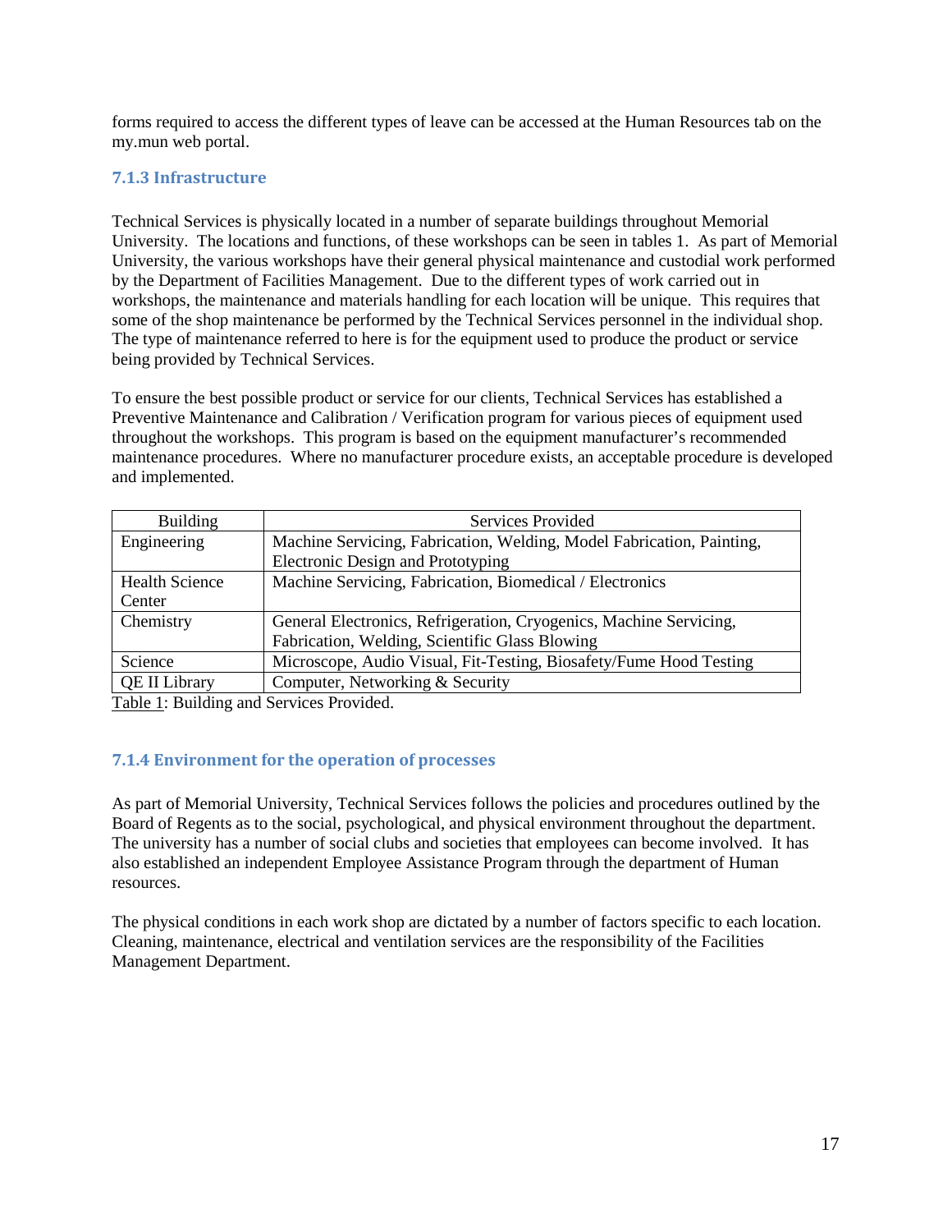forms required to access the different types of leave can be accessed at the Human Resources tab on the my.mun web portal.

### 7.1.3 Infrastructure

Technical Services is physically located in a number of separate buildings throughout Memorial University. The locations and functions, of these workshops can be seen in tables 1. As part of Memorial University, the various workshops have their general physical maintenance and custodial work performed by the Department of Facilities Management. Due to the different types of work carried out in workshops, the maintenance and materials handling for each location will be unique. This requires that some of the shop maintenance be performed by the Technical Services personnel in the individual shop. The type of maintenance referred to here is for the equipment used to produce the product or service being provided by Technical Services.

To ensure the best possible product or service for our clients, Technical Services has established a Preventive Maintenance and Calibration / Verification program for various pieces of equipment used throughout the workshops. This program is based on the equipment manufacturer's recommended maintenance procedures. Where no manufacturer procedure exists, an acceptable procedure is developed and implemented.

| Building | Services Provided |
| --- | --- |
| Engineering | Machine Servicing, Fabrication, Welding, Model Fabrication, Painting, Electronic Design and Prototyping |
| Health Science Center | Machine Servicing, Fabrication, Biomedical / Electronics |
| Chemistry | General Electronics, Refrigeration, Cryogenics, Machine Servicing, Fabrication, Welding, Scientific Glass Blowing |
| Science | Microscope, Audio Visual, Fit-Testing, Biosafety/Fume Hood Testing |
| QE II Library | Computer, Networking & Security |

Table 1: Building and Services Provided.

### 7.1.4 Environment for the operation of processes

As part of Memorial University, Technical Services follows the policies and procedures outlined by the Board of Regents as to the social, psychological, and physical environment throughout the department. The university has a number of social clubs and societies that employees can become involved. It has also established an independent Employee Assistance Program through the department of Human resources.

The physical conditions in each work shop are dictated by a number of factors specific to each location. Cleaning, maintenance, electrical and ventilation services are the responsibility of the Facilities Management Department.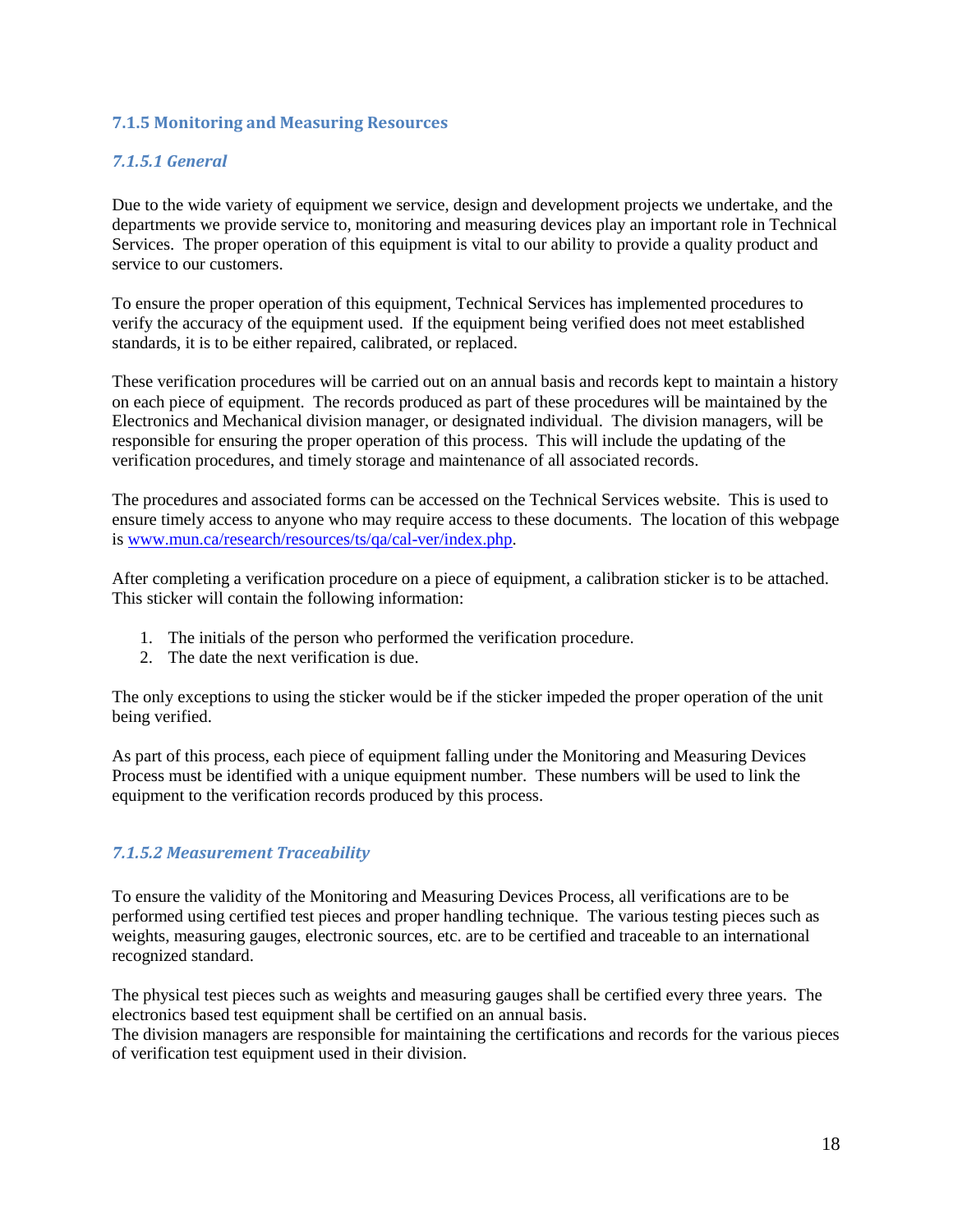### 7.1.5 Monitoring and Measuring Resources

#### *7.1.5.1 General*

Due to the wide variety of equipment we service, design and development projects we undertake, and the departments we provide service to, monitoring and measuring devices play an important role in Technical Services. The proper operation of this equipment is vital to our ability to provide a quality product and service to our customers.

To ensure the proper operation of this equipment, Technical Services has implemented procedures to verify the accuracy of the equipment used. If the equipment being verified does not meet established standards, it is to be either repaired, calibrated, or replaced.

These verification procedures will be carried out on an annual basis and records kept to maintain a history on each piece of equipment. The records produced as part of these procedures will be maintained by the Electronics and Mechanical division manager, or designated individual. The division managers, will be responsible for ensuring the proper operation of this process. This will include the updating of the verification procedures, and timely storage and maintenance of all associated records.

The procedures and associated forms can be accessed on the Technical Services website. This is used to ensure timely access to anyone who may require access to these documents. The location of this webpage is [www.mun.ca/research/resources/ts/qa/cal-ver/index.php](http://www.mun.ca/research/resources/ts/qa/cal-ver/index.php).

After completing a verification procedure on a piece of equipment, a calibration sticker is to be attached. This sticker will contain the following information:

1. The initials of the person who performed the verification procedure.
2. The date the next verification is due.

The only exceptions to using the sticker would be if the sticker impeded the proper operation of the unit being verified.

As part of this process, each piece of equipment falling under the Monitoring and Measuring Devices Process must be identified with a unique equipment number. These numbers will be used to link the equipment to the verification records produced by this process.

#### *7.1.5.2 Measurement Traceability*

To ensure the validity of the Monitoring and Measuring Devices Process, all verifications are to be performed using certified test pieces and proper handling technique. The various testing pieces such as weights, measuring gauges, electronic sources, etc. are to be certified and traceable to an international recognized standard.

The physical test pieces such as weights and measuring gauges shall be certified every three years. The electronics based test equipment shall be certified on an annual basis.
The division managers are responsible for maintaining the certifications and records for the various pieces of verification test equipment used in their division.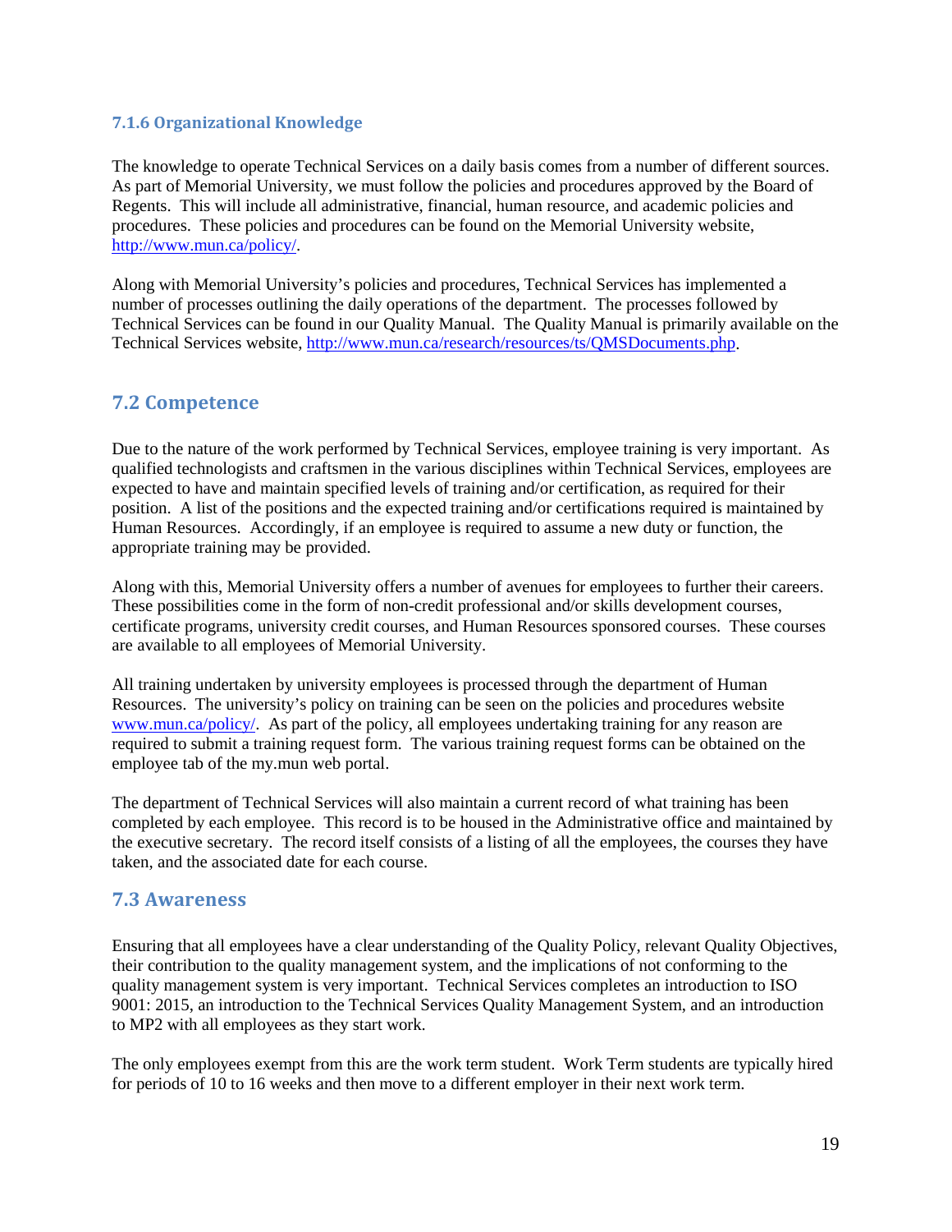### 7.1.6 Organizational Knowledge

The knowledge to operate Technical Services on a daily basis comes from a number of different sources. As part of Memorial University, we must follow the policies and procedures approved by the Board of Regents. This will include all administrative, financial, human resource, and academic policies and procedures. These policies and procedures can be found on the Memorial University website, http://www.mun.ca/policy/.

Along with Memorial University's policies and procedures, Technical Services has implemented a number of processes outlining the daily operations of the department. The processes followed by Technical Services can be found in our Quality Manual. The Quality Manual is primarily available on the Technical Services website, http://www.mun.ca/research/resources/ts/QMSDocuments.php.

## 7.2 Competence

Due to the nature of the work performed by Technical Services, employee training is very important. As qualified technologists and craftsmen in the various disciplines within Technical Services, employees are expected to have and maintain specified levels of training and/or certification, as required for their position. A list of the positions and the expected training and/or certifications required is maintained by Human Resources. Accordingly, if an employee is required to assume a new duty or function, the appropriate training may be provided.

Along with this, Memorial University offers a number of avenues for employees to further their careers. These possibilities come in the form of non-credit professional and/or skills development courses, certificate programs, university credit courses, and Human Resources sponsored courses. These courses are available to all employees of Memorial University.

All training undertaken by university employees is processed through the department of Human Resources. The university's policy on training can be seen on the policies and procedures website www.mun.ca/policy/. As part of the policy, all employees undertaking training for any reason are required to submit a training request form. The various training request forms can be obtained on the employee tab of the my.mun web portal.

The department of Technical Services will also maintain a current record of what training has been completed by each employee. This record is to be housed in the Administrative office and maintained by the executive secretary. The record itself consists of a listing of all the employees, the courses they have taken, and the associated date for each course.

## 7.3 Awareness

Ensuring that all employees have a clear understanding of the Quality Policy, relevant Quality Objectives, their contribution to the quality management system, and the implications of not conforming to the quality management system is very important. Technical Services completes an introduction to ISO 9001: 2015, an introduction to the Technical Services Quality Management System, and an introduction to MP2 with all employees as they start work.

The only employees exempt from this are the work term student. Work Term students are typically hired for periods of 10 to 16 weeks and then move to a different employer in their next work term.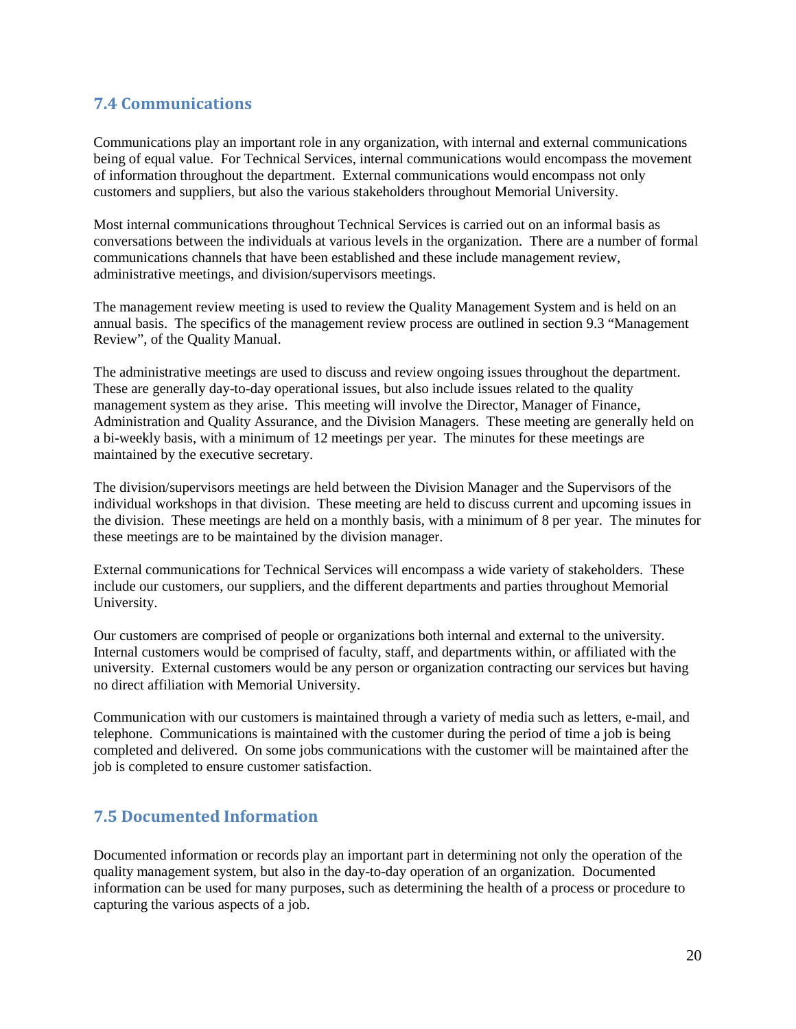## 7.4 Communications

Communications play an important role in any organization, with internal and external communications being of equal value. For Technical Services, internal communications would encompass the movement of information throughout the department. External communications would encompass not only customers and suppliers, but also the various stakeholders throughout Memorial University.

Most internal communications throughout Technical Services is carried out on an informal basis as conversations between the individuals at various levels in the organization. There are a number of formal communications channels that have been established and these include management review, administrative meetings, and division/supervisors meetings.

The management review meeting is used to review the Quality Management System and is held on an annual basis. The specifics of the management review process are outlined in section 9.3 "Management Review", of the Quality Manual.

The administrative meetings are used to discuss and review ongoing issues throughout the department. These are generally day-to-day operational issues, but also include issues related to the quality management system as they arise. This meeting will involve the Director, Manager of Finance, Administration and Quality Assurance, and the Division Managers. These meeting are generally held on a bi-weekly basis, with a minimum of 12 meetings per year. The minutes for these meetings are maintained by the executive secretary.

The division/supervisors meetings are held between the Division Manager and the Supervisors of the individual workshops in that division. These meeting are held to discuss current and upcoming issues in the division. These meetings are held on a monthly basis, with a minimum of 8 per year. The minutes for these meetings are to be maintained by the division manager.

External communications for Technical Services will encompass a wide variety of stakeholders. These include our customers, our suppliers, and the different departments and parties throughout Memorial University.

Our customers are comprised of people or organizations both internal and external to the university. Internal customers would be comprised of faculty, staff, and departments within, or affiliated with the university. External customers would be any person or organization contracting our services but having no direct affiliation with Memorial University.

Communication with our customers is maintained through a variety of media such as letters, e-mail, and telephone. Communications is maintained with the customer during the period of time a job is being completed and delivered. On some jobs communications with the customer will be maintained after the job is completed to ensure customer satisfaction.

## 7.5 Documented Information

Documented information or records play an important part in determining not only the operation of the quality management system, but also in the day-to-day operation of an organization. Documented information can be used for many purposes, such as determining the health of a process or procedure to capturing the various aspects of a job.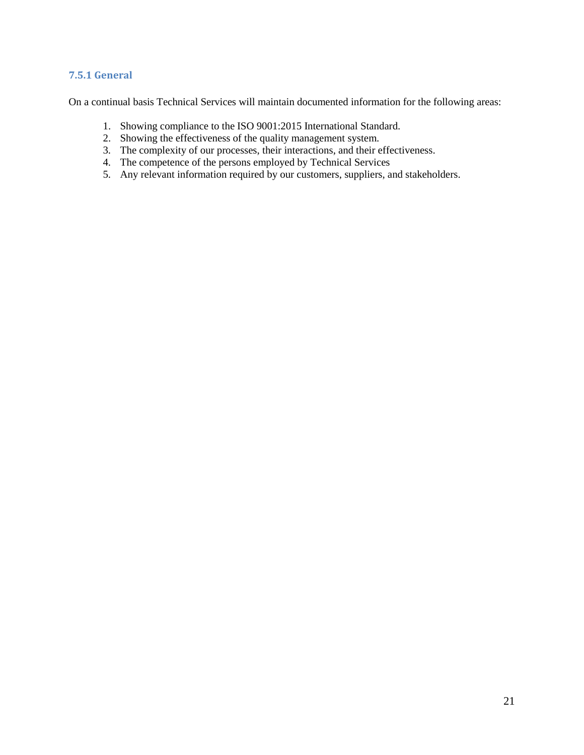### 7.5.1 General

On a continual basis Technical Services will maintain documented information for the following areas:

1. Showing compliance to the ISO 9001:2015 International Standard.
2. Showing the effectiveness of the quality management system.
3. The complexity of our processes, their interactions, and their effectiveness.
4. The competence of the persons employed by Technical Services
5. Any relevant information required by our customers, suppliers, and stakeholders.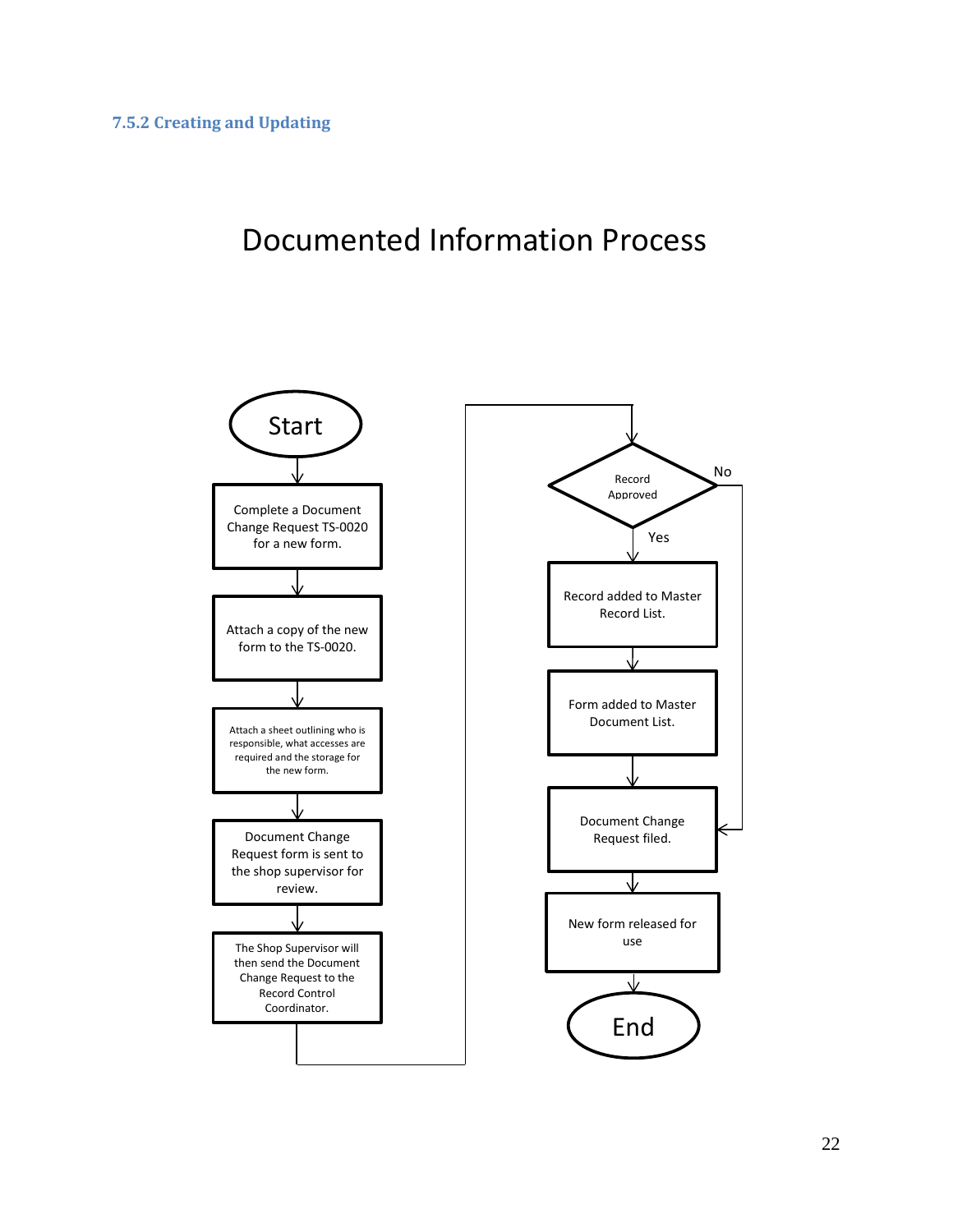### 7.5.2 Creating and Updating

# Documented Information Process

Start

Complete a Document Change Request TS-0020 for a new form.

Attach a copy of the new form to the TS-0020.

Attach a sheet outlining who is responsible, what accesses are required and the storage for the new form.

Document Change Request form is sent to the shop supervisor for review.

The Shop Supervisor will then send the Document Change Request to the Record Control Coordinator.

Record Approved

Yes

No

Record added to Master Record List.

Form added to Master Document List.

Document Change Request filed.

New form released for use

End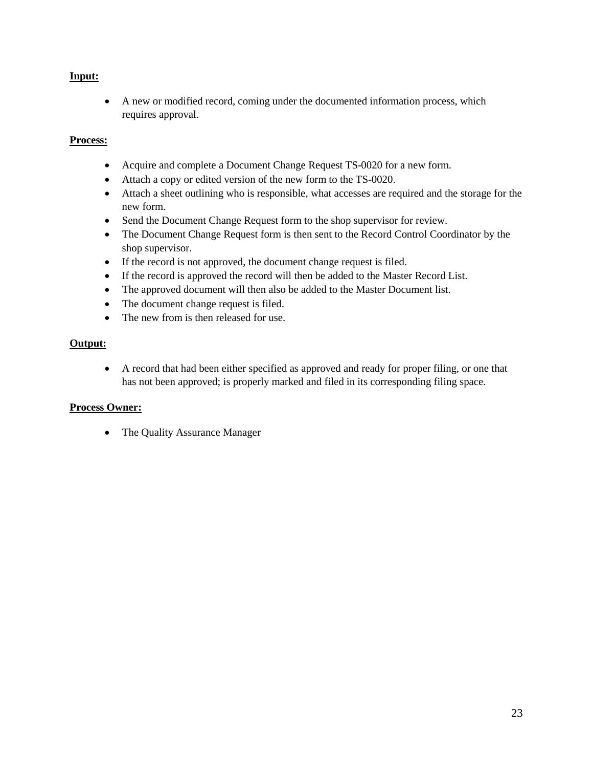**Input:**

- A new or modified record, coming under the documented information process, which requires approval.

**Process:**

- Acquire and complete a Document Change Request TS-0020 for a new form.
- Attach a copy or edited version of the new form to the TS-0020.
- Attach a sheet outlining who is responsible, what accesses are required and the storage for the new form.
- Send the Document Change Request form to the shop supervisor for review.
- The Document Change Request form is then sent to the Record Control Coordinator by the shop supervisor.
- If the record is not approved, the document change request is filed.
- If the record is approved the record will then be added to the Master Record List.
- The approved document will then also be added to the Master Document list.
- The document change request is filed.
- The new from is then released for use.

**Output:**

- A record that had been either specified as approved and ready for proper filing, or one that has not been approved; is properly marked and filed in its corresponding filing space.

**Process Owner:**

- The Quality Assurance Manager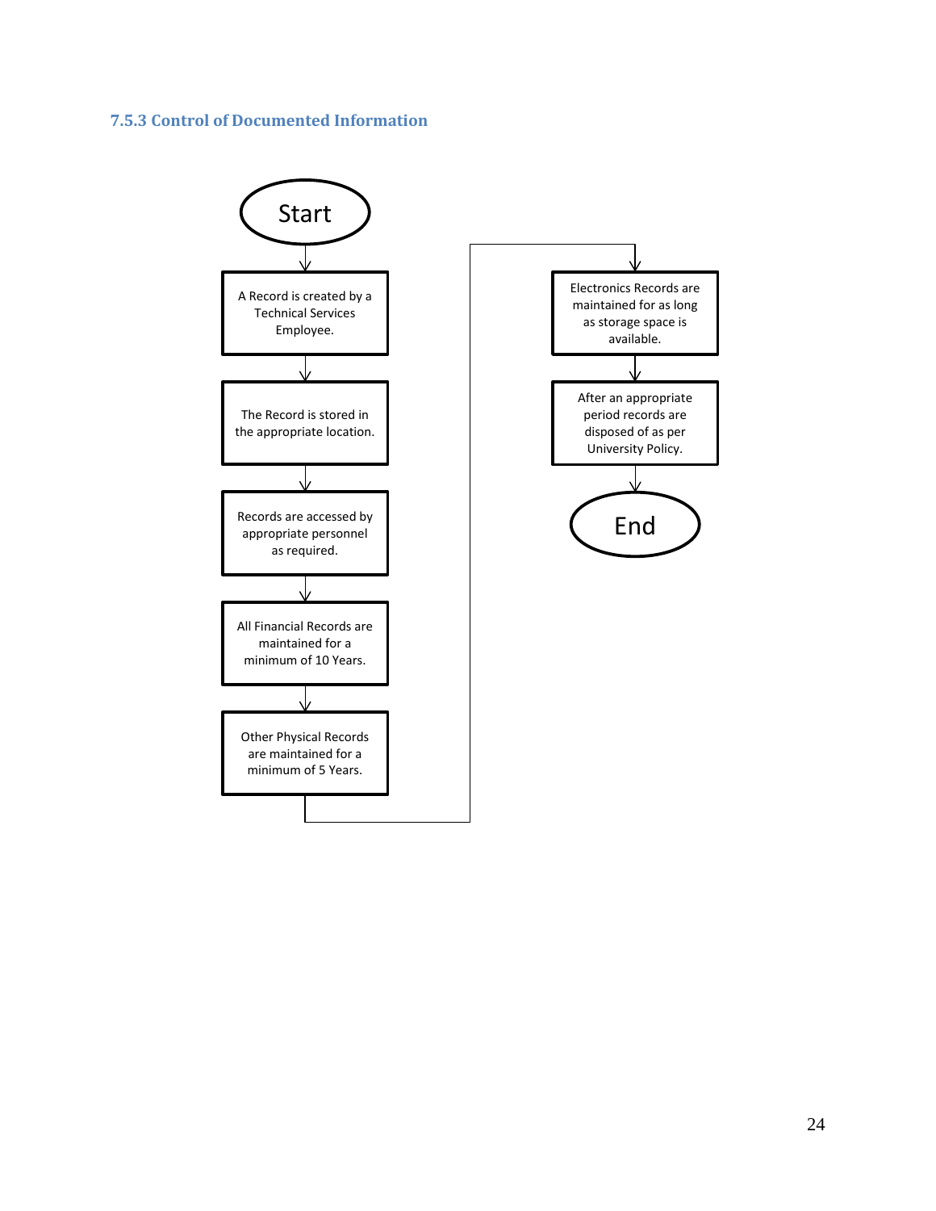### 7.5.3 Control of Documented Information

Start

A Record is created by a Technical Services Employee.

The Record is stored in the appropriate location.

Records are accessed by appropriate personnel as required.

All Financial Records are maintained for a minimum of 10 Years.

Other Physical Records are maintained for a minimum of 5 Years.

Electronics Records are maintained for as long as storage space is available.

After an appropriate period records are disposed of as per University Policy.

End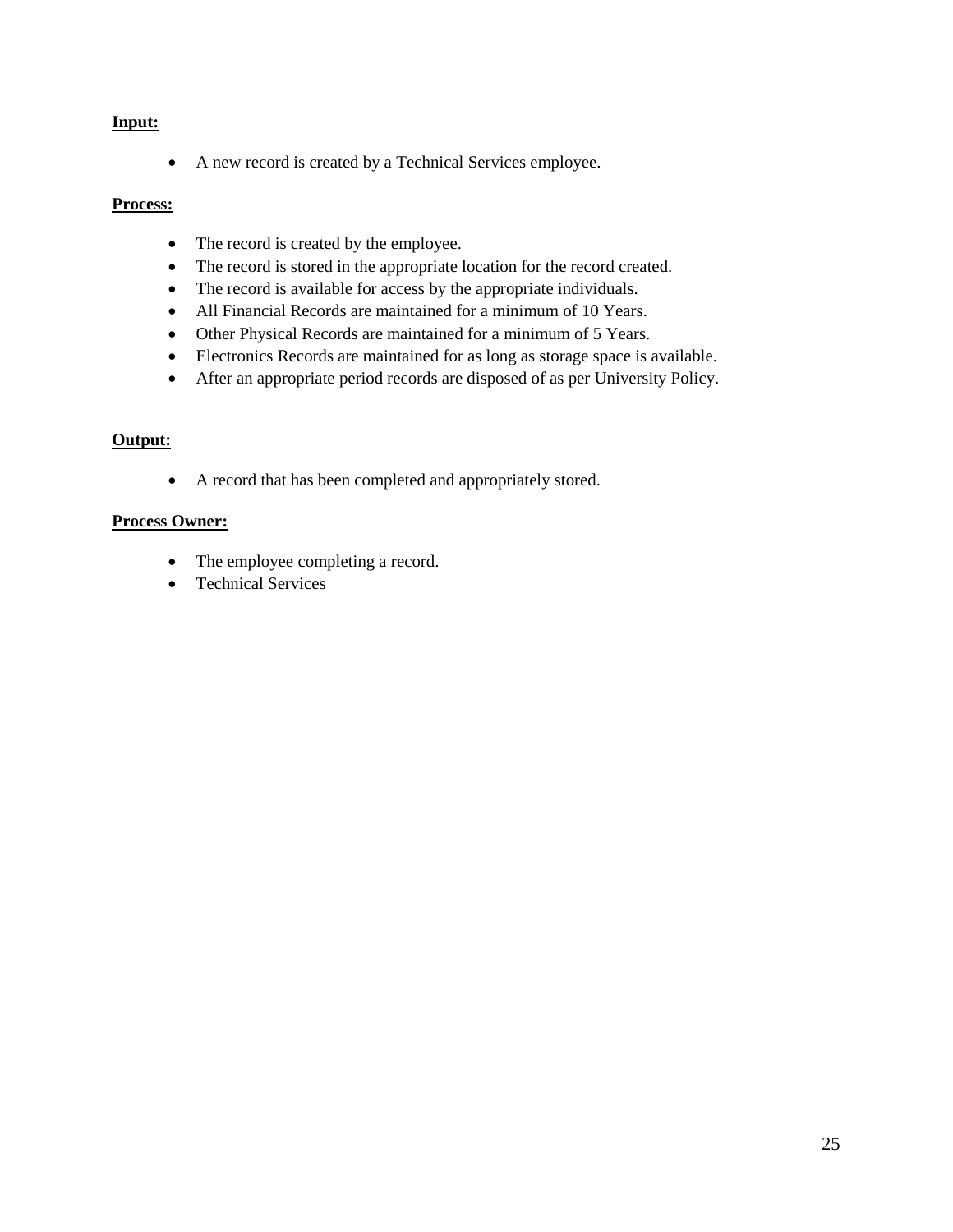**Input:**

- A new record is created by a Technical Services employee.

**Process:**

- The record is created by the employee.
- The record is stored in the appropriate location for the record created.
- The record is available for access by the appropriate individuals.
- All Financial Records are maintained for a minimum of 10 Years.
- Other Physical Records are maintained for a minimum of 5 Years.
- Electronics Records are maintained for as long as storage space is available.
- After an appropriate period records are disposed of as per University Policy.

**Output:**

- A record that has been completed and appropriately stored.

**Process Owner:**

- The employee completing a record.
- Technical Services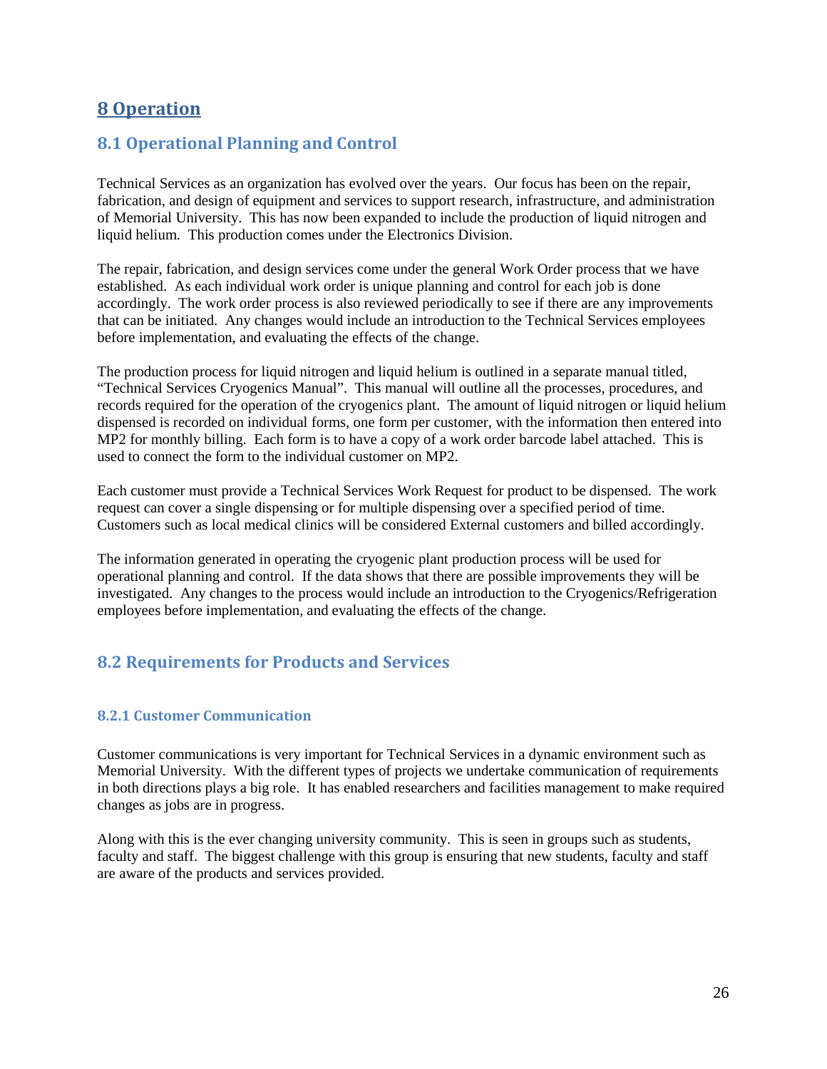# 8 Operation

## 8.1 Operational Planning and Control

Technical Services as an organization has evolved over the years. Our focus has been on the repair, fabrication, and design of equipment and services to support research, infrastructure, and administration of Memorial University. This has now been expanded to include the production of liquid nitrogen and liquid helium. This production comes under the Electronics Division.

The repair, fabrication, and design services come under the general Work Order process that we have established. As each individual work order is unique planning and control for each job is done accordingly. The work order process is also reviewed periodically to see if there are any improvements that can be initiated. Any changes would include an introduction to the Technical Services employees before implementation, and evaluating the effects of the change.

The production process for liquid nitrogen and liquid helium is outlined in a separate manual titled, "Technical Services Cryogenics Manual". This manual will outline all the processes, procedures, and records required for the operation of the cryogenics plant. The amount of liquid nitrogen or liquid helium dispensed is recorded on individual forms, one form per customer, with the information then entered into MP2 for monthly billing. Each form is to have a copy of a work order barcode label attached. This is used to connect the form to the individual customer on MP2.

Each customer must provide a Technical Services Work Request for product to be dispensed. The work request can cover a single dispensing or for multiple dispensing over a specified period of time. Customers such as local medical clinics will be considered External customers and billed accordingly.

The information generated in operating the cryogenic plant production process will be used for operational planning and control. If the data shows that there are possible improvements they will be investigated. Any changes to the process would include an introduction to the Cryogenics/Refrigeration employees before implementation, and evaluating the effects of the change.

## 8.2 Requirements for Products and Services

### 8.2.1 Customer Communication

Customer communications is very important for Technical Services in a dynamic environment such as Memorial University. With the different types of projects we undertake communication of requirements in both directions plays a big role. It has enabled researchers and facilities management to make required changes as jobs are in progress.

Along with this is the ever changing university community. This is seen in groups such as students, faculty and staff. The biggest challenge with this group is ensuring that new students, faculty and staff are aware of the products and services provided.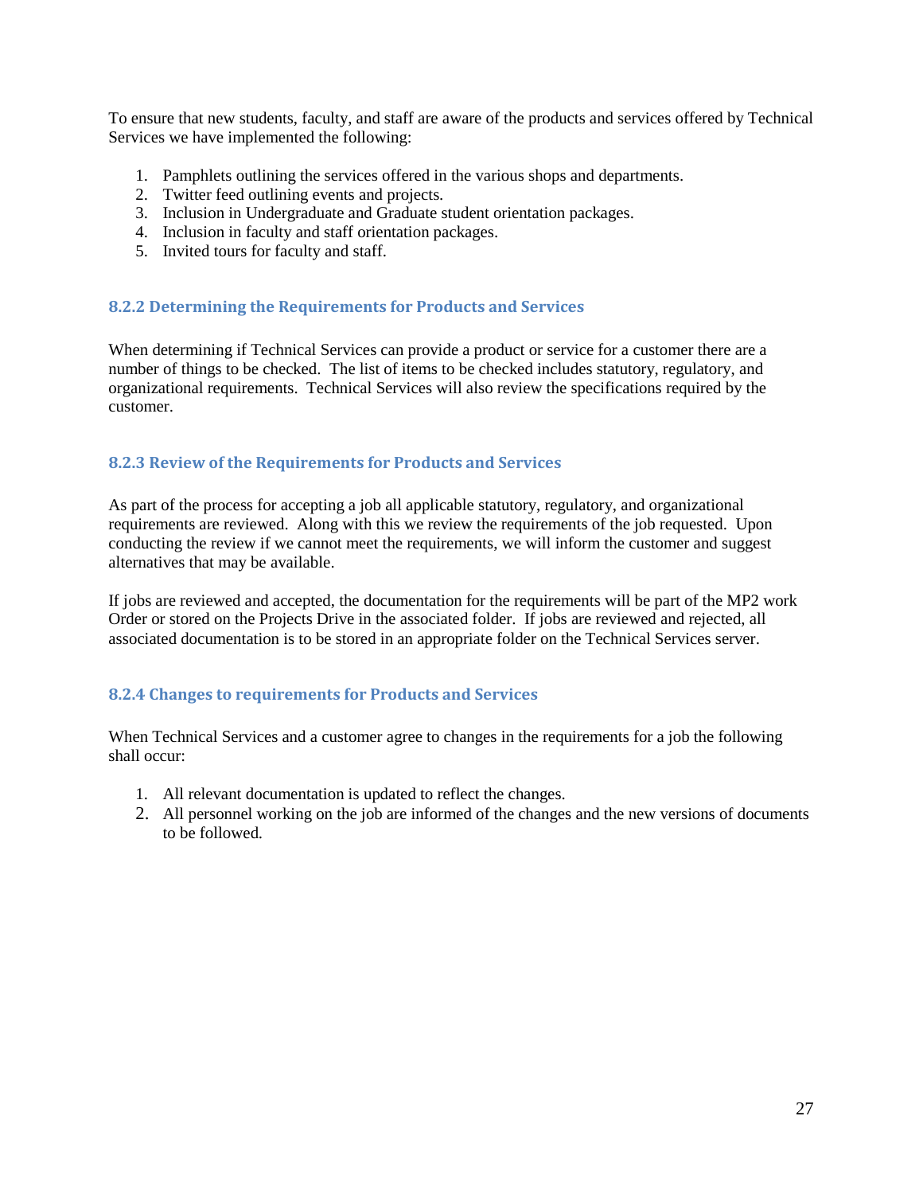To ensure that new students, faculty, and staff are aware of the products and services offered by Technical Services we have implemented the following:

1. Pamphlets outlining the services offered in the various shops and departments.
2. Twitter feed outlining events and projects.
3. Inclusion in Undergraduate and Graduate student orientation packages.
4. Inclusion in faculty and staff orientation packages.
5. Invited tours for faculty and staff.

### 8.2.2 Determining the Requirements for Products and Services

When determining if Technical Services can provide a product or service for a customer there are a number of things to be checked. The list of items to be checked includes statutory, regulatory, and organizational requirements. Technical Services will also review the specifications required by the customer.

### 8.2.3 Review of the Requirements for Products and Services

As part of the process for accepting a job all applicable statutory, regulatory, and organizational requirements are reviewed. Along with this we review the requirements of the job requested. Upon conducting the review if we cannot meet the requirements, we will inform the customer and suggest alternatives that may be available.

If jobs are reviewed and accepted, the documentation for the requirements will be part of the MP2 work Order or stored on the Projects Drive in the associated folder. If jobs are reviewed and rejected, all associated documentation is to be stored in an appropriate folder on the Technical Services server.

### 8.2.4 Changes to requirements for Products and Services

When Technical Services and a customer agree to changes in the requirements for a job the following shall occur:

1. All relevant documentation is updated to reflect the changes.
2. All personnel working on the job are informed of the changes and the new versions of documents to be followed.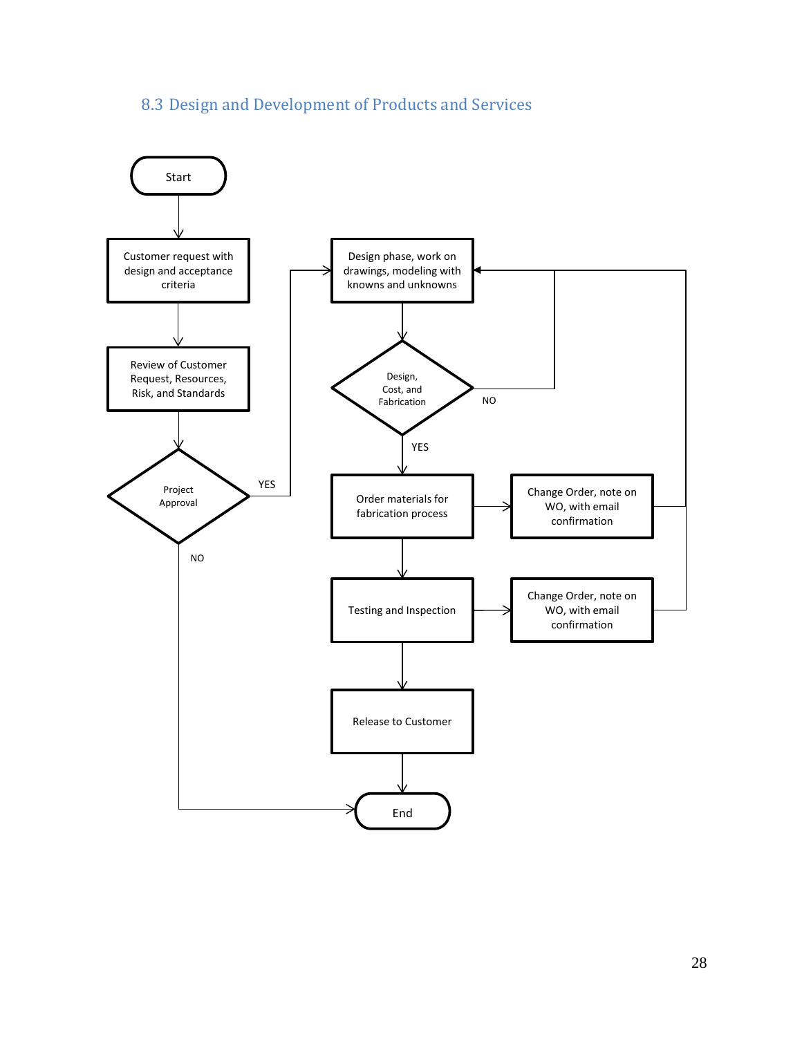## 8.3 Design and Development of Products and Services

Start

Customer request with design and acceptance criteria

Review of Customer Request, Resources, Risk, and Standards

Project Approval

YES

NO

Design phase, work on drawings, modeling with knowns and unknowns

Design, Cost, and Fabrication

NO

YES

Order materials for fabrication process

Change Order, note on WO, with email confirmation

Testing and Inspection

Change Order, note on WO, with email confirmation

Release to Customer

End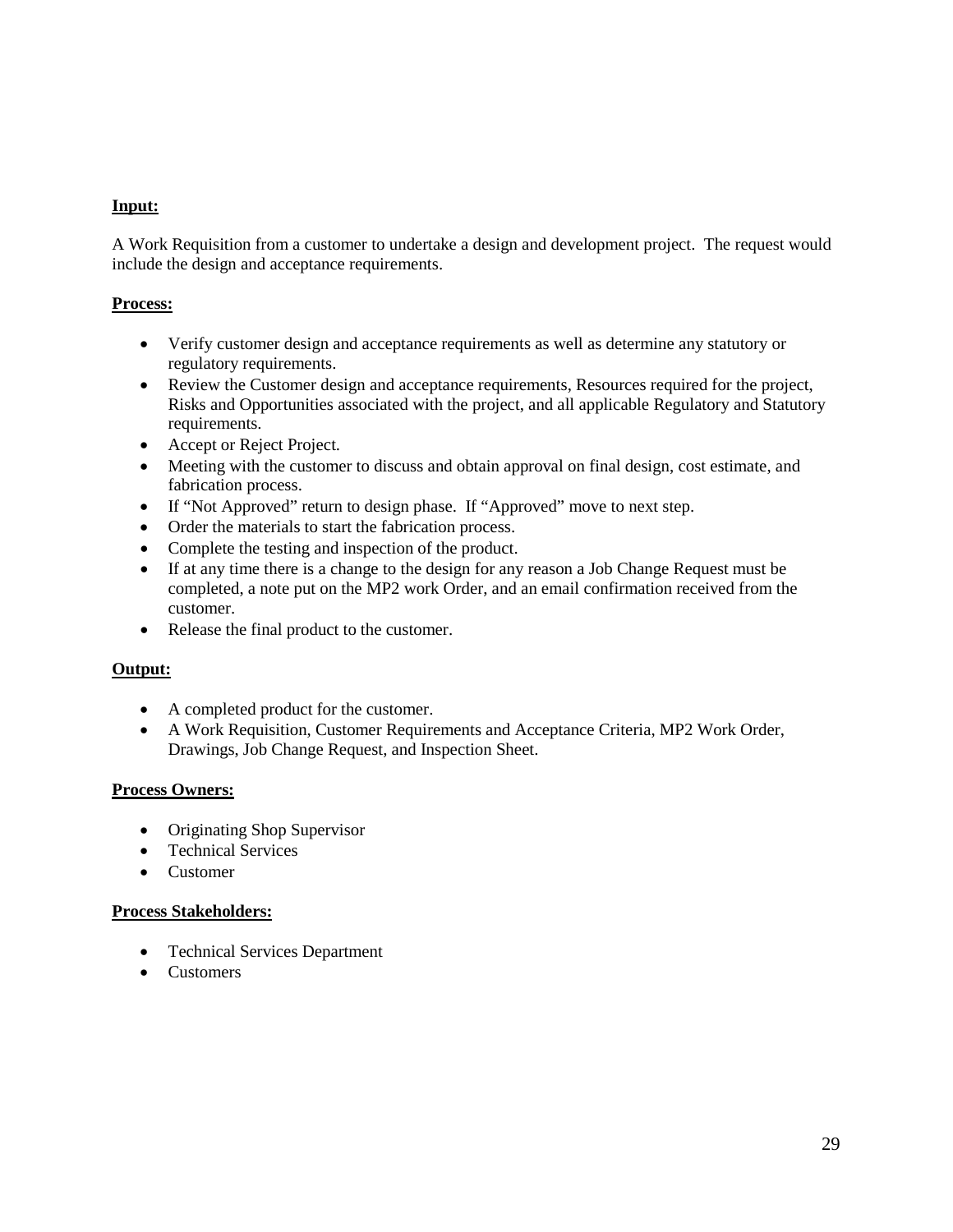**Input:**

A Work Requisition from a customer to undertake a design and development project. The request would include the design and acceptance requirements.

**Process:**

- Verify customer design and acceptance requirements as well as determine any statutory or regulatory requirements.
- Review the Customer design and acceptance requirements, Resources required for the project, Risks and Opportunities associated with the project, and all applicable Regulatory and Statutory requirements.
- Accept or Reject Project.
- Meeting with the customer to discuss and obtain approval on final design, cost estimate, and fabrication process.
- If "Not Approved" return to design phase. If "Approved" move to next step.
- Order the materials to start the fabrication process.
- Complete the testing and inspection of the product.
- If at any time there is a change to the design for any reason a Job Change Request must be completed, a note put on the MP2 work Order, and an email confirmation received from the customer.
- Release the final product to the customer.

**Output:**

- A completed product for the customer.
- A Work Requisition, Customer Requirements and Acceptance Criteria, MP2 Work Order, Drawings, Job Change Request, and Inspection Sheet.

**Process Owners:**

- Originating Shop Supervisor
- Technical Services
- Customer

**Process Stakeholders:**

- Technical Services Department
- Customers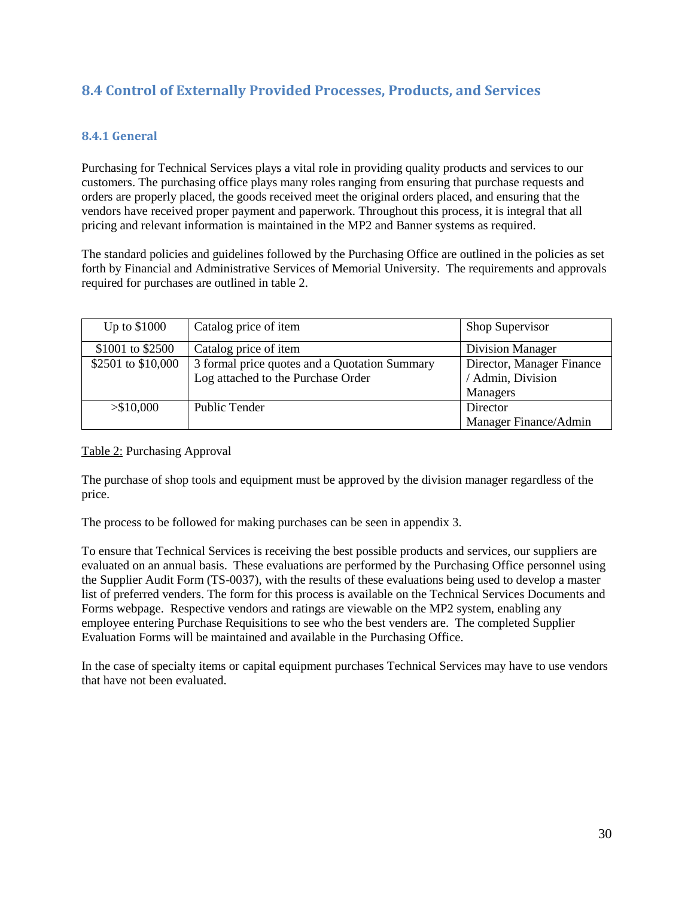## 8.4 Control of Externally Provided Processes, Products, and Services

### 8.4.1 General

Purchasing for Technical Services plays a vital role in providing quality products and services to our customers. The purchasing office plays many roles ranging from ensuring that purchase requests and orders are properly placed, the goods received meet the original orders placed, and ensuring that the vendors have received proper payment and paperwork. Throughout this process, it is integral that all pricing and relevant information is maintained in the MP2 and Banner systems as required.

The standard policies and guidelines followed by the Purchasing Office are outlined in the policies as set forth by Financial and Administrative Services of Memorial University. The requirements and approvals required for purchases are outlined in table 2.

| | | |
|---|---|---|
| Up to $1000 | Catalog price of item | Shop Supervisor |
| $1001 to $2500 | Catalog price of item | Division Manager |
| $2501 to $10,000 | 3 formal price quotes and a Quotation Summary Log attached to the Purchase Order | Director, Manager Finance / Admin, Division Managers |
| >$10,000 | Public Tender | Director<br>Manager Finance/Admin |

Table 2: Purchasing Approval

The purchase of shop tools and equipment must be approved by the division manager regardless of the price.

The process to be followed for making purchases can be seen in appendix 3.

To ensure that Technical Services is receiving the best possible products and services, our suppliers are evaluated on an annual basis. These evaluations are performed by the Purchasing Office personnel using the Supplier Audit Form (TS-0037), with the results of these evaluations being used to develop a master list of preferred venders. The form for this process is available on the Technical Services Documents and Forms webpage. Respective vendors and ratings are viewable on the MP2 system, enabling any employee entering Purchase Requisitions to see who the best venders are. The completed Supplier Evaluation Forms will be maintained and available in the Purchasing Office.

In the case of specialty items or capital equipment purchases Technical Services may have to use vendors that have not been evaluated.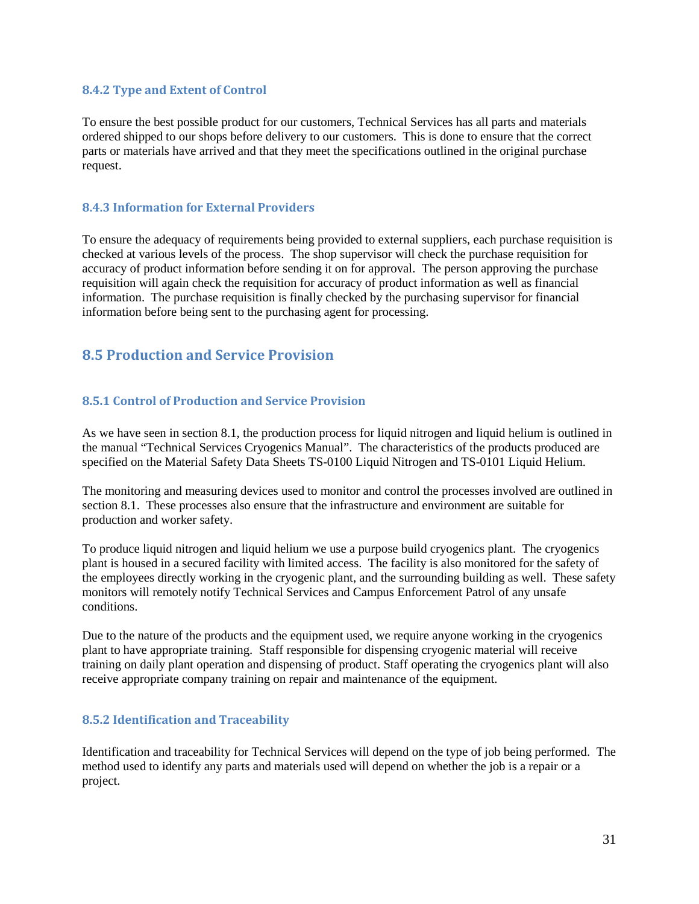### 8.4.2 Type and Extent of Control

To ensure the best possible product for our customers, Technical Services has all parts and materials ordered shipped to our shops before delivery to our customers. This is done to ensure that the correct parts or materials have arrived and that they meet the specifications outlined in the original purchase request.

### 8.4.3 Information for External Providers

To ensure the adequacy of requirements being provided to external suppliers, each purchase requisition is checked at various levels of the process. The shop supervisor will check the purchase requisition for accuracy of product information before sending it on for approval. The person approving the purchase requisition will again check the requisition for accuracy of product information as well as financial information. The purchase requisition is finally checked by the purchasing supervisor for financial information before being sent to the purchasing agent for processing.

## 8.5 Production and Service Provision

### 8.5.1 Control of Production and Service Provision

As we have seen in section 8.1, the production process for liquid nitrogen and liquid helium is outlined in the manual "Technical Services Cryogenics Manual". The characteristics of the products produced are specified on the Material Safety Data Sheets TS-0100 Liquid Nitrogen and TS-0101 Liquid Helium.

The monitoring and measuring devices used to monitor and control the processes involved are outlined in section 8.1. These processes also ensure that the infrastructure and environment are suitable for production and worker safety.

To produce liquid nitrogen and liquid helium we use a purpose build cryogenics plant. The cryogenics plant is housed in a secured facility with limited access. The facility is also monitored for the safety of the employees directly working in the cryogenic plant, and the surrounding building as well. These safety monitors will remotely notify Technical Services and Campus Enforcement Patrol of any unsafe conditions.

Due to the nature of the products and the equipment used, we require anyone working in the cryogenics plant to have appropriate training. Staff responsible for dispensing cryogenic material will receive training on daily plant operation and dispensing of product. Staff operating the cryogenics plant will also receive appropriate company training on repair and maintenance of the equipment.

### 8.5.2 Identification and Traceability

Identification and traceability for Technical Services will depend on the type of job being performed. The method used to identify any parts and materials used will depend on whether the job is a repair or a project.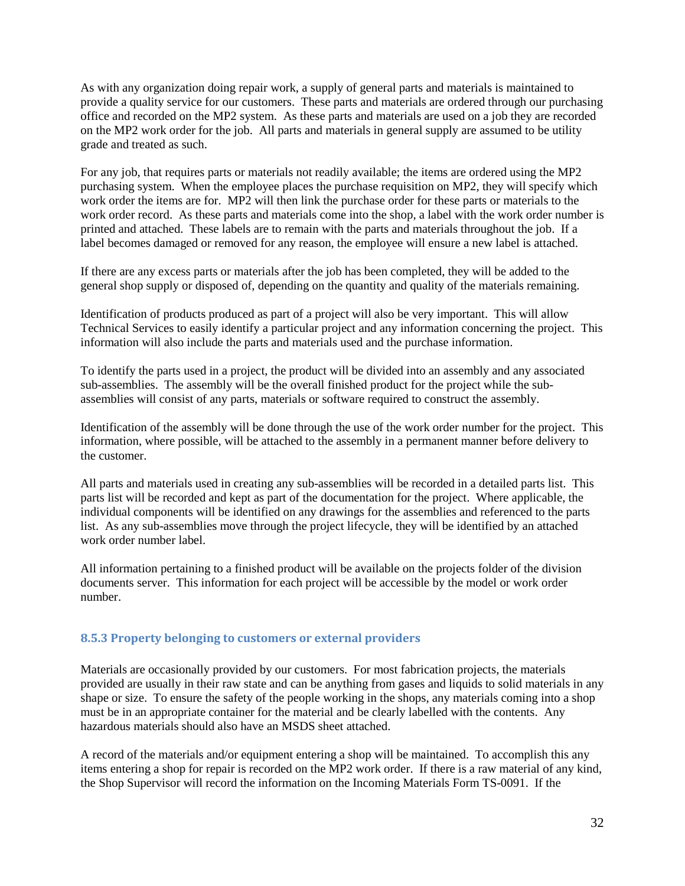As with any organization doing repair work, a supply of general parts and materials is maintained to provide a quality service for our customers. These parts and materials are ordered through our purchasing office and recorded on the MP2 system. As these parts and materials are used on a job they are recorded on the MP2 work order for the job. All parts and materials in general supply are assumed to be utility grade and treated as such.

For any job, that requires parts or materials not readily available; the items are ordered using the MP2 purchasing system. When the employee places the purchase requisition on MP2, they will specify which work order the items are for. MP2 will then link the purchase order for these parts or materials to the work order record. As these parts and materials come into the shop, a label with the work order number is printed and attached. These labels are to remain with the parts and materials throughout the job. If a label becomes damaged or removed for any reason, the employee will ensure a new label is attached.

If there are any excess parts or materials after the job has been completed, they will be added to the general shop supply or disposed of, depending on the quantity and quality of the materials remaining.

Identification of products produced as part of a project will also be very important. This will allow Technical Services to easily identify a particular project and any information concerning the project. This information will also include the parts and materials used and the purchase information.

To identify the parts used in a project, the product will be divided into an assembly and any associated sub-assemblies. The assembly will be the overall finished product for the project while the sub-assemblies will consist of any parts, materials or software required to construct the assembly.

Identification of the assembly will be done through the use of the work order number for the project. This information, where possible, will be attached to the assembly in a permanent manner before delivery to the customer.

All parts and materials used in creating any sub-assemblies will be recorded in a detailed parts list. This parts list will be recorded and kept as part of the documentation for the project. Where applicable, the individual components will be identified on any drawings for the assemblies and referenced to the parts list. As any sub-assemblies move through the project lifecycle, they will be identified by an attached work order number label.

All information pertaining to a finished product will be available on the projects folder of the division documents server. This information for each project will be accessible by the model or work order number.

### 8.5.3 Property belonging to customers or external providers

Materials are occasionally provided by our customers. For most fabrication projects, the materials provided are usually in their raw state and can be anything from gases and liquids to solid materials in any shape or size. To ensure the safety of the people working in the shops, any materials coming into a shop must be in an appropriate container for the material and be clearly labelled with the contents. Any hazardous materials should also have an MSDS sheet attached.

A record of the materials and/or equipment entering a shop will be maintained. To accomplish this any items entering a shop for repair is recorded on the MP2 work order. If there is a raw material of any kind, the Shop Supervisor will record the information on the Incoming Materials Form TS-0091. If the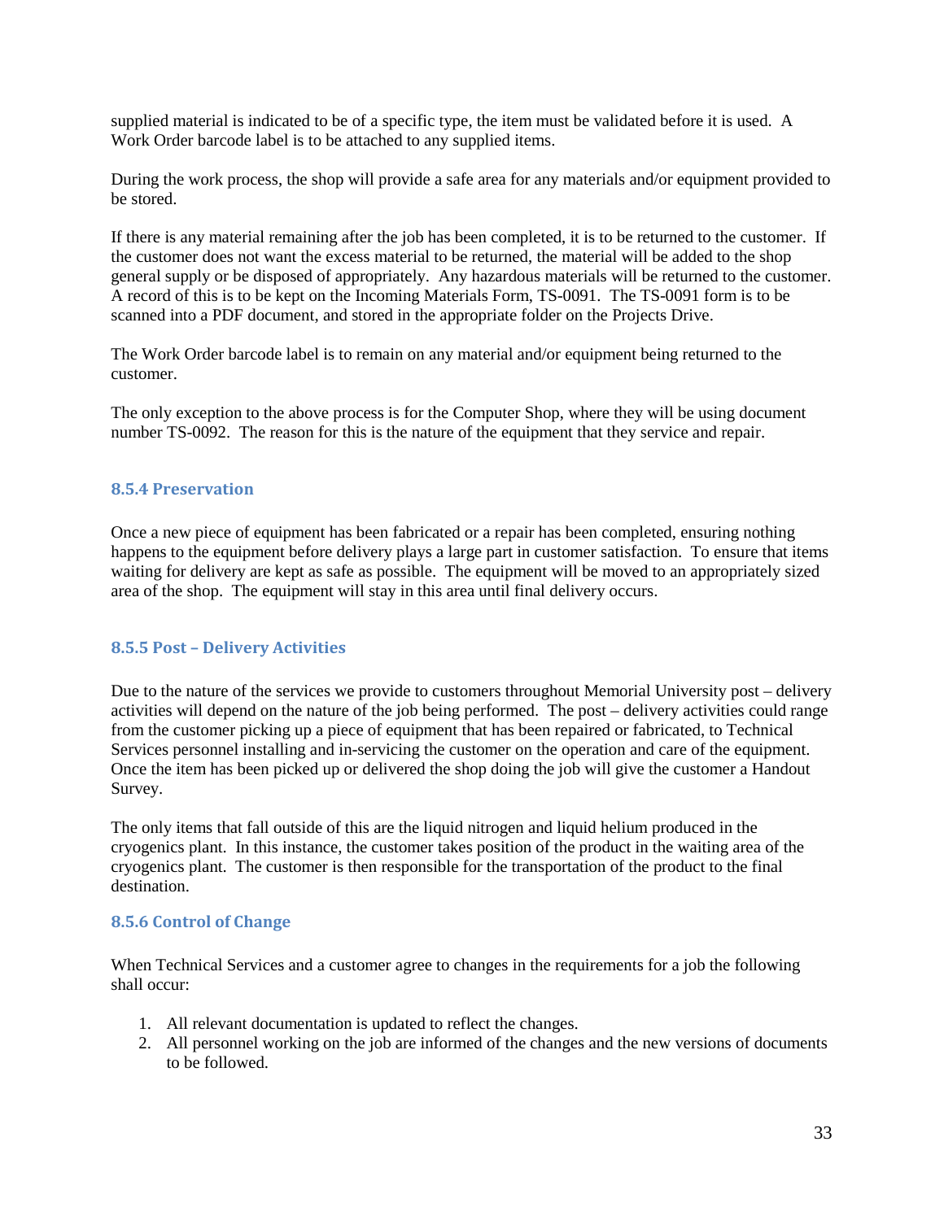supplied material is indicated to be of a specific type, the item must be validated before it is used. A Work Order barcode label is to be attached to any supplied items.

During the work process, the shop will provide a safe area for any materials and/or equipment provided to be stored.

If there is any material remaining after the job has been completed, it is to be returned to the customer. If the customer does not want the excess material to be returned, the material will be added to the shop general supply or be disposed of appropriately. Any hazardous materials will be returned to the customer. A record of this is to be kept on the Incoming Materials Form, TS-0091. The TS-0091 form is to be scanned into a PDF document, and stored in the appropriate folder on the Projects Drive.

The Work Order barcode label is to remain on any material and/or equipment being returned to the customer.

The only exception to the above process is for the Computer Shop, where they will be using document number TS-0092. The reason for this is the nature of the equipment that they service and repair.

### 8.5.4 Preservation

Once a new piece of equipment has been fabricated or a repair has been completed, ensuring nothing happens to the equipment before delivery plays a large part in customer satisfaction. To ensure that items waiting for delivery are kept as safe as possible. The equipment will be moved to an appropriately sized area of the shop. The equipment will stay in this area until final delivery occurs.

### 8.5.5 Post – Delivery Activities

Due to the nature of the services we provide to customers throughout Memorial University post – delivery activities will depend on the nature of the job being performed. The post – delivery activities could range from the customer picking up a piece of equipment that has been repaired or fabricated, to Technical Services personnel installing and in-servicing the customer on the operation and care of the equipment. Once the item has been picked up or delivered the shop doing the job will give the customer a Handout Survey.

The only items that fall outside of this are the liquid nitrogen and liquid helium produced in the cryogenics plant. In this instance, the customer takes position of the product in the waiting area of the cryogenics plant. The customer is then responsible for the transportation of the product to the final destination.

### 8.5.6 Control of Change

When Technical Services and a customer agree to changes in the requirements for a job the following shall occur:

1. All relevant documentation is updated to reflect the changes.
2. All personnel working on the job are informed of the changes and the new versions of documents to be followed.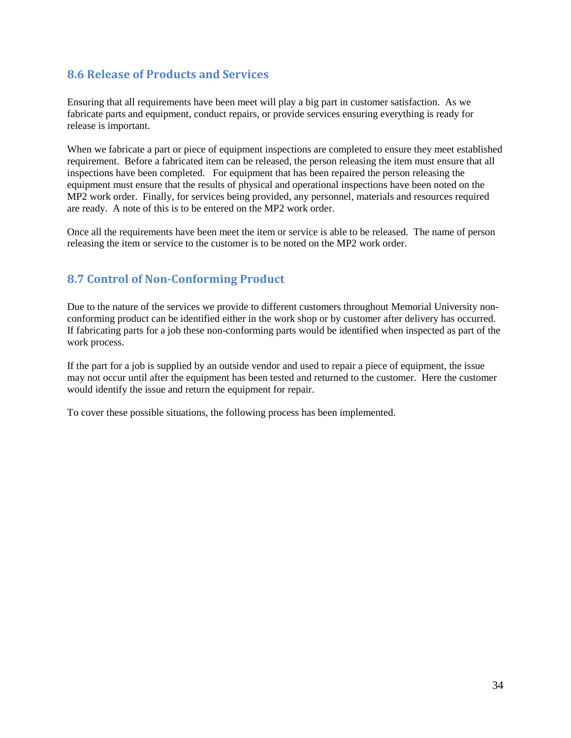## 8.6 Release of Products and Services

Ensuring that all requirements have been meet will play a big part in customer satisfaction. As we fabricate parts and equipment, conduct repairs, or provide services ensuring everything is ready for release is important.

When we fabricate a part or piece of equipment inspections are completed to ensure they meet established requirement. Before a fabricated item can be released, the person releasing the item must ensure that all inspections have been completed. For equipment that has been repaired the person releasing the equipment must ensure that the results of physical and operational inspections have been noted on the MP2 work order. Finally, for services being provided, any personnel, materials and resources required are ready. A note of this is to be entered on the MP2 work order.

Once all the requirements have been meet the item or service is able to be released. The name of person releasing the item or service to the customer is to be noted on the MP2 work order.

## 8.7 Control of Non-Conforming Product

Due to the nature of the services we provide to different customers throughout Memorial University non-conforming product can be identified either in the work shop or by customer after delivery has occurred. If fabricating parts for a job these non-conforming parts would be identified when inspected as part of the work process.

If the part for a job is supplied by an outside vendor and used to repair a piece of equipment, the issue may not occur until after the equipment has been tested and returned to the customer. Here the customer would identify the issue and return the equipment for repair.

To cover these possible situations, the following process has been implemented.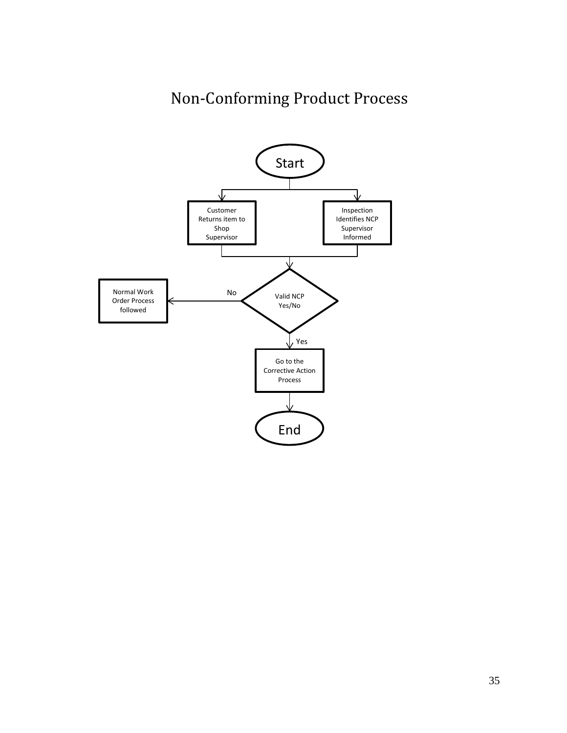# Non-Conforming Product Process

Start

Customer Returns item to Shop Supervisor

Inspection Identifies NCP Supervisor Informed

Valid NCP Yes/No

No

Normal Work Order Process followed

Yes

Go to the Corrective Action Process

End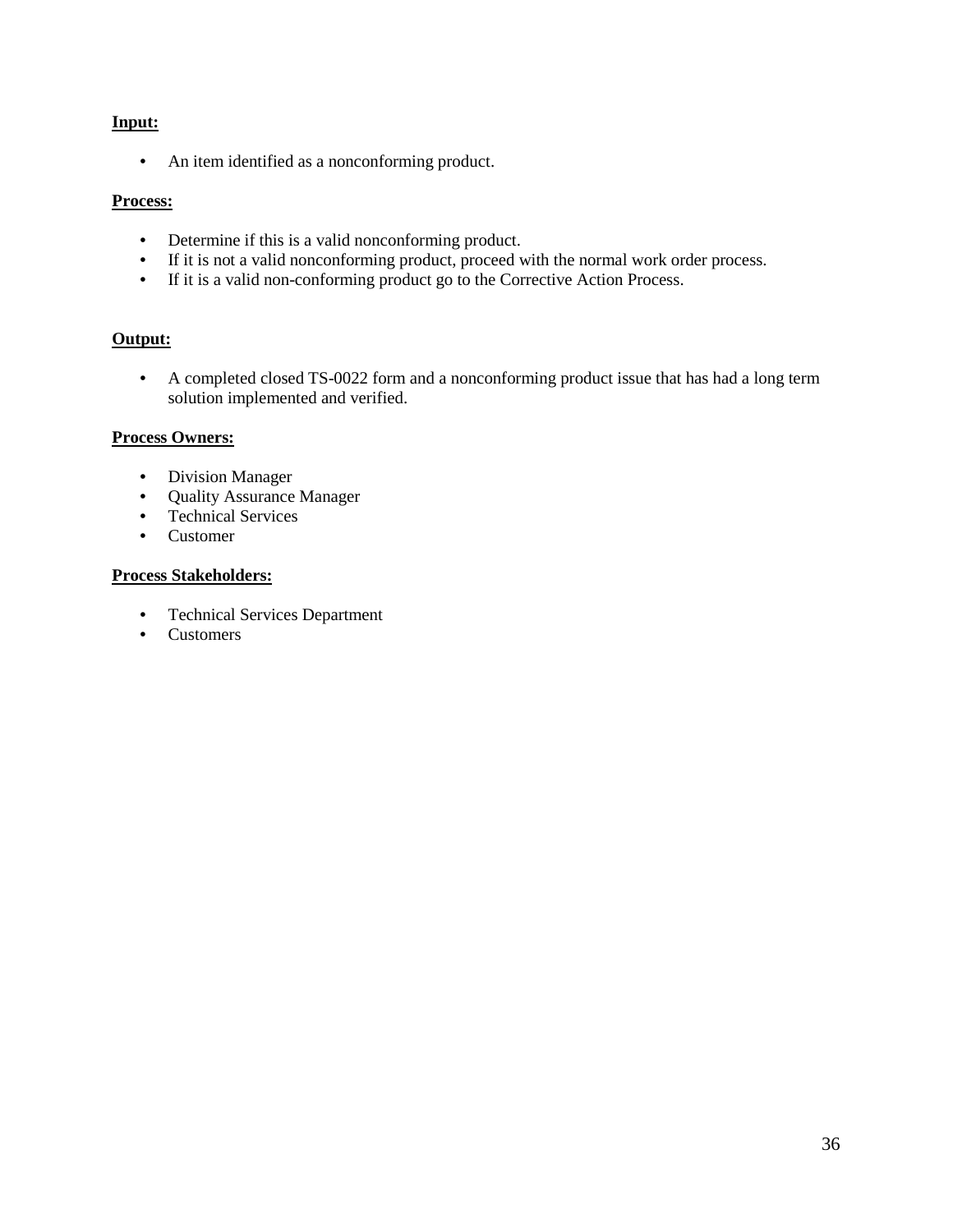**Input:**

- An item identified as a nonconforming product.

**Process:**

- Determine if this is a valid nonconforming product.
- If it is not a valid nonconforming product, proceed with the normal work order process.
- If it is a valid non-conforming product go to the Corrective Action Process.

**Output:**

- A completed closed TS-0022 form and a nonconforming product issue that has had a long term solution implemented and verified.

**Process Owners:**

- Division Manager
- Quality Assurance Manager
- Technical Services
- Customer

**Process Stakeholders:**

- Technical Services Department
- Customers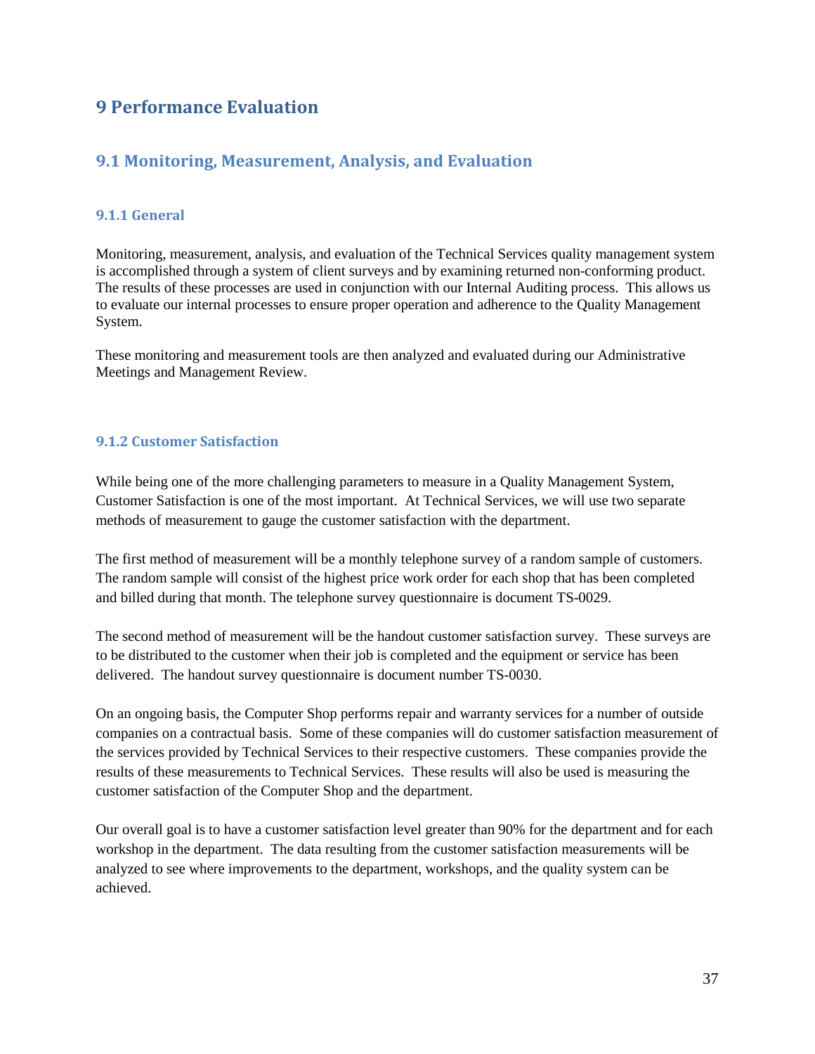# 9 Performance Evaluation

## 9.1 Monitoring, Measurement, Analysis, and Evaluation

### 9.1.1 General

Monitoring, measurement, analysis, and evaluation of the Technical Services quality management system is accomplished through a system of client surveys and by examining returned non-conforming product. The results of these processes are used in conjunction with our Internal Auditing process. This allows us to evaluate our internal processes to ensure proper operation and adherence to the Quality Management System.

These monitoring and measurement tools are then analyzed and evaluated during our Administrative Meetings and Management Review.

### 9.1.2 Customer Satisfaction

While being one of the more challenging parameters to measure in a Quality Management System, Customer Satisfaction is one of the most important. At Technical Services, we will use two separate methods of measurement to gauge the customer satisfaction with the department.

The first method of measurement will be a monthly telephone survey of a random sample of customers. The random sample will consist of the highest price work order for each shop that has been completed and billed during that month. The telephone survey questionnaire is document TS-0029.

The second method of measurement will be the handout customer satisfaction survey. These surveys are to be distributed to the customer when their job is completed and the equipment or service has been delivered. The handout survey questionnaire is document number TS-0030.

On an ongoing basis, the Computer Shop performs repair and warranty services for a number of outside companies on a contractual basis. Some of these companies will do customer satisfaction measurement of the services provided by Technical Services to their respective customers. These companies provide the results of these measurements to Technical Services. These results will also be used is measuring the customer satisfaction of the Computer Shop and the department.

Our overall goal is to have a customer satisfaction level greater than 90% for the department and for each workshop in the department. The data resulting from the customer satisfaction measurements will be analyzed to see where improvements to the department, workshops, and the quality system can be achieved.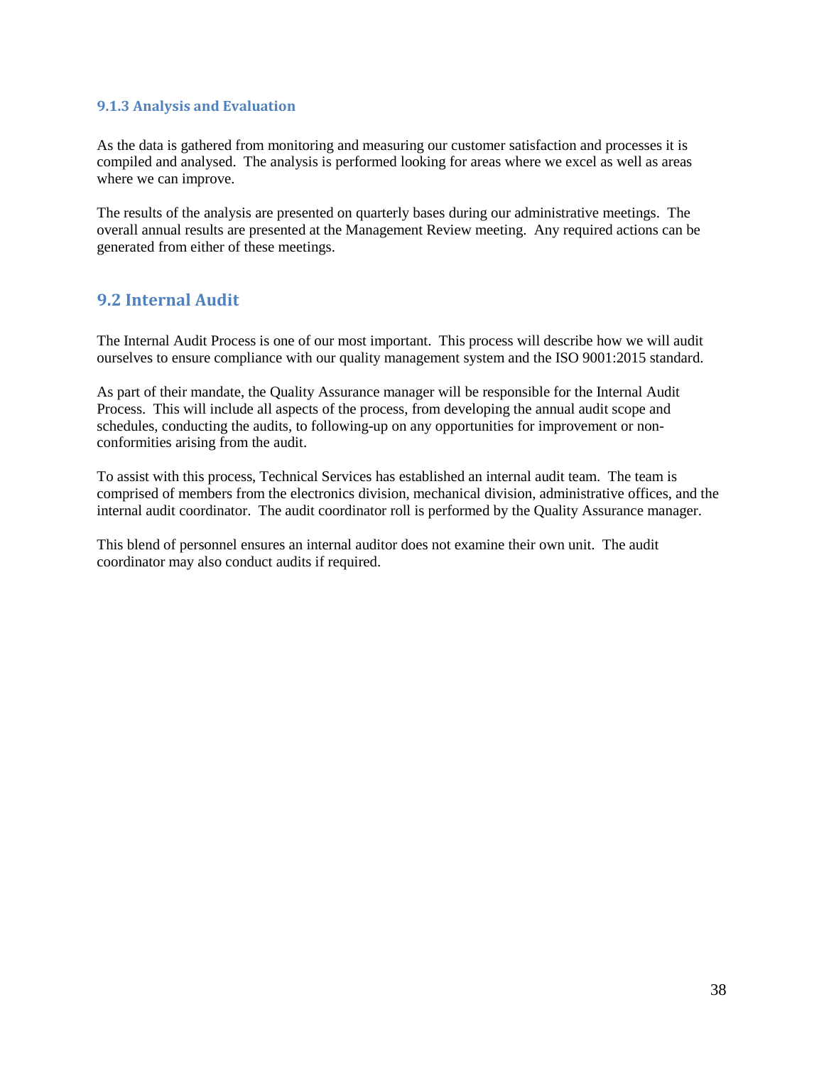### 9.1.3 Analysis and Evaluation

As the data is gathered from monitoring and measuring our customer satisfaction and processes it is compiled and analysed. The analysis is performed looking for areas where we excel as well as areas where we can improve.

The results of the analysis are presented on quarterly bases during our administrative meetings. The overall annual results are presented at the Management Review meeting. Any required actions can be generated from either of these meetings.

## 9.2 Internal Audit

The Internal Audit Process is one of our most important. This process will describe how we will audit ourselves to ensure compliance with our quality management system and the ISO 9001:2015 standard.

As part of their mandate, the Quality Assurance manager will be responsible for the Internal Audit Process. This will include all aspects of the process, from developing the annual audit scope and schedules, conducting the audits, to following-up on any opportunities for improvement or non-conformities arising from the audit.

To assist with this process, Technical Services has established an internal audit team. The team is comprised of members from the electronics division, mechanical division, administrative offices, and the internal audit coordinator. The audit coordinator roll is performed by the Quality Assurance manager.

This blend of personnel ensures an internal auditor does not examine their own unit. The audit coordinator may also conduct audits if required.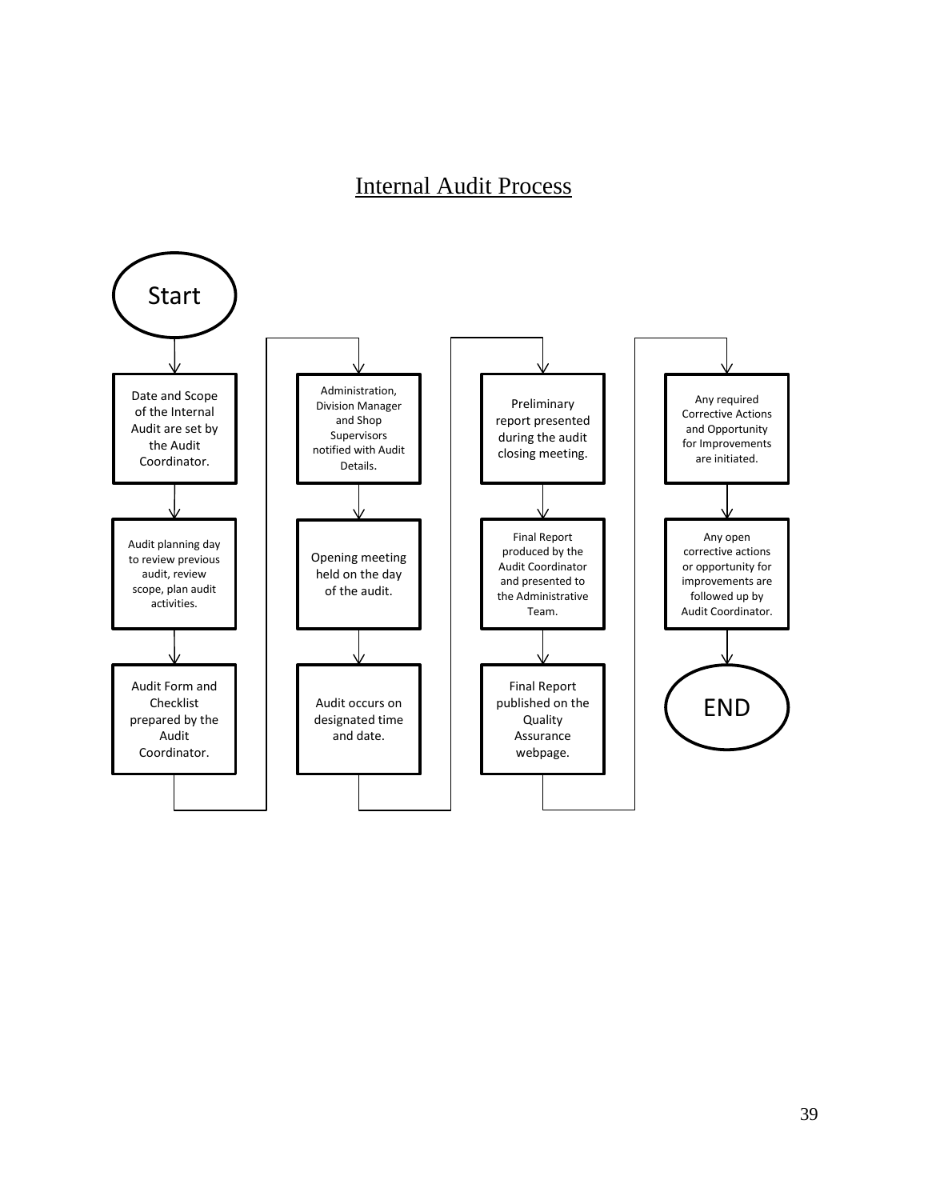# Internal Audit Process

Start

1. Date and Scope of the Internal Audit are set by the Audit Coordinator.
2. Audit planning day to review previous audit, review scope, plan audit activities.
3. Audit Form and Checklist prepared by the Audit Coordinator.
4. Administration, Division Manager and Shop Supervisors notified with Audit Details.
5. Opening meeting held on the day of the audit.
6. Audit occurs on designated time and date.
7. Preliminary report presented during the audit closing meeting.
8. Final Report produced by the Audit Coordinator and presented to the Administrative Team.
9. Final Report published on the Quality Assurance webpage.
10. Any required Corrective Actions and Opportunity for Improvements are initiated.
11. Any open corrective actions or opportunity for improvements are followed up by Audit Coordinator.

END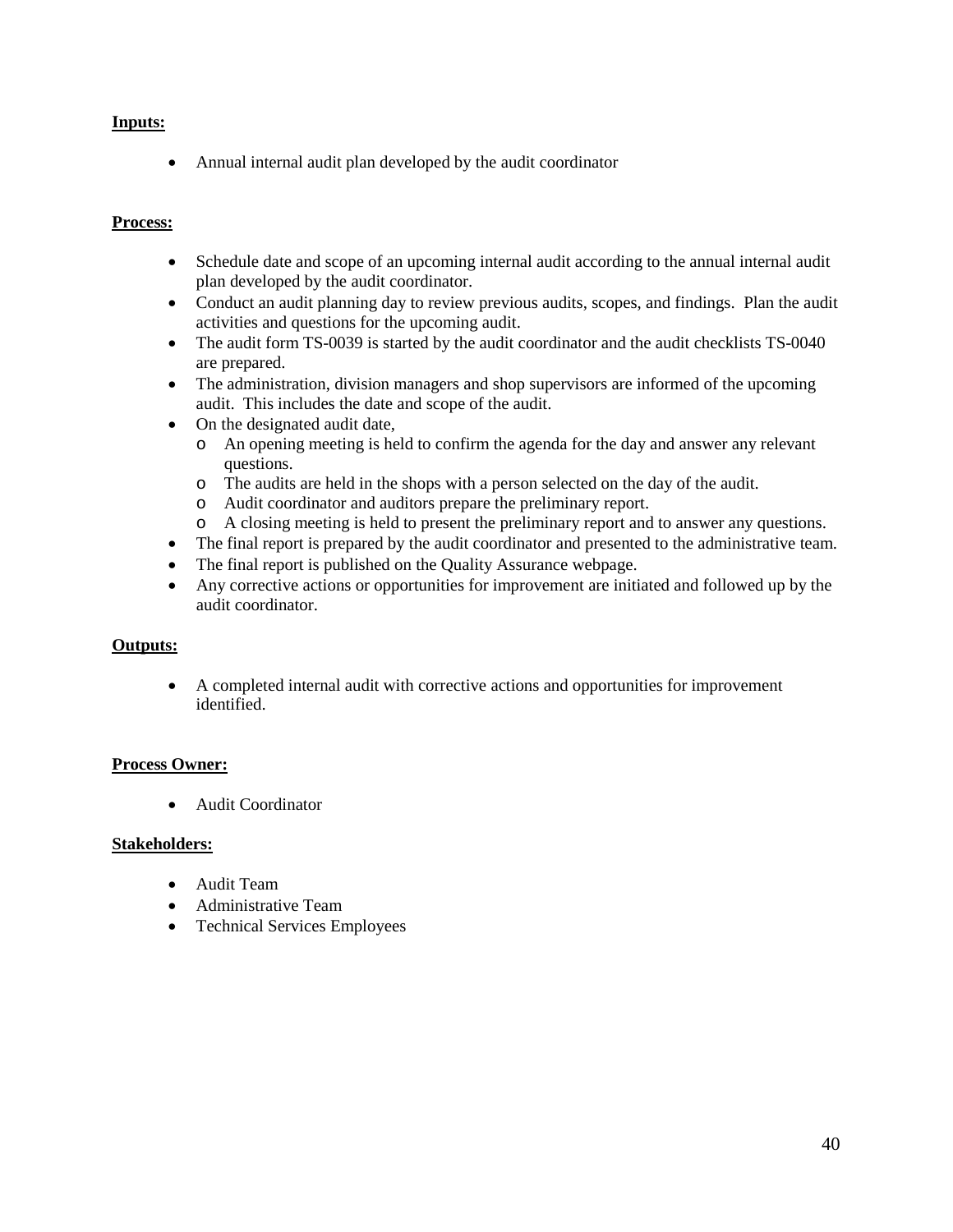**Inputs:**

- Annual internal audit plan developed by the audit coordinator

**Process:**

- Schedule date and scope of an upcoming internal audit according to the annual internal audit plan developed by the audit coordinator.
- Conduct an audit planning day to review previous audits, scopes, and findings. Plan the audit activities and questions for the upcoming audit.
- The audit form TS-0039 is started by the audit coordinator and the audit checklists TS-0040 are prepared.
- The administration, division managers and shop supervisors are informed of the upcoming audit. This includes the date and scope of the audit.
- On the designated audit date,
  - An opening meeting is held to confirm the agenda for the day and answer any relevant questions.
  - The audits are held in the shops with a person selected on the day of the audit.
  - Audit coordinator and auditors prepare the preliminary report.
  - A closing meeting is held to present the preliminary report and to answer any questions.
- The final report is prepared by the audit coordinator and presented to the administrative team.
- The final report is published on the Quality Assurance webpage.
- Any corrective actions or opportunities for improvement are initiated and followed up by the audit coordinator.

**Outputs:**

- A completed internal audit with corrective actions and opportunities for improvement identified.

**Process Owner:**

- Audit Coordinator

**Stakeholders:**

- Audit Team
- Administrative Team
- Technical Services Employees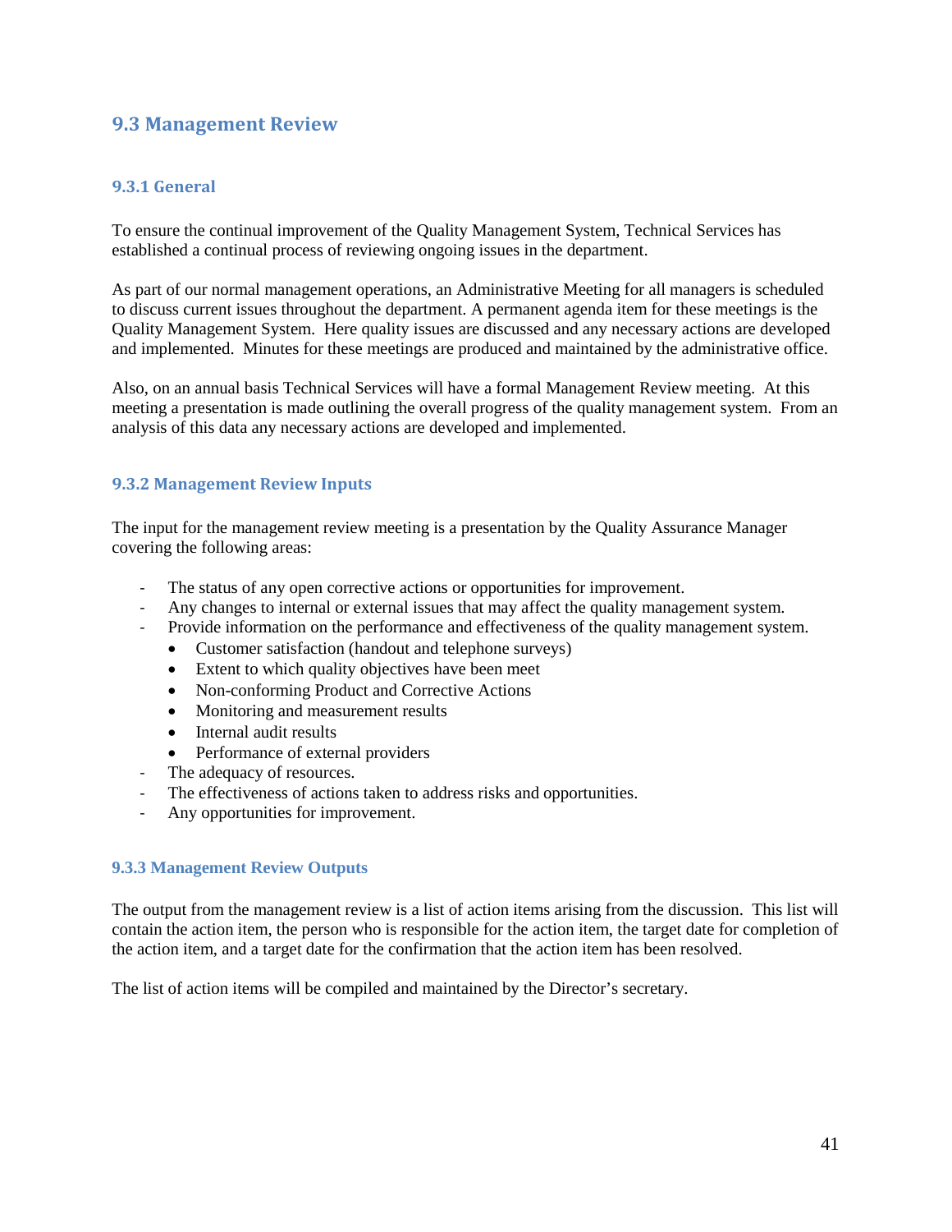## 9.3 Management Review

### 9.3.1 General

To ensure the continual improvement of the Quality Management System, Technical Services has established a continual process of reviewing ongoing issues in the department.

As part of our normal management operations, an Administrative Meeting for all managers is scheduled to discuss current issues throughout the department. A permanent agenda item for these meetings is the Quality Management System. Here quality issues are discussed and any necessary actions are developed and implemented. Minutes for these meetings are produced and maintained by the administrative office.

Also, on an annual basis Technical Services will have a formal Management Review meeting. At this meeting a presentation is made outlining the overall progress of the quality management system. From an analysis of this data any necessary actions are developed and implemented.

### 9.3.2 Management Review Inputs

The input for the management review meeting is a presentation by the Quality Assurance Manager covering the following areas:

- The status of any open corrective actions or opportunities for improvement.
- Any changes to internal or external issues that may affect the quality management system.
- Provide information on the performance and effectiveness of the quality management system.
  - Customer satisfaction (handout and telephone surveys)
  - Extent to which quality objectives have been meet
  - Non-conforming Product and Corrective Actions
  - Monitoring and measurement results
  - Internal audit results
  - Performance of external providers
- The adequacy of resources.
- The effectiveness of actions taken to address risks and opportunities.
- Any opportunities for improvement.

### 9.3.3 Management Review Outputs

The output from the management review is a list of action items arising from the discussion. This list will contain the action item, the person who is responsible for the action item, the target date for completion of the action item, and a target date for the confirmation that the action item has been resolved.

The list of action items will be compiled and maintained by the Director's secretary.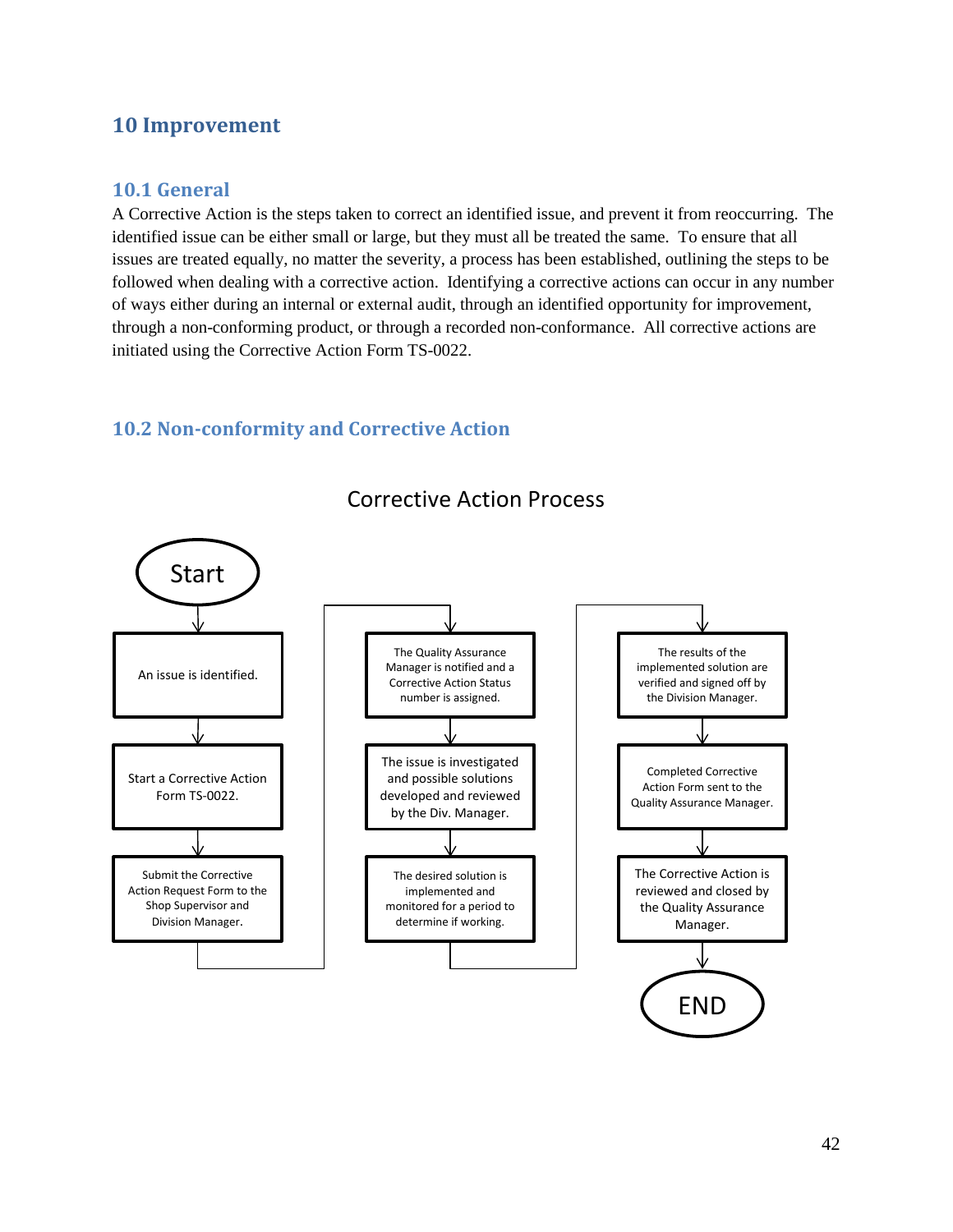# 10 Improvement

## 10.1 General

A Corrective Action is the steps taken to correct an identified issue, and prevent it from reoccurring. The identified issue can be either small or large, but they must all be treated the same. To ensure that all issues are treated equally, no matter the severity, a process has been established, outlining the steps to be followed when dealing with a corrective action. Identifying a corrective actions can occur in any number of ways either during an internal or external audit, through an identified opportunity for improvement, through a non-conforming product, or through a recorded non-conformance. All corrective actions are initiated using the Corrective Action Form TS-0022.

## 10.2 Non-conformity and Corrective Action

Corrective Action Process

1. Start
2. An issue is identified.
3. Start a Corrective Action Form TS-0022.
4. Submit the Corrective Action Request Form to the Shop Supervisor and Division Manager.
5. The Quality Assurance Manager is notified and a Corrective Action Status number is assigned.
6. The issue is investigated and possible solutions developed and reviewed by the Div. Manager.
7. The desired solution is implemented and monitored for a period to determine if working.
8. The results of the implemented solution are verified and signed off by the Division Manager.
9. Completed Corrective Action Form sent to the Quality Assurance Manager.
10. The Corrective Action is reviewed and closed by the Quality Assurance Manager.
11. END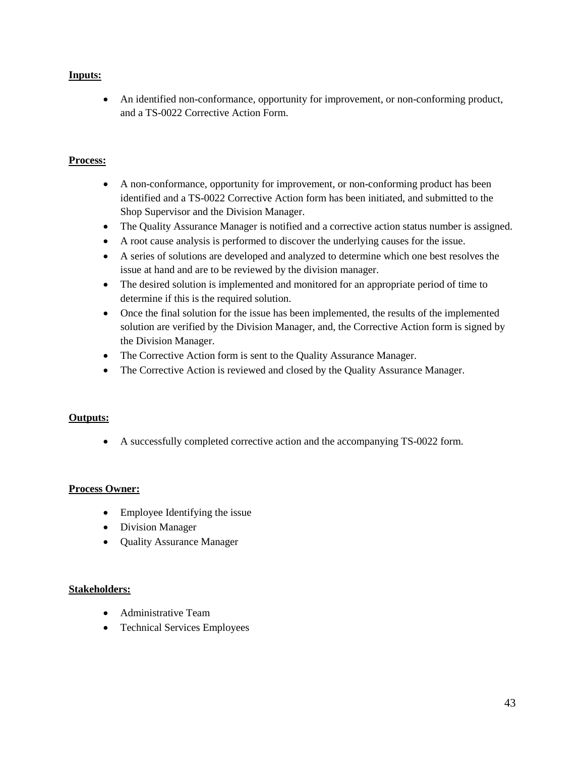**Inputs:**

- An identified non-conformance, opportunity for improvement, or non-conforming product, and a TS-0022 Corrective Action Form.

**Process:**

- A non-conformance, opportunity for improvement, or non-conforming product has been identified and a TS-0022 Corrective Action form has been initiated, and submitted to the Shop Supervisor and the Division Manager.
- The Quality Assurance Manager is notified and a corrective action status number is assigned.
- A root cause analysis is performed to discover the underlying causes for the issue.
- A series of solutions are developed and analyzed to determine which one best resolves the issue at hand and are to be reviewed by the division manager.
- The desired solution is implemented and monitored for an appropriate period of time to determine if this is the required solution.
- Once the final solution for the issue has been implemented, the results of the implemented solution are verified by the Division Manager, and, the Corrective Action form is signed by the Division Manager.
- The Corrective Action form is sent to the Quality Assurance Manager.
- The Corrective Action is reviewed and closed by the Quality Assurance Manager.

**Outputs:**

- A successfully completed corrective action and the accompanying TS-0022 form.

**Process Owner:**

- Employee Identifying the issue
- Division Manager
- Quality Assurance Manager

**Stakeholders:**

- Administrative Team
- Technical Services Employees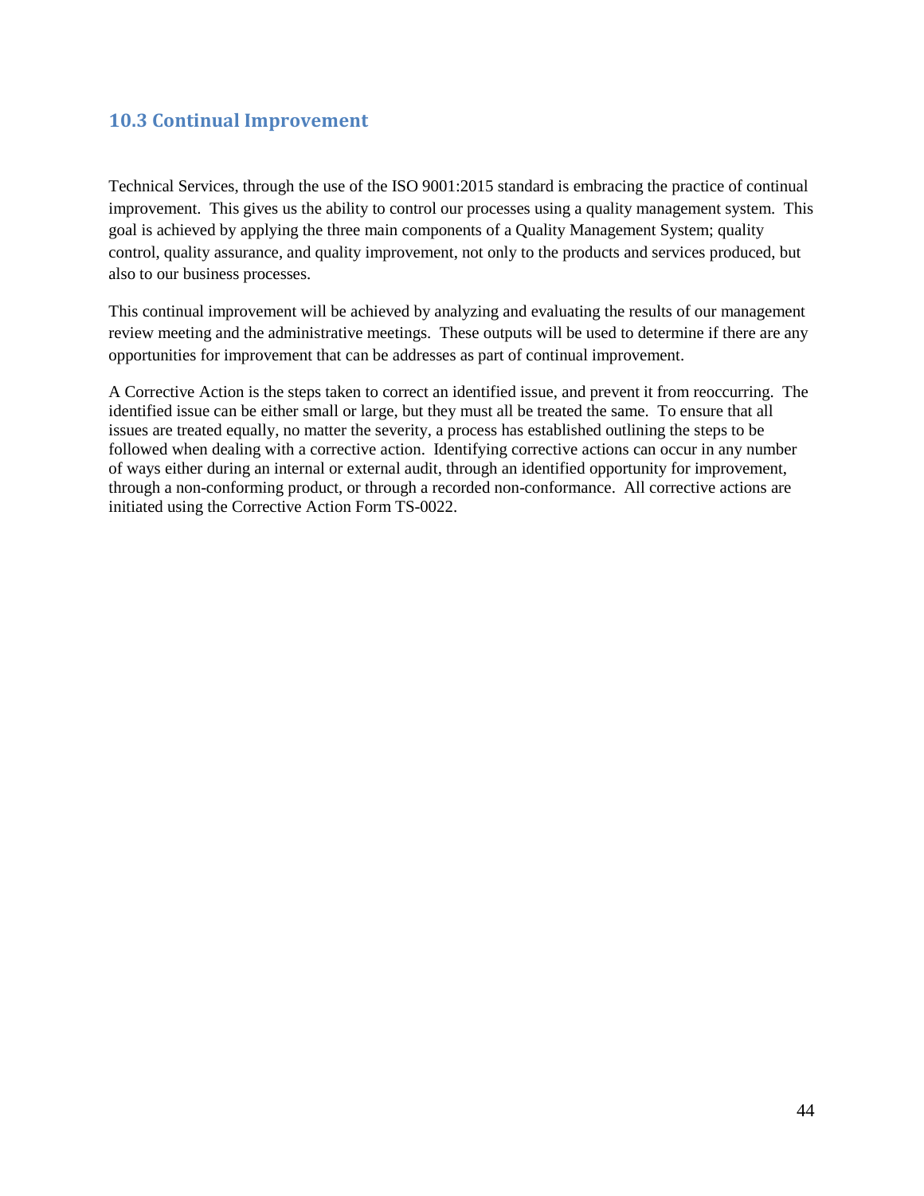## 10.3 Continual Improvement

Technical Services, through the use of the ISO 9001:2015 standard is embracing the practice of continual improvement. This gives us the ability to control our processes using a quality management system. This goal is achieved by applying the three main components of a Quality Management System; quality control, quality assurance, and quality improvement, not only to the products and services produced, but also to our business processes.

This continual improvement will be achieved by analyzing and evaluating the results of our management review meeting and the administrative meetings. These outputs will be used to determine if there are any opportunities for improvement that can be addresses as part of continual improvement.

A Corrective Action is the steps taken to correct an identified issue, and prevent it from reoccurring. The identified issue can be either small or large, but they must all be treated the same. To ensure that all issues are treated equally, no matter the severity, a process has established outlining the steps to be followed when dealing with a corrective action. Identifying corrective actions can occur in any number of ways either during an internal or external audit, through an identified opportunity for improvement, through a non-conforming product, or through a recorded non-conformance. All corrective actions are initiated using the Corrective Action Form TS-0022.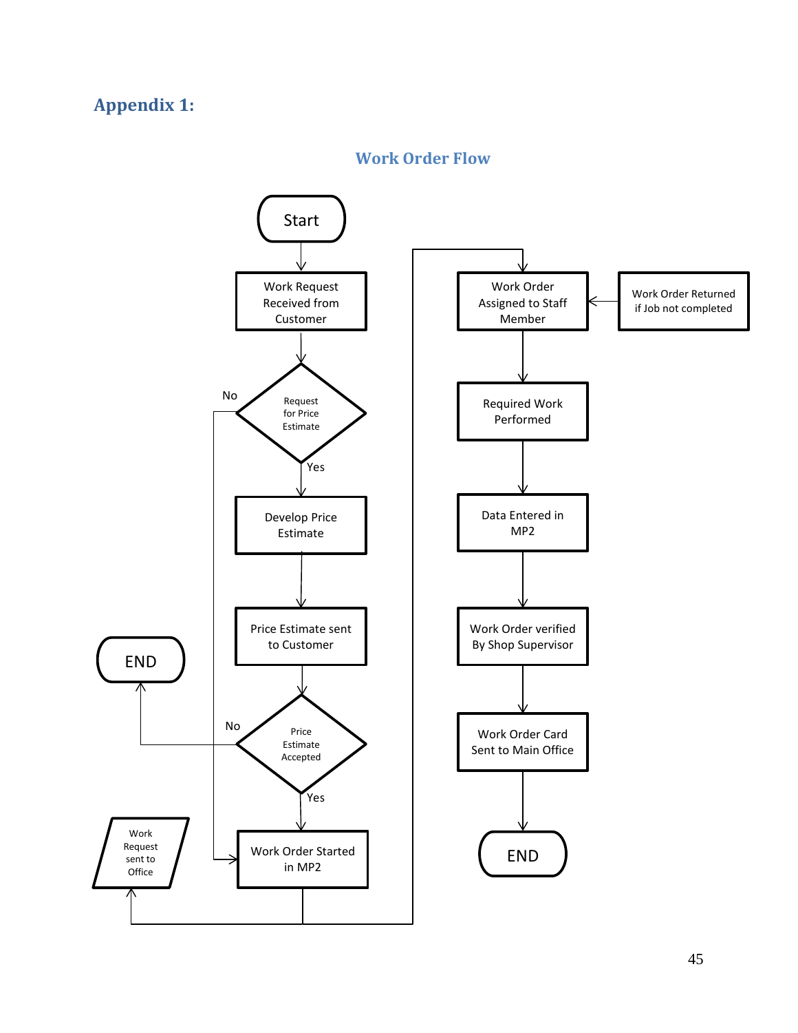# Appendix 1:

## Work Order Flow

Start

Work Request Received from Customer

Request for Price Estimate

No

Yes

Develop Price Estimate

Price Estimate sent to Customer

Price Estimate Accepted

No

END

Yes

Work Order Started in MP2

Work Request sent to Office

Work Order Assigned to Staff Member

Work Order Returned if Job not completed

Required Work Performed

Data Entered in MP2

Work Order verified By Shop Supervisor

Work Order Card Sent to Main Office

END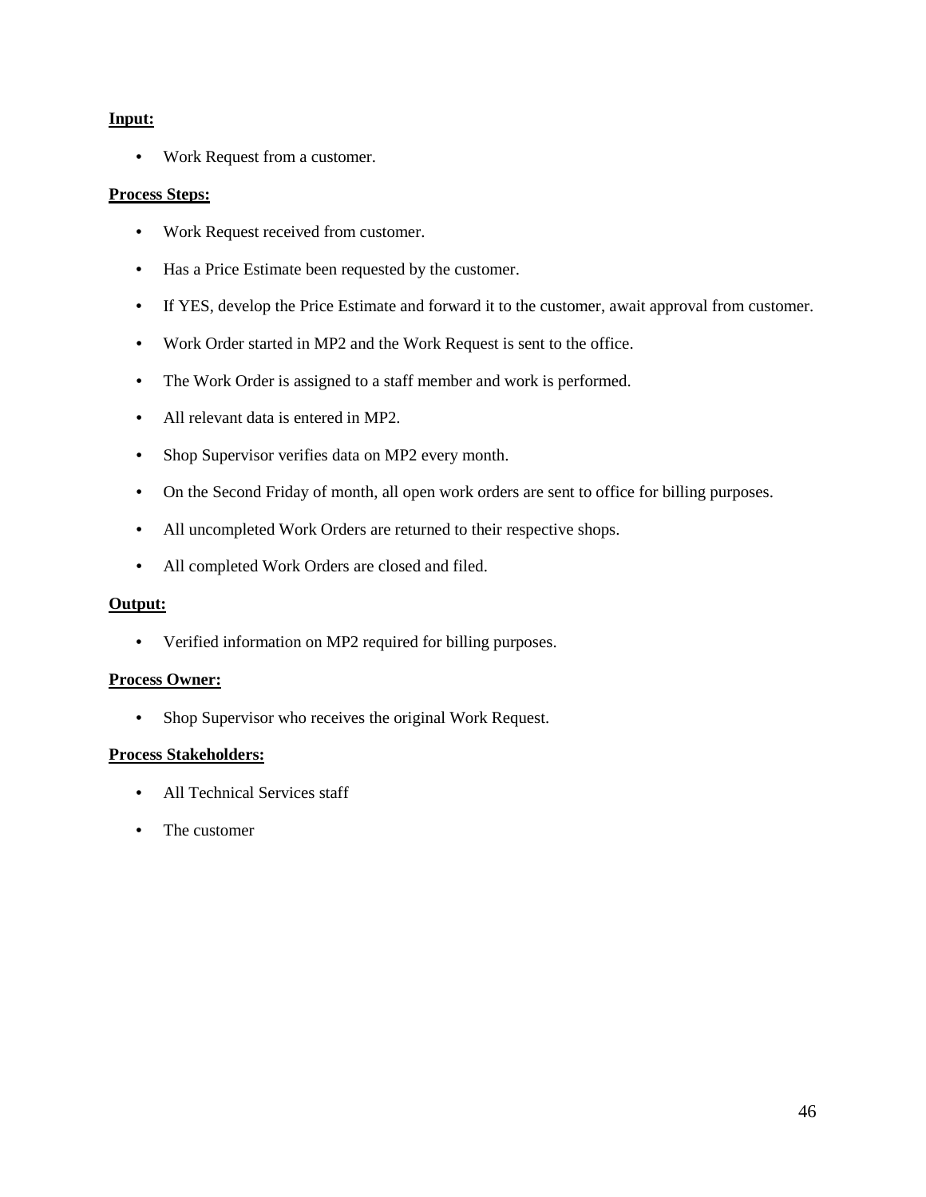**Input:**

- Work Request from a customer.

**Process Steps:**

- Work Request received from customer.
- Has a Price Estimate been requested by the customer.
- If YES, develop the Price Estimate and forward it to the customer, await approval from customer.
- Work Order started in MP2 and the Work Request is sent to the office.
- The Work Order is assigned to a staff member and work is performed.
- All relevant data is entered in MP2.
- Shop Supervisor verifies data on MP2 every month.
- On the Second Friday of month, all open work orders are sent to office for billing purposes.
- All uncompleted Work Orders are returned to their respective shops.
- All completed Work Orders are closed and filed.

**Output:**

- Verified information on MP2 required for billing purposes.

**Process Owner:**

- Shop Supervisor who receives the original Work Request.

**Process Stakeholders:**

- All Technical Services staff
- The customer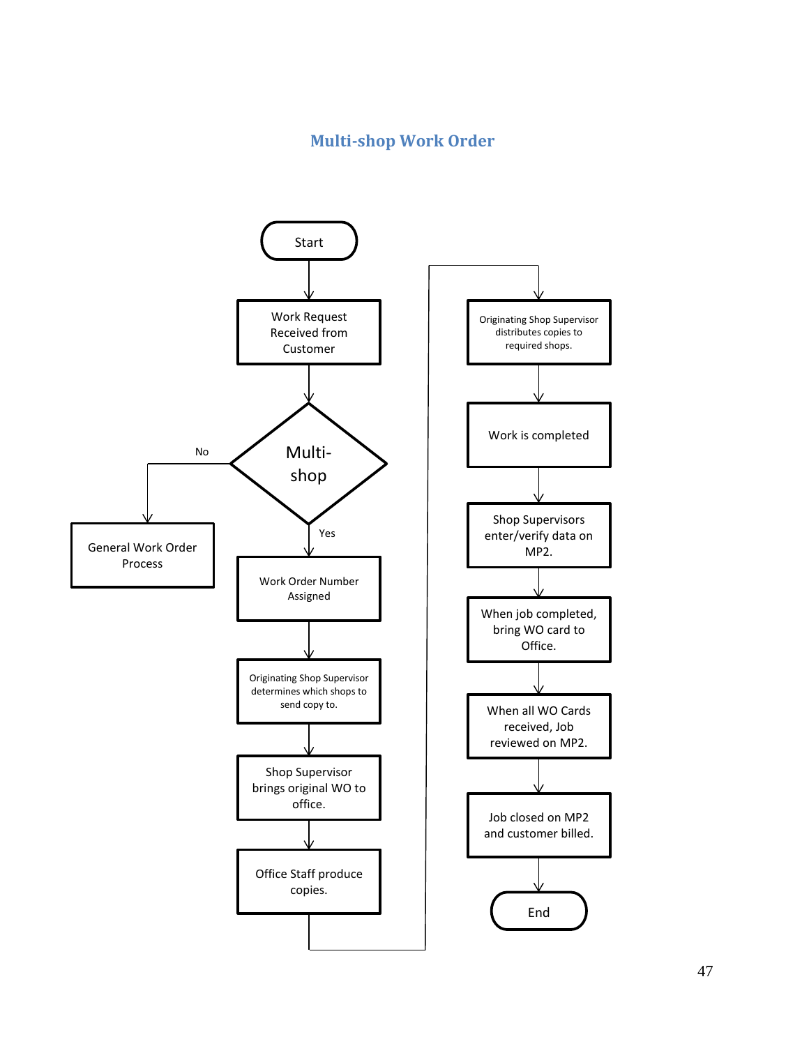## Multi-shop Work Order

Start

Work Request Received from Customer

Multi-shop

No → General Work Order Process

Yes

Work Order Number Assigned

Originating Shop Supervisor determines which shops to send copy to.

Shop Supervisor brings original WO to office.

Office Staff produce copies.

Originating Shop Supervisor distributes copies to required shops.

Work is completed

Shop Supervisors enter/verify data on MP2.

When job completed, bring WO card to Office.

When all WO Cards received, Job reviewed on MP2.

Job closed on MP2 and customer billed.

End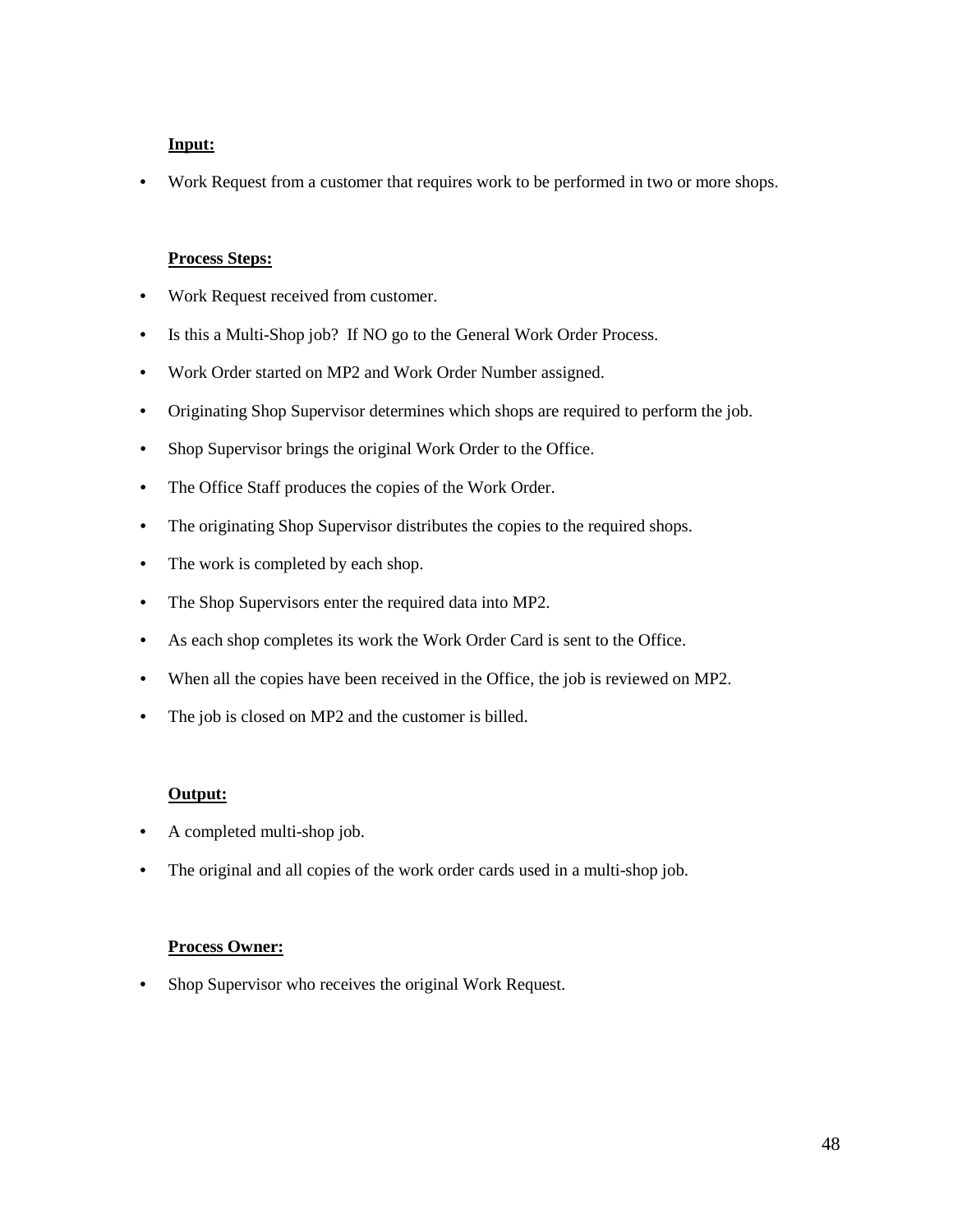**Input:**

- Work Request from a customer that requires work to be performed in two or more shops.

**Process Steps:**

- Work Request received from customer.
- Is this a Multi-Shop job? If NO go to the General Work Order Process.
- Work Order started on MP2 and Work Order Number assigned.
- Originating Shop Supervisor determines which shops are required to perform the job.
- Shop Supervisor brings the original Work Order to the Office.
- The Office Staff produces the copies of the Work Order.
- The originating Shop Supervisor distributes the copies to the required shops.
- The work is completed by each shop.
- The Shop Supervisors enter the required data into MP2.
- As each shop completes its work the Work Order Card is sent to the Office.
- When all the copies have been received in the Office, the job is reviewed on MP2.
- The job is closed on MP2 and the customer is billed.

**Output:**

- A completed multi-shop job.
- The original and all copies of the work order cards used in a multi-shop job.

**Process Owner:**

- Shop Supervisor who receives the original Work Request.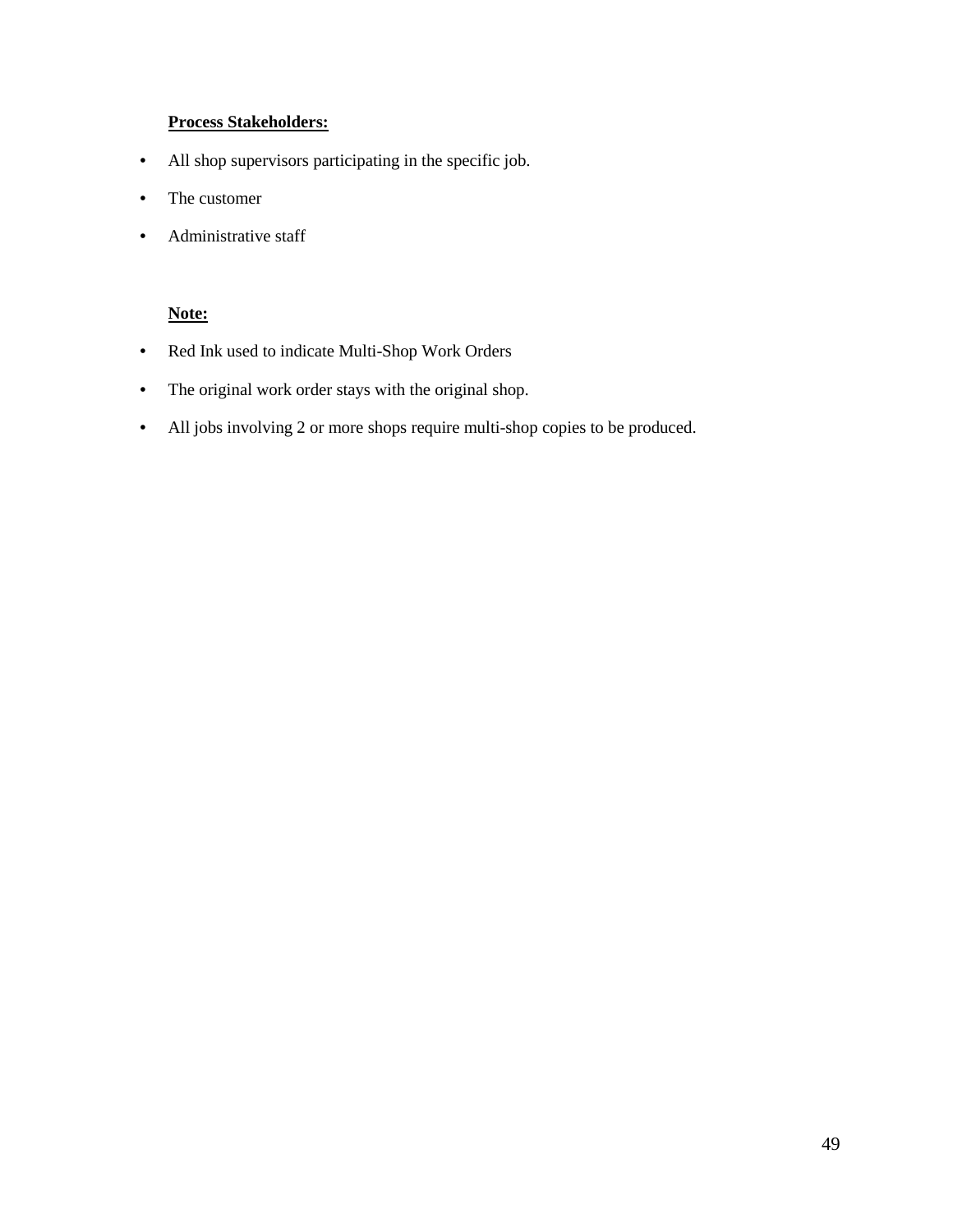**Process Stakeholders:**

- All shop supervisors participating in the specific job.
- The customer
- Administrative staff

**Note:**

- Red Ink used to indicate Multi-Shop Work Orders
- The original work order stays with the original shop.
- All jobs involving 2 or more shops require multi-shop copies to be produced.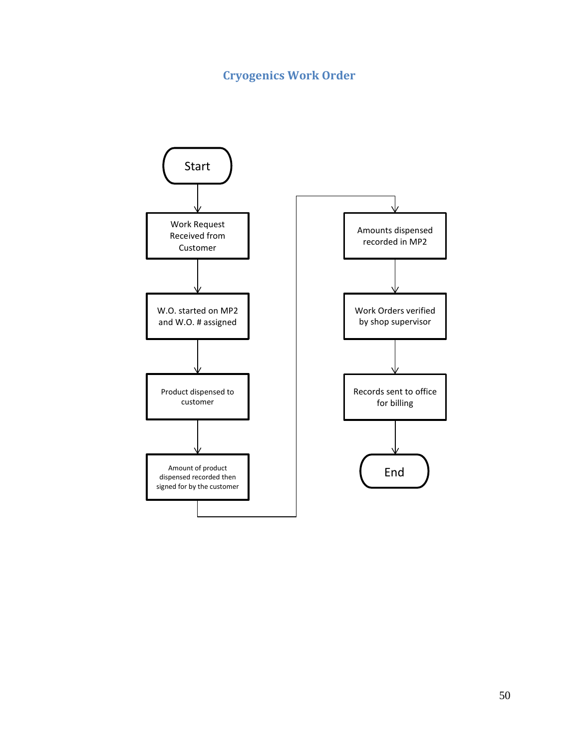## Cryogenics Work Order

Start

Work Request Received from Customer

W.O. started on MP2 and W.O. # assigned

Product dispensed to customer

Amount of product dispensed recorded then signed for by the customer

Amounts dispensed recorded in MP2

Work Orders verified by shop supervisor

Records sent to office for billing

End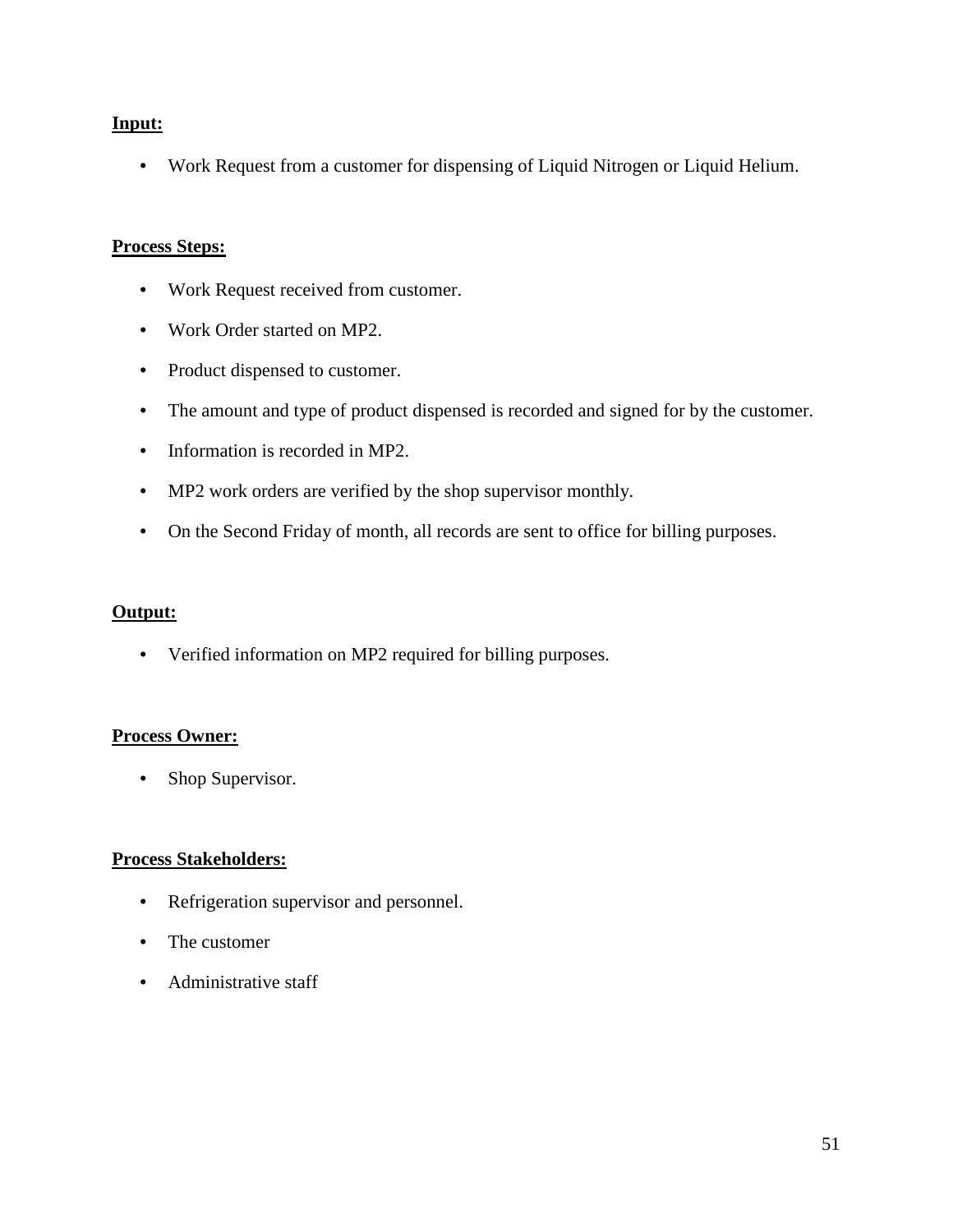**Input:**

- Work Request from a customer for dispensing of Liquid Nitrogen or Liquid Helium.

**Process Steps:**

- Work Request received from customer.
- Work Order started on MP2.
- Product dispensed to customer.
- The amount and type of product dispensed is recorded and signed for by the customer.
- Information is recorded in MP2.
- MP2 work orders are verified by the shop supervisor monthly.
- On the Second Friday of month, all records are sent to office for billing purposes.

**Output:**

- Verified information on MP2 required for billing purposes.

**Process Owner:**

- Shop Supervisor.

**Process Stakeholders:**

- Refrigeration supervisor and personnel.
- The customer
- Administrative staff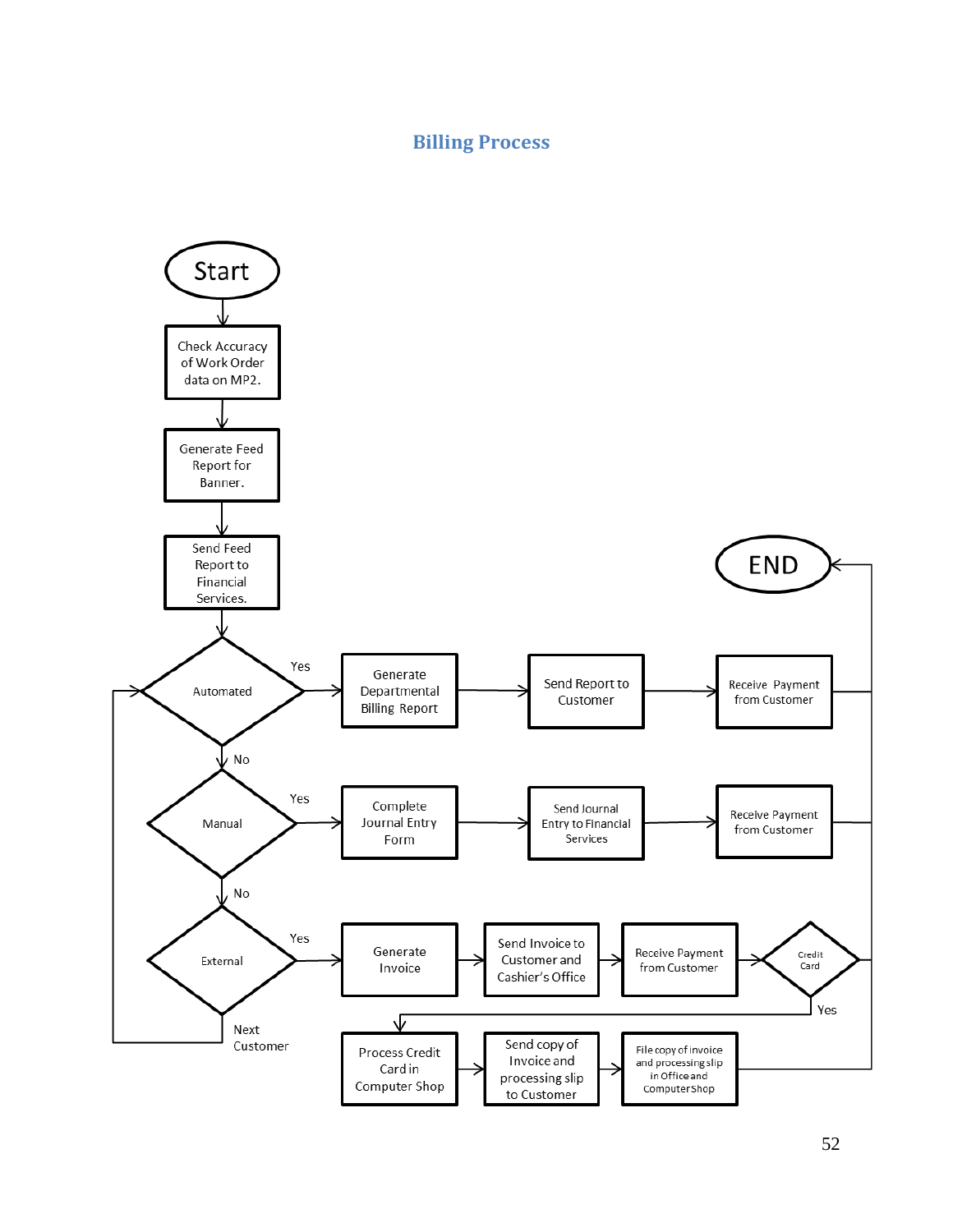## Billing Process

Start

Check Accuracy of Work Order data on MP2.

Generate Feed Report for Banner.

Send Feed Report to Financial Services.

Automated — Yes → Generate Departmental Billing Report → Send Report to Customer → Receive Payment from Customer → END

No

Manual — Yes → Complete Journal Entry Form → Send Journal Entry to Financial Services → Receive Payment from Customer → END

No

External — Yes → Generate Invoice → Send Invoice to Customer and Cashier's Office → Receive Payment from Customer → Credit Card

Credit Card — Yes → Process Credit Card in Computer Shop → Send copy of Invoice and processing slip to Customer → File copy of invoice and processing slip in Office and Computer Shop → END

Next Customer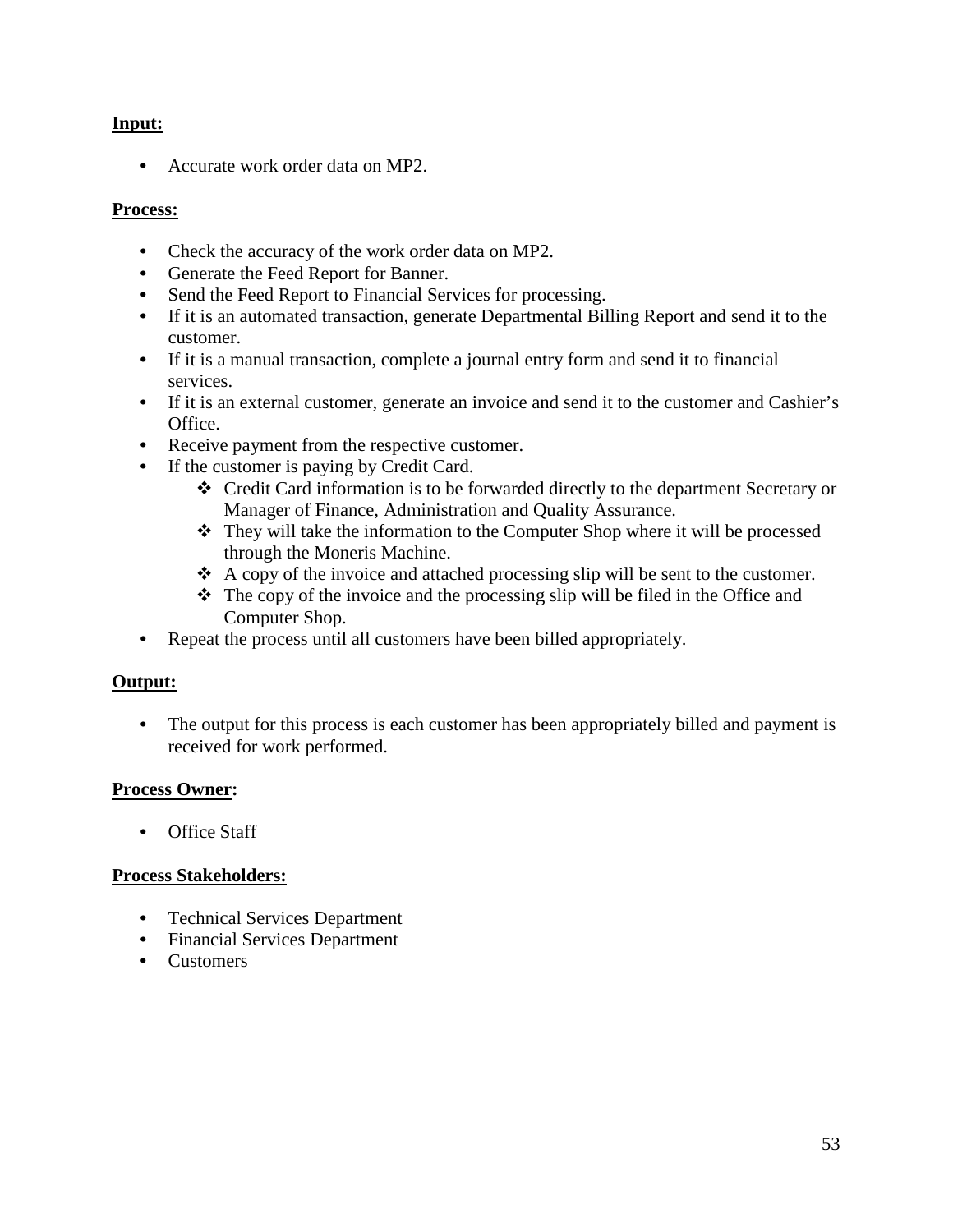**Input:**

- Accurate work order data on MP2.

**Process:**

- Check the accuracy of the work order data on MP2.
- Generate the Feed Report for Banner.
- Send the Feed Report to Financial Services for processing.
- If it is an automated transaction, generate Departmental Billing Report and send it to the customer.
- If it is a manual transaction, complete a journal entry form and send it to financial services.
- If it is an external customer, generate an invoice and send it to the customer and Cashier's Office.
- Receive payment from the respective customer.
- If the customer is paying by Credit Card.
  - Credit Card information is to be forwarded directly to the department Secretary or Manager of Finance, Administration and Quality Assurance.
  - They will take the information to the Computer Shop where it will be processed through the Moneris Machine.
  - A copy of the invoice and attached processing slip will be sent to the customer.
  - The copy of the invoice and the processing slip will be filed in the Office and Computer Shop.
- Repeat the process until all customers have been billed appropriately.

**Output:**

- The output for this process is each customer has been appropriately billed and payment is received for work performed.

**Process Owner:**

- Office Staff

**Process Stakeholders:**

- Technical Services Department
- Financial Services Department
- Customers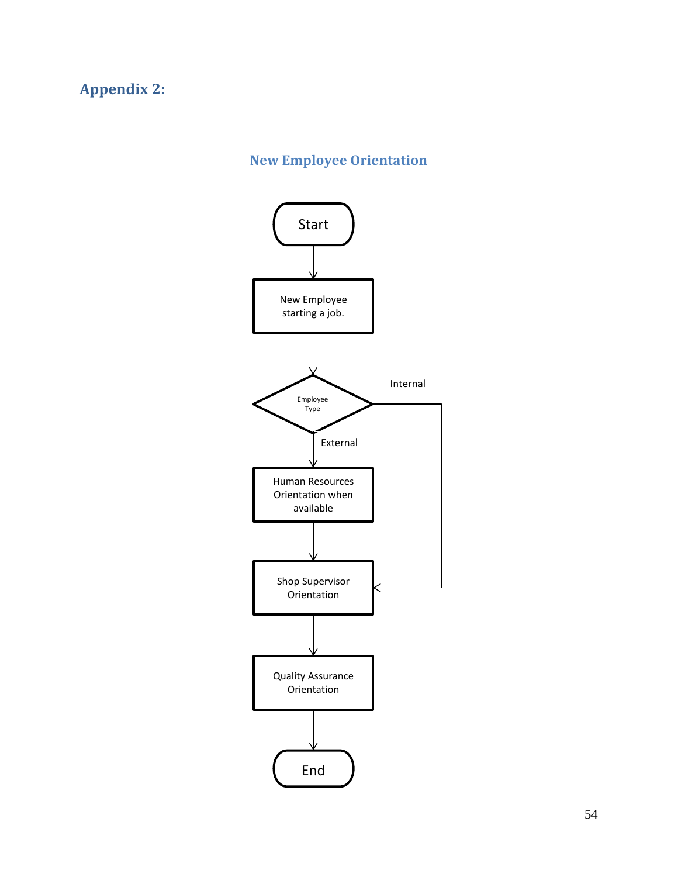## Appendix 2:

### New Employee Orientation

Start

New Employee starting a job.

Employee Type

Internal

External

Human Resources Orientation when available

Shop Supervisor Orientation

Quality Assurance Orientation

End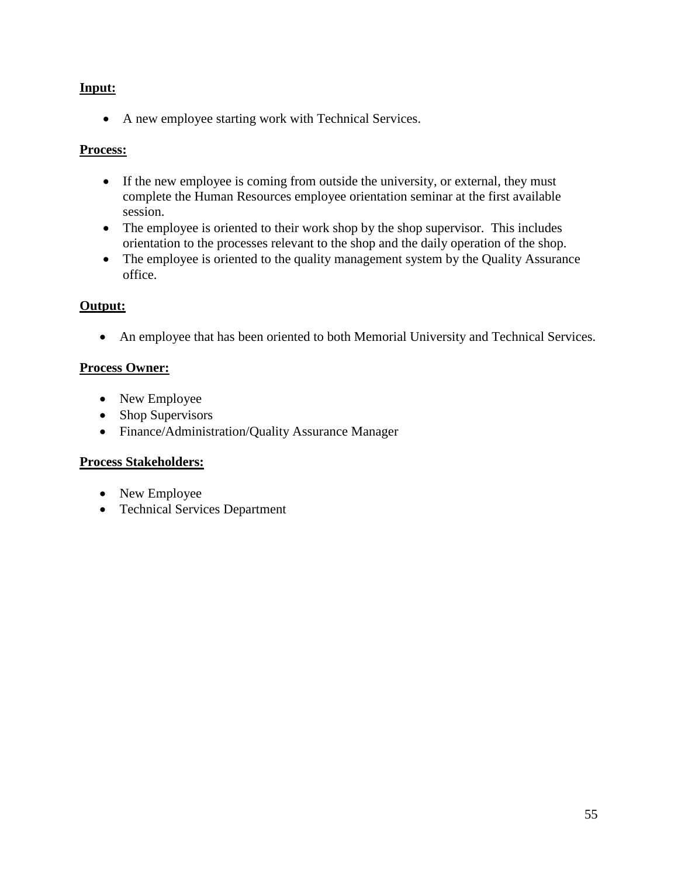**Input:**

- A new employee starting work with Technical Services.

**Process:**

- If the new employee is coming from outside the university, or external, they must complete the Human Resources employee orientation seminar at the first available session.
- The employee is oriented to their work shop by the shop supervisor. This includes orientation to the processes relevant to the shop and the daily operation of the shop.
- The employee is oriented to the quality management system by the Quality Assurance office.

**Output:**

- An employee that has been oriented to both Memorial University and Technical Services.

**Process Owner:**

- New Employee
- Shop Supervisors
- Finance/Administration/Quality Assurance Manager

**Process Stakeholders:**

- New Employee
- Technical Services Department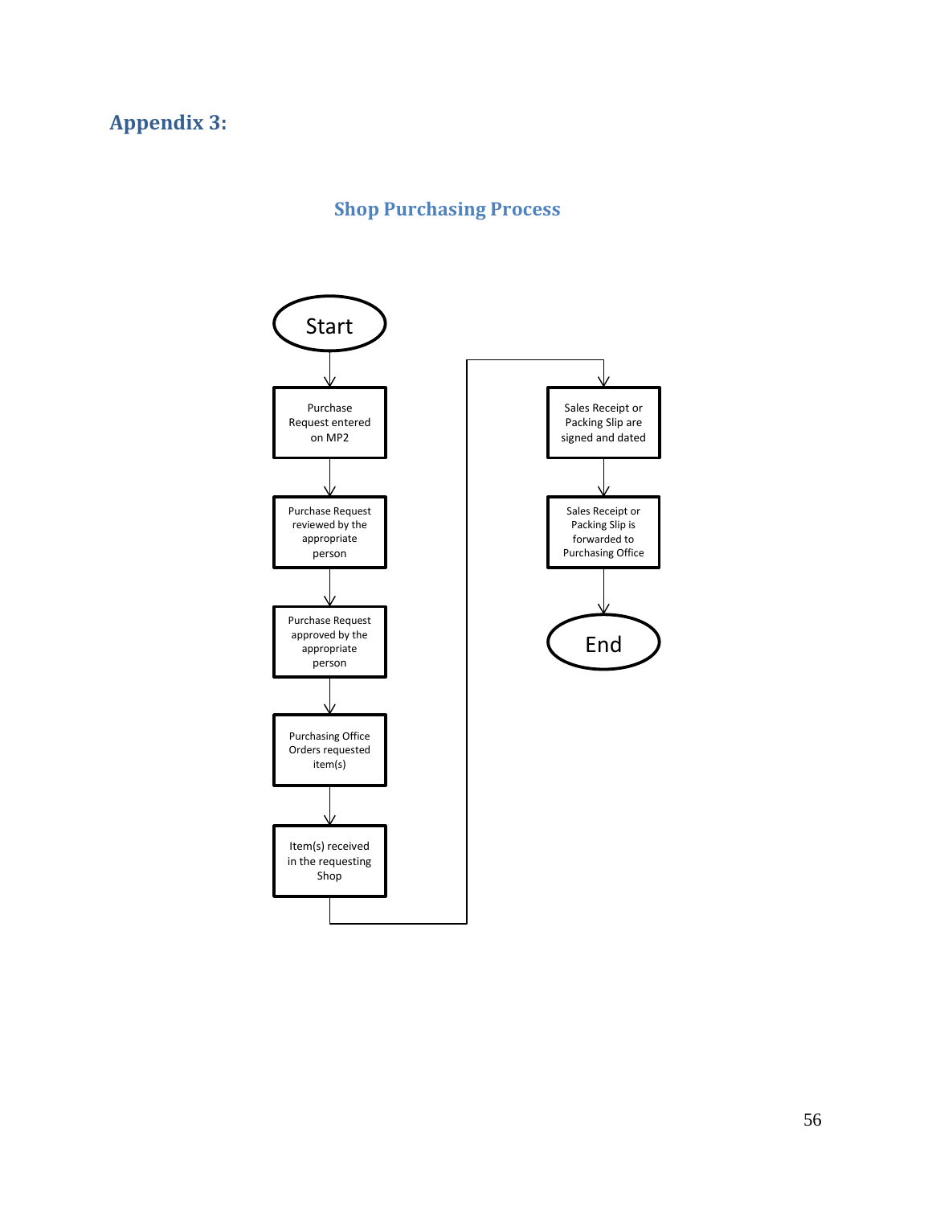## Appendix 3:

### Shop Purchasing Process

Start

Purchase Request entered on MP2

Purchase Request reviewed by the appropriate person

Purchase Request approved by the appropriate person

Purchasing Office Orders requested item(s)

Item(s) received in the requesting Shop

Sales Receipt or Packing Slip are signed and dated

Sales Receipt or Packing Slip is forwarded to Purchasing Office

End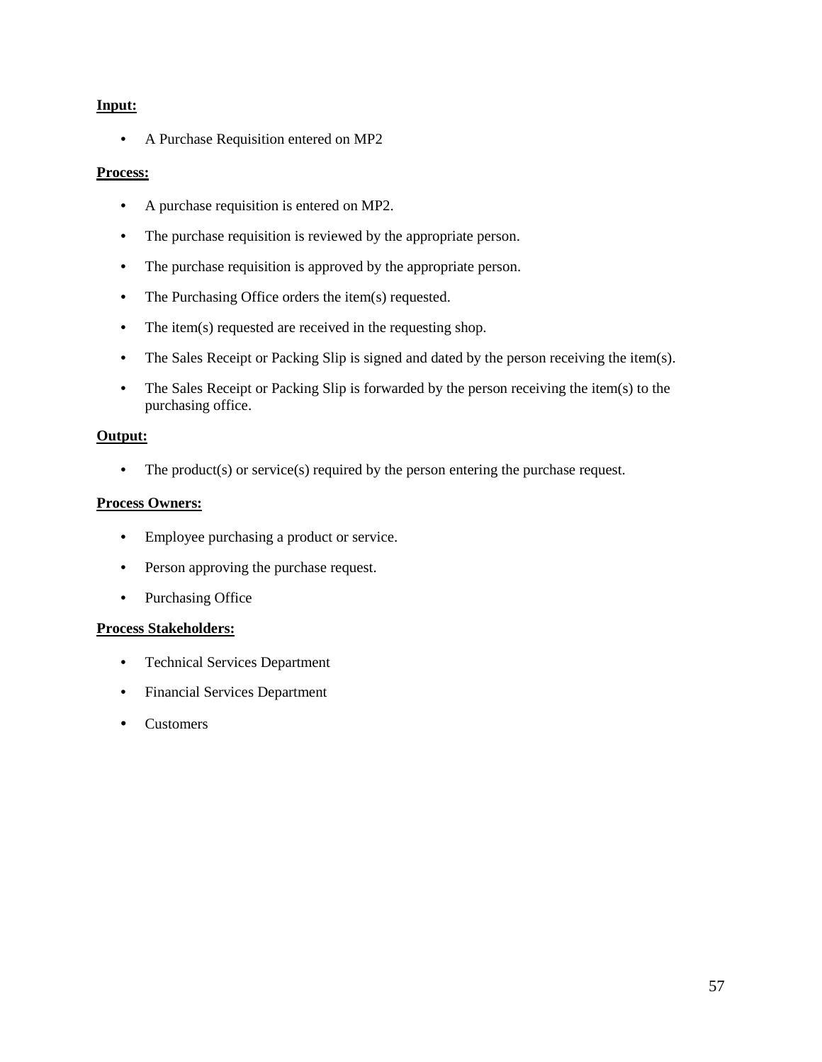**Input:**

- A Purchase Requisition entered on MP2

**Process:**

- A purchase requisition is entered on MP2.
- The purchase requisition is reviewed by the appropriate person.
- The purchase requisition is approved by the appropriate person.
- The Purchasing Office orders the item(s) requested.
- The item(s) requested are received in the requesting shop.
- The Sales Receipt or Packing Slip is signed and dated by the person receiving the item(s).
- The Sales Receipt or Packing Slip is forwarded by the person receiving the item(s) to the purchasing office.

**Output:**

- The product(s) or service(s) required by the person entering the purchase request.

**Process Owners:**

- Employee purchasing a product or service.
- Person approving the purchase request.
- Purchasing Office

**Process Stakeholders:**

- Technical Services Department
- Financial Services Department
- Customers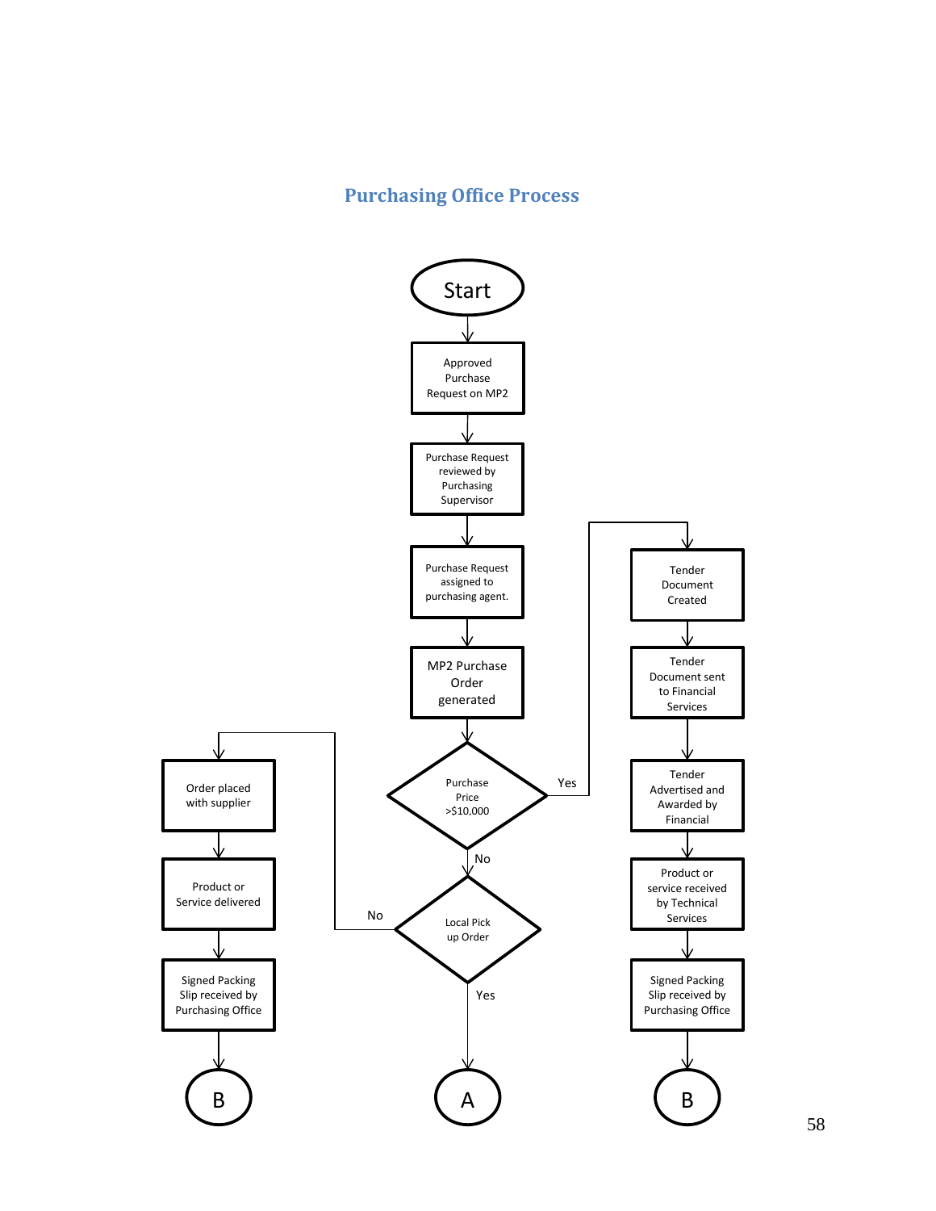## Purchasing Office Process

Start

Approved Purchase Request on MP2

Purchase Request reviewed by Purchasing Supervisor

Purchase Request assigned to purchasing agent.

MP2 Purchase Order generated

Purchase Price >$10,000

Yes

Tender Document Created

Tender Document sent to Financial Services

Tender Advertised and Awarded by Financial

Product or service received by Technical Services

Signed Packing Slip received by Purchasing Office

B

No

Local Pick up Order

No

Order placed with supplier

Product or Service delivered

Signed Packing Slip received by Purchasing Office

B

Yes

A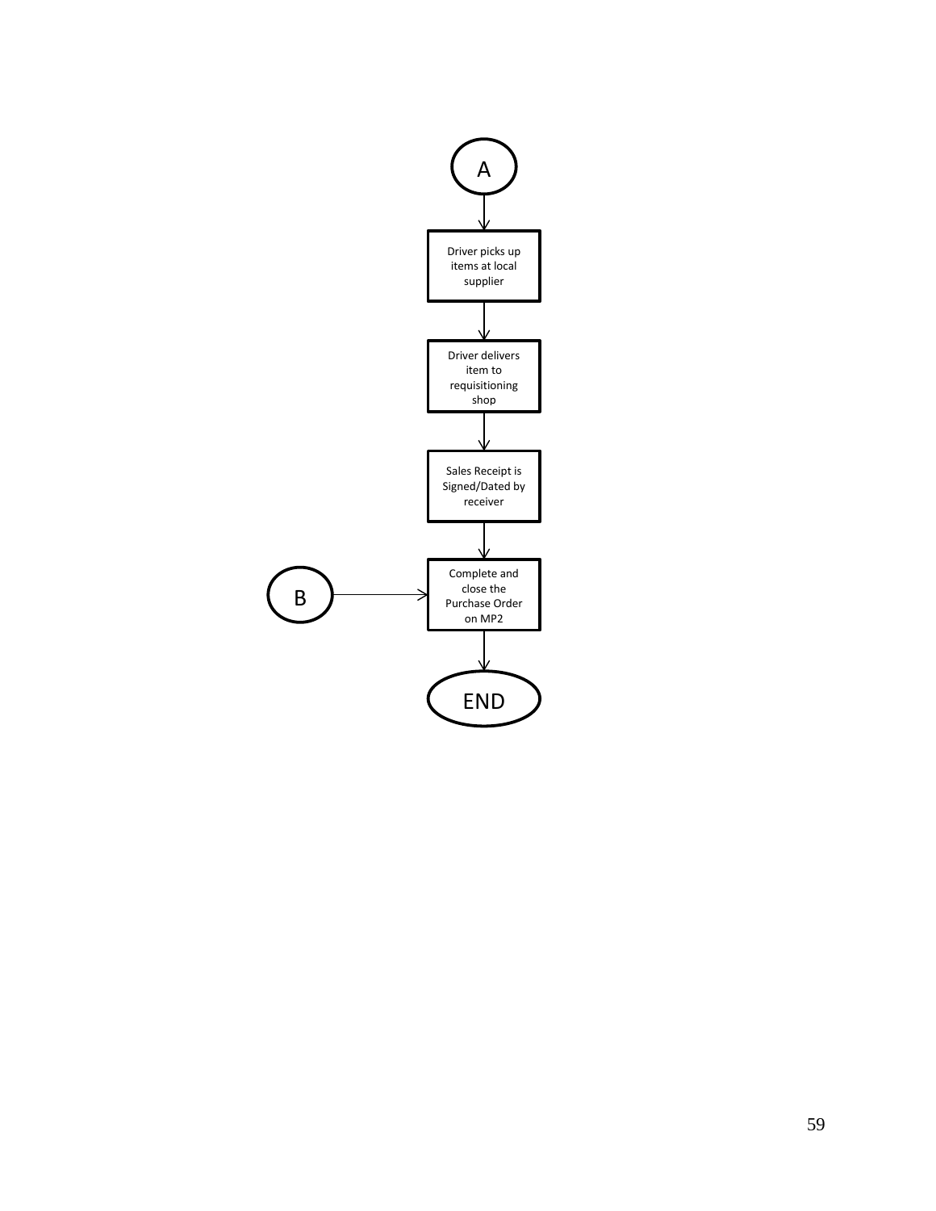A

Driver picks up items at local supplier

Driver delivers item to requisitioning shop

Sales Receipt is Signed/Dated by receiver

B

Complete and close the Purchase Order on MP2

END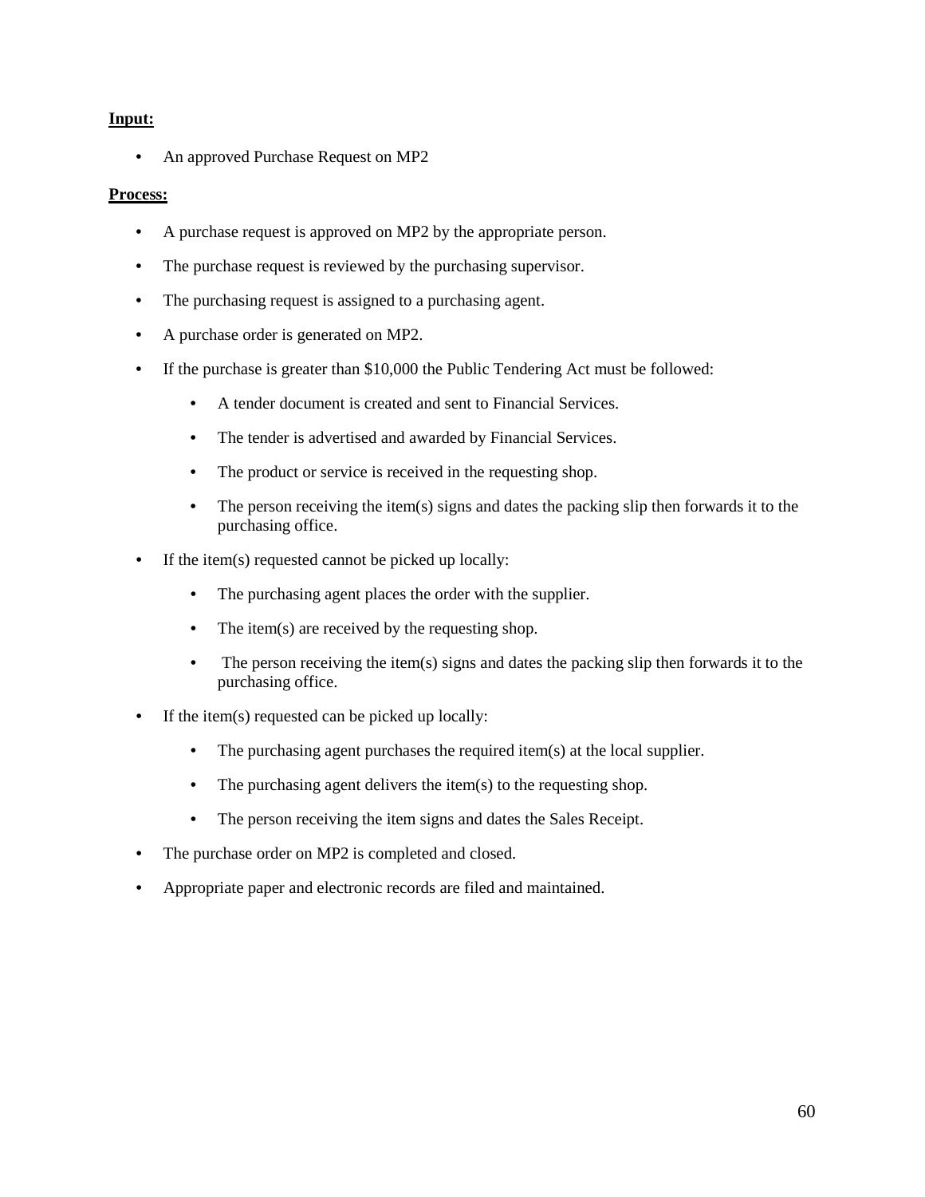**Input:**

- An approved Purchase Request on MP2

**Process:**

- A purchase request is approved on MP2 by the appropriate person.
- The purchase request is reviewed by the purchasing supervisor.
- The purchasing request is assigned to a purchasing agent.
- A purchase order is generated on MP2.
- If the purchase is greater than $10,000 the Public Tendering Act must be followed:
    - A tender document is created and sent to Financial Services.
    - The tender is advertised and awarded by Financial Services.
    - The product or service is received in the requesting shop.
    - The person receiving the item(s) signs and dates the packing slip then forwards it to the purchasing office.
- If the item(s) requested cannot be picked up locally:
    - The purchasing agent places the order with the supplier.
    - The item(s) are received by the requesting shop.
    - The person receiving the item(s) signs and dates the packing slip then forwards it to the purchasing office.
- If the item(s) requested can be picked up locally:
    - The purchasing agent purchases the required item(s) at the local supplier.
    - The purchasing agent delivers the item(s) to the requesting shop.
    - The person receiving the item signs and dates the Sales Receipt.
- The purchase order on MP2 is completed and closed.
- Appropriate paper and electronic records are filed and maintained.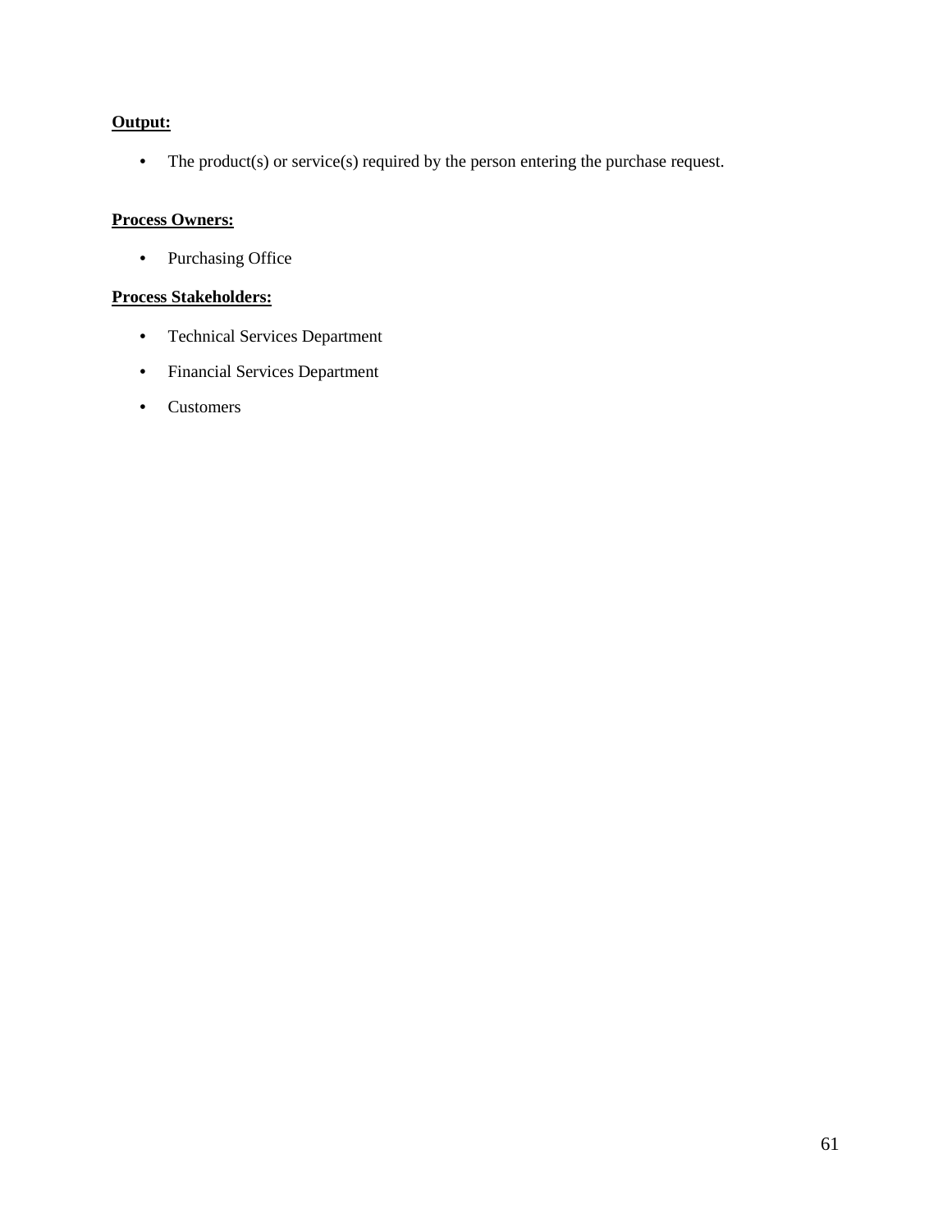**Output:**

- The product(s) or service(s) required by the person entering the purchase request.

**Process Owners:**

- Purchasing Office

**Process Stakeholders:**

- Technical Services Department
- Financial Services Department
- Customers